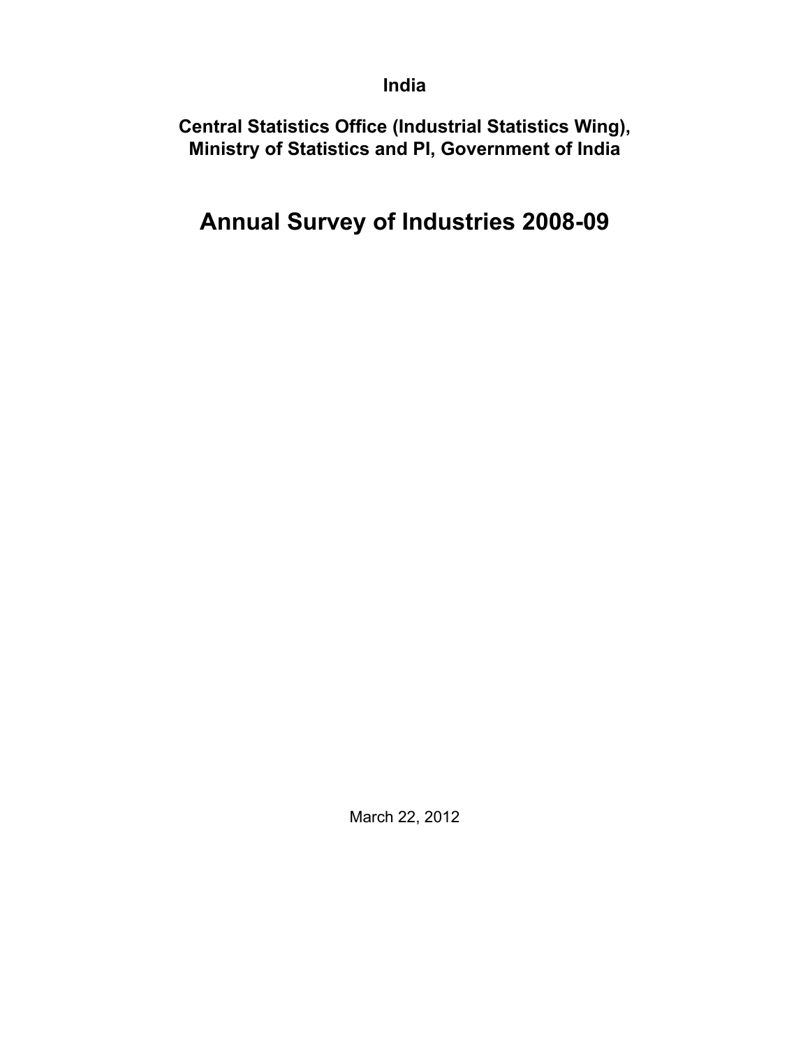**India**

**Central Statistics Office (Industrial Statistics Wing), Ministry of Statistics and PI, Government of India**

# Annual Survey of Industries 2008-09

March 22, 2012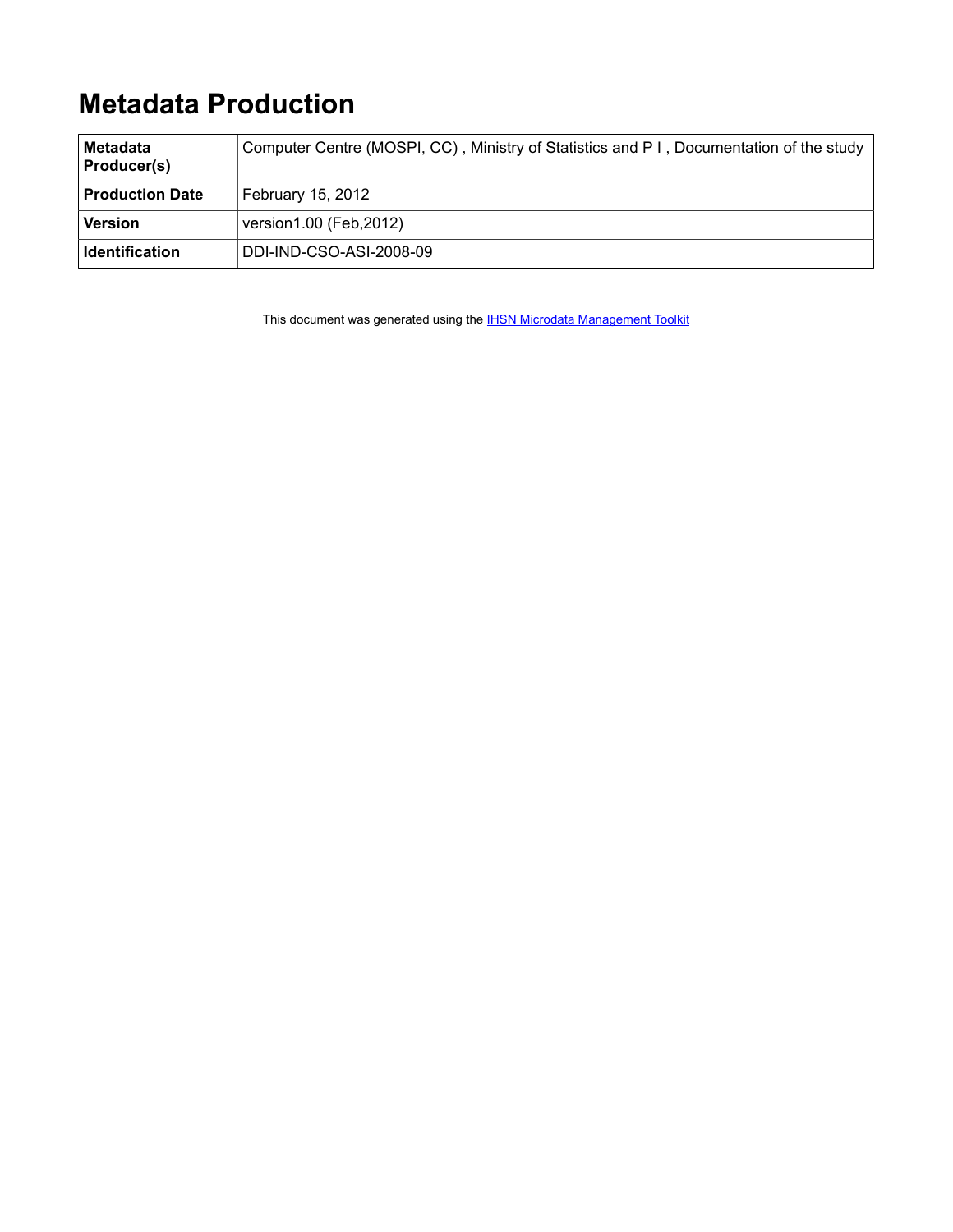# Metadata Production

| | |
|---|---|
| **Metadata Producer(s)** | Computer Centre (MOSPI, CC) , Ministry of Statistics and P I , Documentation of the study |
| **Production Date** | February 15, 2012 |
| **Version** | version1.00 (Feb,2012) |
| **Identification** | DDI-IND-CSO-ASI-2008-09 |

This document was generated using the [IHSN Microdata Management Toolkit]()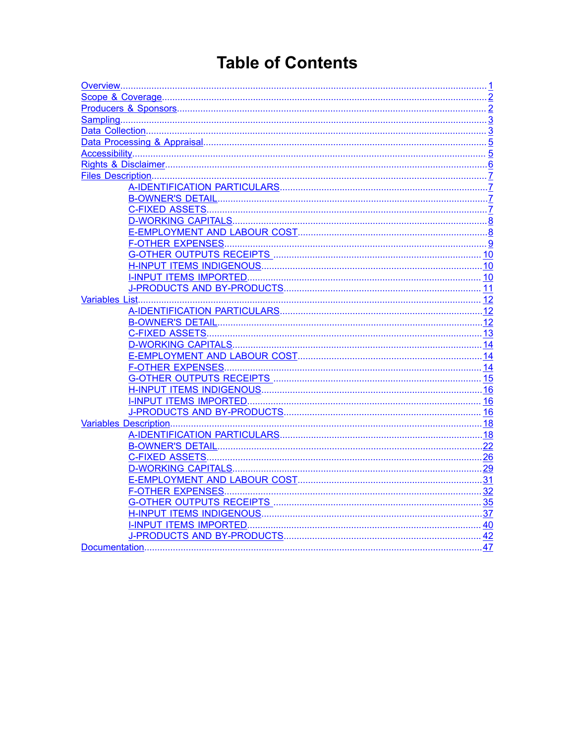# Table of Contents

- Overview ... 1
- Scope & Coverage ... 2
- Producers & Sponsors ... 2
- Sampling ... 3
- Data Collection ... 3
- Data Processing & Appraisal ... 5
- Accessibility ... 5
- Rights & Disclaimer ... 6
- Files Description ... 7
    - A-IDENTIFICATION PARTICULARS ... 7
    - B-OWNER'S DETAIL ... 7
    - C-FIXED ASSETS ... 7
    - D-WORKING CAPITALS ... 8
    - E-EMPLOYMENT AND LABOUR COST ... 8
    - F-OTHER EXPENSES ... 9
    - G-OTHER OUTPUTS RECEIPTS ... 10
    - H-INPUT ITEMS INDIGENOUS ... 10
    - I-INPUT ITEMS IMPORTED ... 10
    - J-PRODUCTS AND BY-PRODUCTS ... 11
- Variables List ... 12
    - A-IDENTIFICATION PARTICULARS ... 12
    - B-OWNER'S DETAIL ... 12
    - C-FIXED ASSETS ... 13
    - D-WORKING CAPITALS ... 14
    - E-EMPLOYMENT AND LABOUR COST ... 14
    - F-OTHER EXPENSES ... 14
    - G-OTHER OUTPUTS RECEIPTS ... 15
    - H-INPUT ITEMS INDIGENOUS ... 16
    - I-INPUT ITEMS IMPORTED ... 16
    - J-PRODUCTS AND BY-PRODUCTS ... 16
- Variables Description ... 18
    - A-IDENTIFICATION PARTICULARS ... 18
    - B-OWNER'S DETAIL ... 22
    - C-FIXED ASSETS ... 26
    - D-WORKING CAPITALS ... 29
    - E-EMPLOYMENT AND LABOUR COST ... 31
    - F-OTHER EXPENSES ... 32
    - G-OTHER OUTPUTS RECEIPTS ... 35
    - H-INPUT ITEMS INDIGENOUS ... 37
    - I-INPUT ITEMS IMPORTED ... 40
    - J-PRODUCTS AND BY-PRODUCTS ... 42
- Documentation ... 47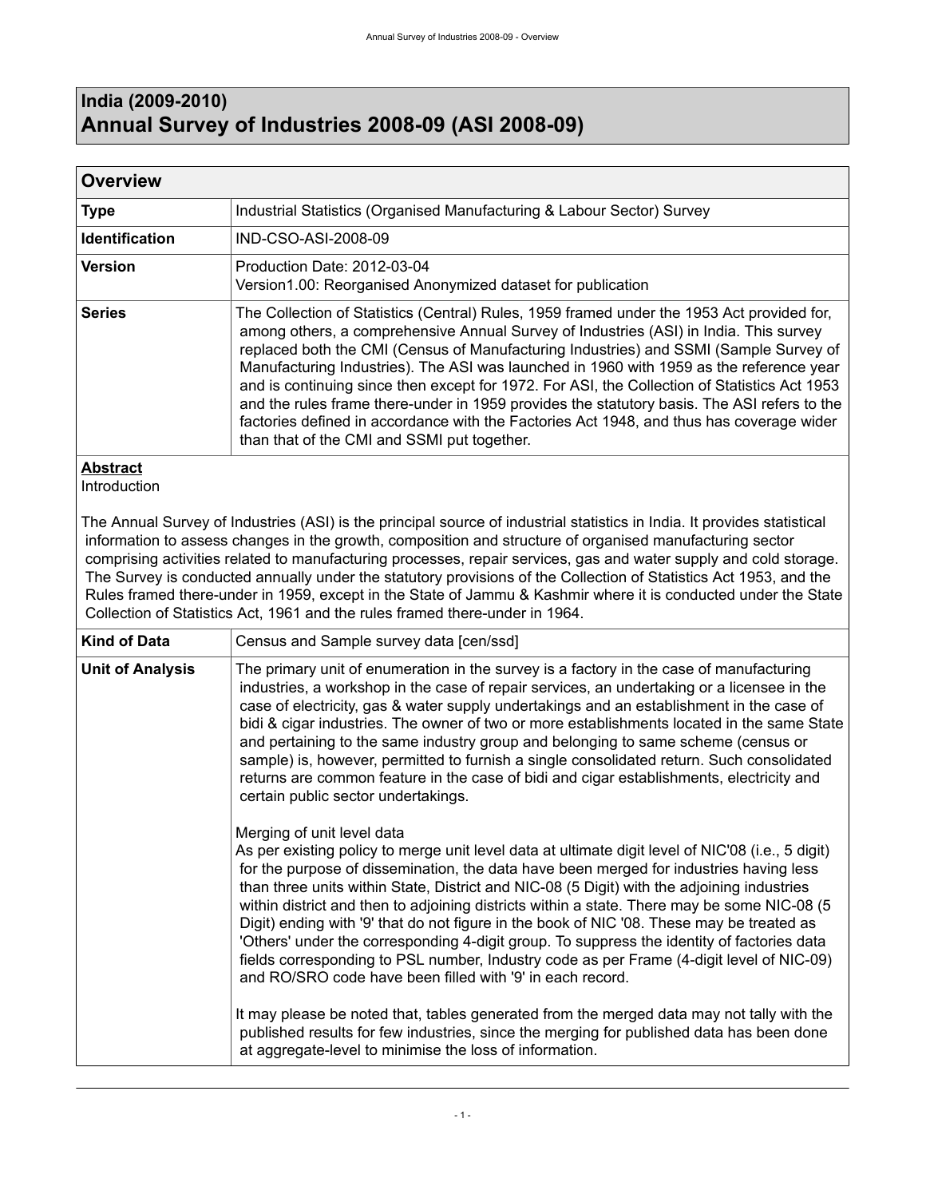# India (2009-2010)
# Annual Survey of Industries 2008-09 (ASI 2008-09)

## Overview

| | |
|---|---|
| **Type** | Industrial Statistics (Organised Manufacturing & Labour Sector) Survey |
| **Identification** | IND-CSO-ASI-2008-09 |
| **Version** | Production Date: 2012-03-04<br>Version1.00: Reorganised Anonymized dataset for publication |
| **Series** | The Collection of Statistics (Central) Rules, 1959 framed under the 1953 Act provided for, among others, a comprehensive Annual Survey of Industries (ASI) in India. This survey replaced both the CMI (Census of Manufacturing Industries) and SSMI (Sample Survey of Manufacturing Industries). The ASI was launched in 1960 with 1959 as the reference year and is continuing since then except for 1972. For ASI, the Collection of Statistics Act 1953 and the rules frame there-under in 1959 provides the statutory basis. The ASI refers to the factories defined in accordance with the Factories Act 1948, and thus has coverage wider than that of the CMI and SSMI put together. |

**Abstract**

Introduction

The Annual Survey of Industries (ASI) is the principal source of industrial statistics in India. It provides statistical information to assess changes in the growth, composition and structure of organised manufacturing sector comprising activities related to manufacturing processes, repair services, gas and water supply and cold storage. The Survey is conducted annually under the statutory provisions of the Collection of Statistics Act 1953, and the Rules framed there-under in 1959, except in the State of Jammu & Kashmir where it is conducted under the State Collection of Statistics Act, 1961 and the rules framed there-under in 1964.

| | |
|---|---|
| **Kind of Data** | Census and Sample survey data [cen/ssd] |
| **Unit of Analysis** | The primary unit of enumeration in the survey is a factory in the case of manufacturing industries, a workshop in the case of repair services, an undertaking or a licensee in the case of electricity, gas & water supply undertakings and an establishment in the case of bidi & cigar industries. The owner of two or more establishments located in the same State and pertaining to the same industry group and belonging to same scheme (census or sample) is, however, permitted to furnish a single consolidated return. Such consolidated returns are common feature in the case of bidi and cigar establishments, electricity and certain public sector undertakings.<br><br>Merging of unit level data<br>As per existing policy to merge unit level data at ultimate digit level of NIC'08 (i.e., 5 digit) for the purpose of dissemination, the data have been merged for industries having less than three units within State, District and NIC-08 (5 Digit) with the adjoining industries within district and then to adjoining districts within a state. There may be some NIC-08 (5 Digit) ending with '9' that do not figure in the book of NIC '08. These may be treated as 'Others' under the corresponding 4-digit group. To suppress the identity of factories data fields corresponding to PSL number, Industry code as per Frame (4-digit level of NIC-09) and RO/SRO code have been filled with '9' in each record.<br><br>It may please be noted that, tables generated from the merged data may not tally with the published results for few industries, since the merging for published data has been done at aggregate-level to minimise the loss of information. |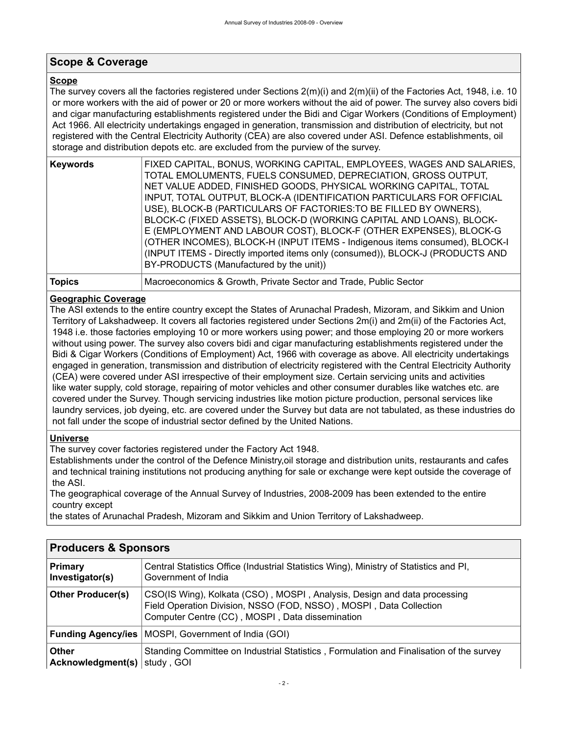## Scope & Coverage

### Scope

The survey covers all the factories registered under Sections 2(m)(i) and 2(m)(ii) of the Factories Act, 1948, i.e. 10 or more workers with the aid of power or 20 or more workers without the aid of power. The survey also covers bidi and cigar manufacturing establishments registered under the Bidi and Cigar Workers (Conditions of Employment) Act 1966. All electricity undertakings engaged in generation, transmission and distribution of electricity, but not registered with the Central Electricity Authority (CEA) are also covered under ASI. Defence establishments, oil storage and distribution depots etc. are excluded from the purview of the survey.

| | |
|---|---|
| **Keywords** | FIXED CAPITAL, BONUS, WORKING CAPITAL, EMPLOYEES, WAGES AND SALARIES, TOTAL EMOLUMENTS, FUELS CONSUMED, DEPRECIATION, GROSS OUTPUT, NET VALUE ADDED, FINISHED GOODS, PHYSICAL WORKING CAPITAL, TOTAL INPUT, TOTAL OUTPUT, BLOCK-A (IDENTIFICATION PARTICULARS FOR OFFICIAL USE), BLOCK-B (PARTICULARS OF FACTORIES:TO BE FILLED BY OWNERS), BLOCK-C (FIXED ASSETS), BLOCK-D (WORKING CAPITAL AND LOANS), BLOCK-E (EMPLOYMENT AND LABOUR COST), BLOCK-F (OTHER EXPENSES), BLOCK-G (OTHER INCOMES), BLOCK-H (INPUT ITEMS - Indigenous items consumed), BLOCK-I (INPUT ITEMS - Directly imported items only (consumed)), BLOCK-J (PRODUCTS AND BY-PRODUCTS (Manufactured by the unit)) |
| **Topics** | Macroeconomics & Growth, Private Sector and Trade, Public Sector |

### Geographic Coverage

The ASI extends to the entire country except the States of Arunachal Pradesh, Mizoram, and Sikkim and Union Territory of Lakshadweep. It covers all factories registered under Sections 2m(i) and 2m(ii) of the Factories Act, 1948 i.e. those factories employing 10 or more workers using power; and those employing 20 or more workers without using power. The survey also covers bidi and cigar manufacturing establishments registered under the Bidi & Cigar Workers (Conditions of Employment) Act, 1966 with coverage as above. All electricity undertakings engaged in generation, transmission and distribution of electricity registered with the Central Electricity Authority (CEA) were covered under ASI irrespective of their employment size. Certain servicing units and activities like water supply, cold storage, repairing of motor vehicles and other consumer durables like watches etc. are covered under the Survey. Though servicing industries like motion picture production, personal services like laundry services, job dyeing, etc. are covered under the Survey but data are not tabulated, as these industries do not fall under the scope of industrial sector defined by the United Nations.

### Universe

The survey cover factories registered under the Factory Act 1948.
Establishments under the control of the Defence Ministry,oil storage and distribution units, restaurants and cafes and technical training institutions not producing anything for sale or exchange were kept outside the coverage of the ASI.
The geographical coverage of the Annual Survey of Industries, 2008-2009 has been extended to the entire country except
the states of Arunachal Pradesh, Mizoram and Sikkim and Union Territory of Lakshadweep.

## Producers & Sponsors

| | |
|---|---|
| **Primary Investigator(s)** | Central Statistics Office (Industrial Statistics Wing), Ministry of Statistics and PI, Government of India |
| **Other Producer(s)** | CSO(IS Wing), Kolkata (CSO) , MOSPI , Analysis, Design and data processing<br>Field Operation Division, NSSO (FOD, NSSO) , MOSPI , Data Collection<br>Computer Centre (CC) , MOSPI , Data dissemination |
| **Funding Agency/ies** | MOSPI, Government of India (GOI) |
| **Other Acknowledgment(s)** | Standing Committee on Industrial Statistics , Formulation and Finalisation of the survey study , GOI |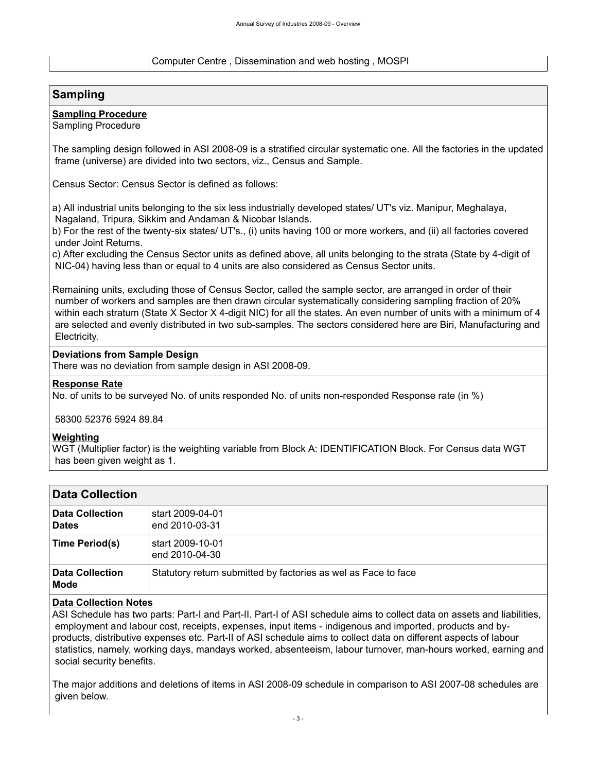| | Computer Centre , Dissemination and web hosting , MOSPI |
|---|---|

## Sampling

**Sampling Procedure**

Sampling Procedure

The sampling design followed in ASI 2008-09 is a stratified circular systematic one. All the factories in the updated frame (universe) are divided into two sectors, viz., Census and Sample.

Census Sector: Census Sector is defined as follows:

a) All industrial units belonging to the six less industrially developed states/ UT's viz. Manipur, Meghalaya, Nagaland, Tripura, Sikkim and Andaman & Nicobar Islands.
b) For the rest of the twenty-six states/ UT's., (i) units having 100 or more workers, and (ii) all factories covered under Joint Returns.
c) After excluding the Census Sector units as defined above, all units belonging to the strata (State by 4-digit of NIC-04) having less than or equal to 4 units are also considered as Census Sector units.

Remaining units, excluding those of Census Sector, called the sample sector, are arranged in order of their number of workers and samples are then drawn circular systematically considering sampling fraction of 20% within each stratum (State X Sector X 4-digit NIC) for all the states. An even number of units with a minimum of 4 are selected and evenly distributed in two sub-samples. The sectors considered here are Biri, Manufacturing and Electricity.

**Deviations from Sample Design**

There was no deviation from sample design in ASI 2008-09.

**Response Rate**

No. of units to be surveyed No. of units responded No. of units non-responded Response rate (in %)

58300 52376 5924 89.84

**Weighting**

WGT (Multiplier factor) is the weighting variable from Block A: IDENTIFICATION Block. For Census data WGT has been given weight as 1.

## Data Collection

| | |
|---|---|
| **Data Collection Dates** | start 2009-04-01<br>end 2010-03-31 |
| **Time Period(s)** | start 2009-10-01<br>end 2010-04-30 |
| **Data Collection Mode** | Statutory return submitted by factories as wel as Face to face |

**Data Collection Notes**

ASI Schedule has two parts: Part-I and Part-II. Part-I of ASI schedule aims to collect data on assets and liabilities, employment and labour cost, receipts, expenses, input items - indigenous and imported, products and by-products, distributive expenses etc. Part-II of ASI schedule aims to collect data on different aspects of labour statistics, namely, working days, mandays worked, absenteeism, labour turnover, man-hours worked, earning and social security benefits.

The major additions and deletions of items in ASI 2008-09 schedule in comparison to ASI 2007-08 schedules are given below.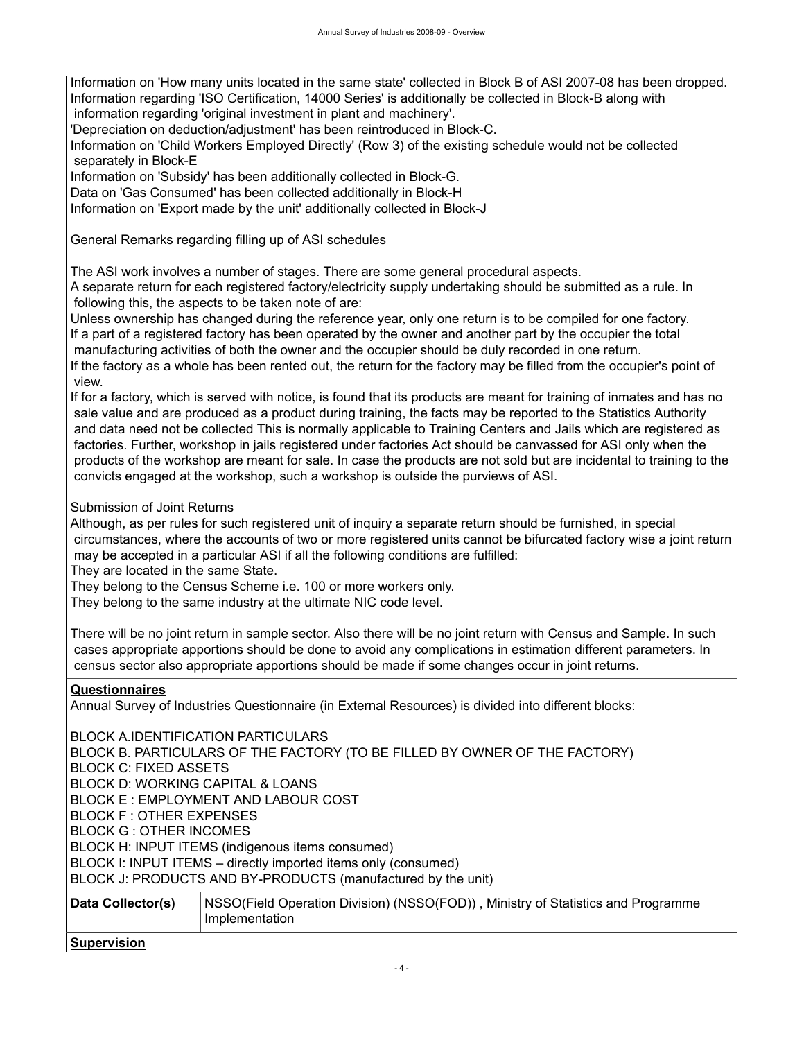Information on 'How many units located in the same state' collected in Block B of ASI 2007-08 has been dropped.
Information regarding 'ISO Certification, 14000 Series' is additionally be collected in Block-B along with information regarding 'original investment in plant and machinery'.
'Depreciation on deduction/adjustment' has been reintroduced in Block-C.
Information on 'Child Workers Employed Directly' (Row 3) of the existing schedule would not be collected separately in Block-E
Information on 'Subsidy' has been additionally collected in Block-G.
Data on 'Gas Consumed' has been collected additionally in Block-H
Information on 'Export made by the unit' additionally collected in Block-J

General Remarks regarding filling up of ASI schedules

The ASI work involves a number of stages. There are some general procedural aspects.
A separate return for each registered factory/electricity supply undertaking should be submitted as a rule. In following this, the aspects to be taken note of are:
Unless ownership has changed during the reference year, only one return is to be compiled for one factory.
If a part of a registered factory has been operated by the owner and another part by the occupier the total manufacturing activities of both the owner and the occupier should be duly recorded in one return.
If the factory as a whole has been rented out, the return for the factory may be filled from the occupier's point of view.
If for a factory, which is served with notice, is found that its products are meant for training of inmates and has no sale value and are produced as a product during training, the facts may be reported to the Statistics Authority and data need not be collected This is normally applicable to Training Centers and Jails which are registered as factories. Further, workshop in jails registered under factories Act should be canvassed for ASI only when the products of the workshop are meant for sale. In case the products are not sold but are incidental to training to the convicts engaged at the workshop, such a workshop is outside the purviews of ASI.

Submission of Joint Returns
Although, as per rules for such registered unit of inquiry a separate return should be furnished, in special circumstances, where the accounts of two or more registered units cannot be bifurcated factory wise a joint return may be accepted in a particular ASI if all the following conditions are fulfilled:
They are located in the same State.
They belong to the Census Scheme i.e. 100 or more workers only.
They belong to the same industry at the ultimate NIC code level.

There will be no joint return in sample sector. Also there will be no joint return with Census and Sample. In such cases appropriate apportions should be done to avoid any complications in estimation different parameters. In census sector also appropriate apportions should be made if some changes occur in joint returns.

**Questionnaires**

Annual Survey of Industries Questionnaire (in External Resources) is divided into different blocks:

BLOCK A.IDENTIFICATION PARTICULARS
BLOCK B. PARTICULARS OF THE FACTORY (TO BE FILLED BY OWNER OF THE FACTORY)
BLOCK C: FIXED ASSETS
BLOCK D: WORKING CAPITAL & LOANS
BLOCK E : EMPLOYMENT AND LABOUR COST
BLOCK F : OTHER EXPENSES
BLOCK G : OTHER INCOMES
BLOCK H: INPUT ITEMS (indigenous items consumed)
BLOCK I: INPUT ITEMS – directly imported items only (consumed)
BLOCK J: PRODUCTS AND BY-PRODUCTS (manufactured by the unit)

| **Data Collector(s)** | NSSO(Field Operation Division) (NSSO(FOD)) , Ministry of Statistics and Programme Implementation |
|---|---|

**Supervision**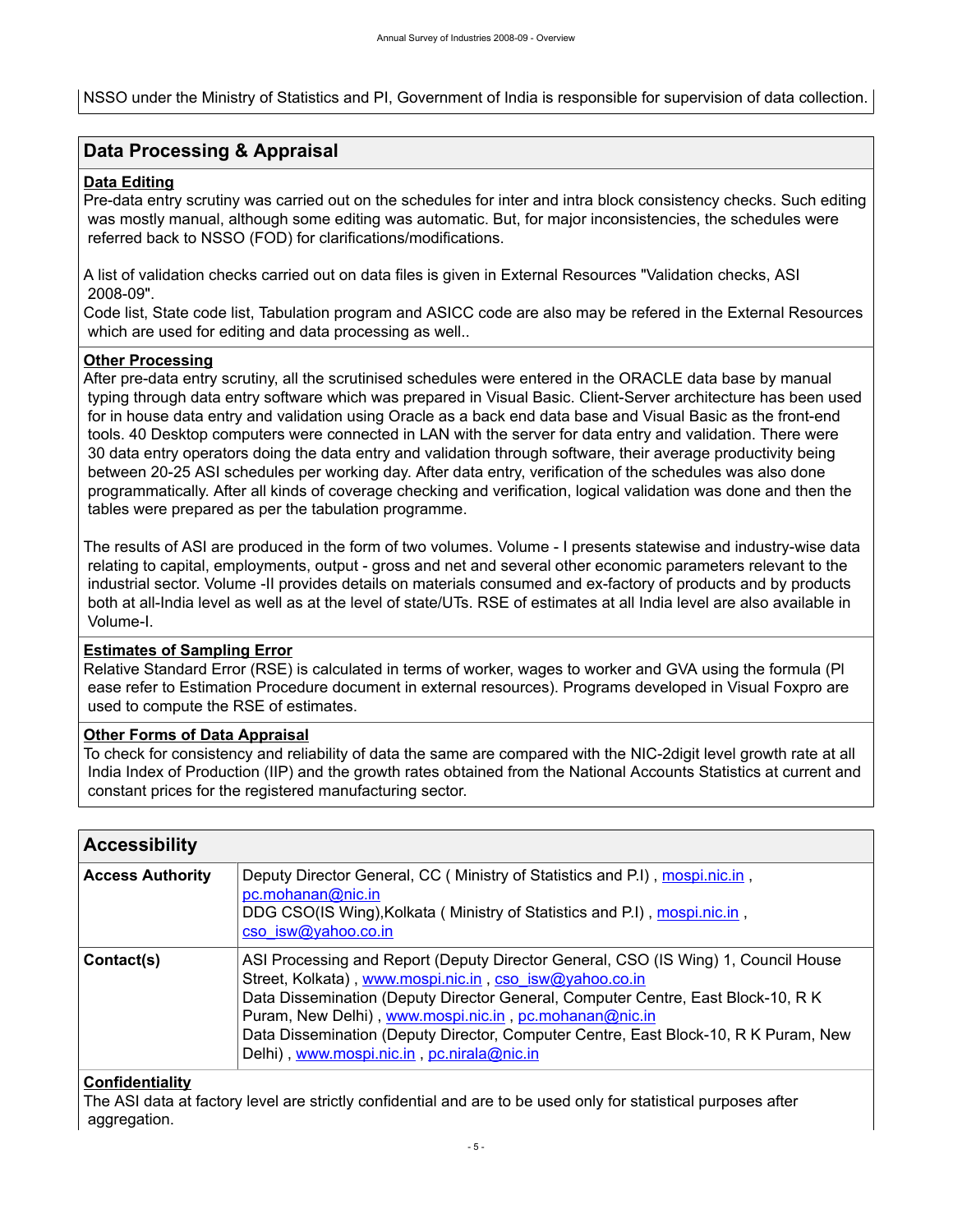NSSO under the Ministry of Statistics and PI, Government of India is responsible for supervision of data collection.

## Data Processing & Appraisal

### Data Editing

Pre-data entry scrutiny was carried out on the schedules for inter and intra block consistency checks. Such editing was mostly manual, although some editing was automatic. But, for major inconsistencies, the schedules were referred back to NSSO (FOD) for clarifications/modifications.

A list of validation checks carried out on data files is given in External Resources "Validation checks, ASI 2008-09".
Code list, State code list, Tabulation program and ASICC code are also may be refered in the External Resources which are used for editing and data processing as well..

### Other Processing

After pre-data entry scrutiny, all the scrutinised schedules were entered in the ORACLE data base by manual typing through data entry software which was prepared in Visual Basic. Client-Server architecture has been used for in house data entry and validation using Oracle as a back end data base and Visual Basic as the front-end tools. 40 Desktop computers were connected in LAN with the server for data entry and validation. There were 30 data entry operators doing the data entry and validation through software, their average productivity being between 20-25 ASI schedules per working day. After data entry, verification of the schedules was also done programmatically. After all kinds of coverage checking and verification, logical validation was done and then the tables were prepared as per the tabulation programme.

The results of ASI are produced in the form of two volumes. Volume - I presents statewise and industry-wise data relating to capital, employments, output - gross and net and several other economic parameters relevant to the industrial sector. Volume -II provides details on materials consumed and ex-factory of products and by products both at all-India level as well as at the level of state/UTs. RSE of estimates at all India level are also available in Volume-I.

### Estimates of Sampling Error

Relative Standard Error (RSE) is calculated in terms of worker, wages to worker and GVA using the formula (Pl ease refer to Estimation Procedure document in external resources). Programs developed in Visual Foxpro are used to compute the RSE of estimates.

### Other Forms of Data Appraisal

To check for consistency and reliability of data the same are compared with the NIC-2digit level growth rate at all India Index of Production (IIP) and the growth rates obtained from the National Accounts Statistics at current and constant prices for the registered manufacturing sector.

## Accessibility

| | |
|---|---|
| **Access Authority** | Deputy Director General, CC ( Ministry of Statistics and P.I) , mospi.nic.in , pc.mohanan@nic.in<br>DDG CSO(IS Wing),Kolkata ( Ministry of Statistics and P.I) , mospi.nic.in , cso_isw@yahoo.co.in |
| **Contact(s)** | ASI Processing and Report (Deputy Director General, CSO (IS Wing) 1, Council House Street, Kolkata) , www.mospi.nic.in , cso_isw@yahoo.co.in<br>Data Dissemination (Deputy Director General, Computer Centre, East Block-10, R K Puram, New Delhi) , www.mospi.nic.in , pc.mohanan@nic.in<br>Data Dissemination (Deputy Director, Computer Centre, East Block-10, R K Puram, New Delhi) , www.mospi.nic.in , pc.nirala@nic.in |

### Confidentiality

The ASI data at factory level are strictly confidential and are to be used only for statistical purposes after aggregation.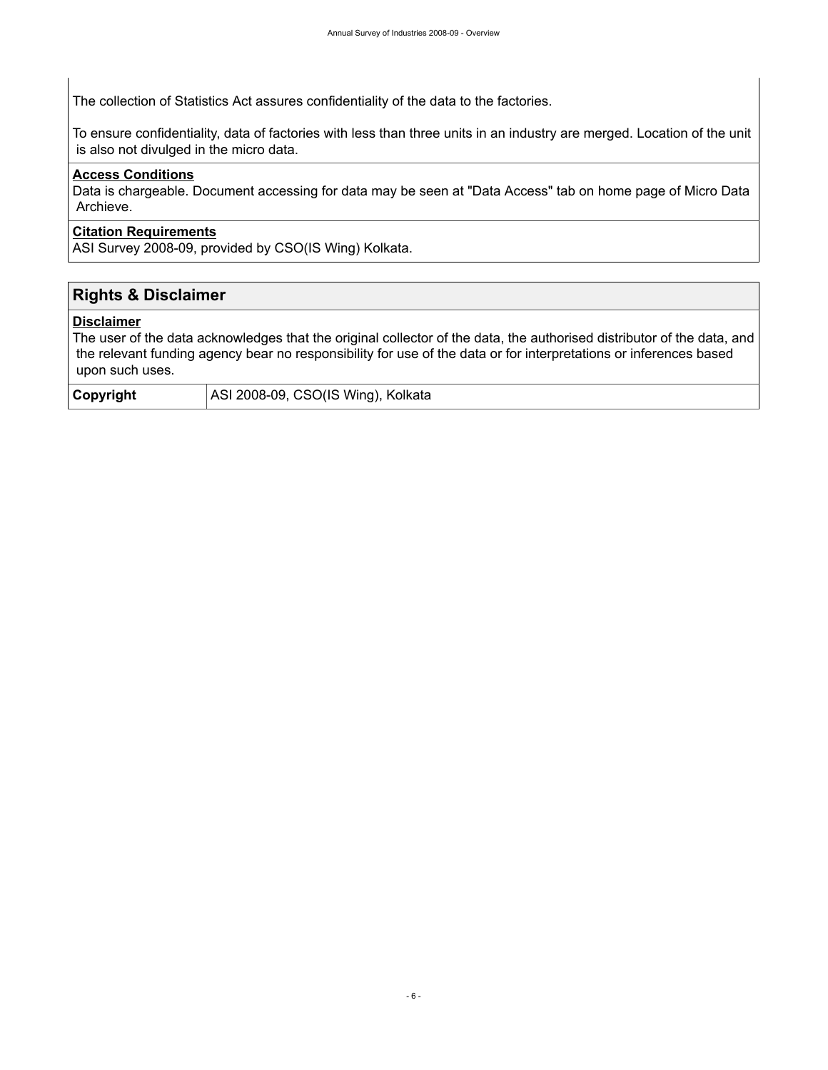The collection of Statistics Act assures confidentiality of the data to the factories.

To ensure confidentiality, data of factories with less than three units in an industry are merged. Location of the unit is also not divulged in the micro data.

**Access Conditions**

Data is chargeable. Document accessing for data may be seen at "Data Access" tab on home page of Micro Data Archieve.

**Citation Requirements**

ASI Survey 2008-09, provided by CSO(IS Wing) Kolkata.

## Rights & Disclaimer

**Disclaimer**

The user of the data acknowledges that the original collector of the data, the authorised distributor of the data, and the relevant funding agency bear no responsibility for use of the data or for interpretations or inferences based upon such uses.

| **Copyright** | ASI 2008-09, CSO(IS Wing), Kolkata |
|---|---|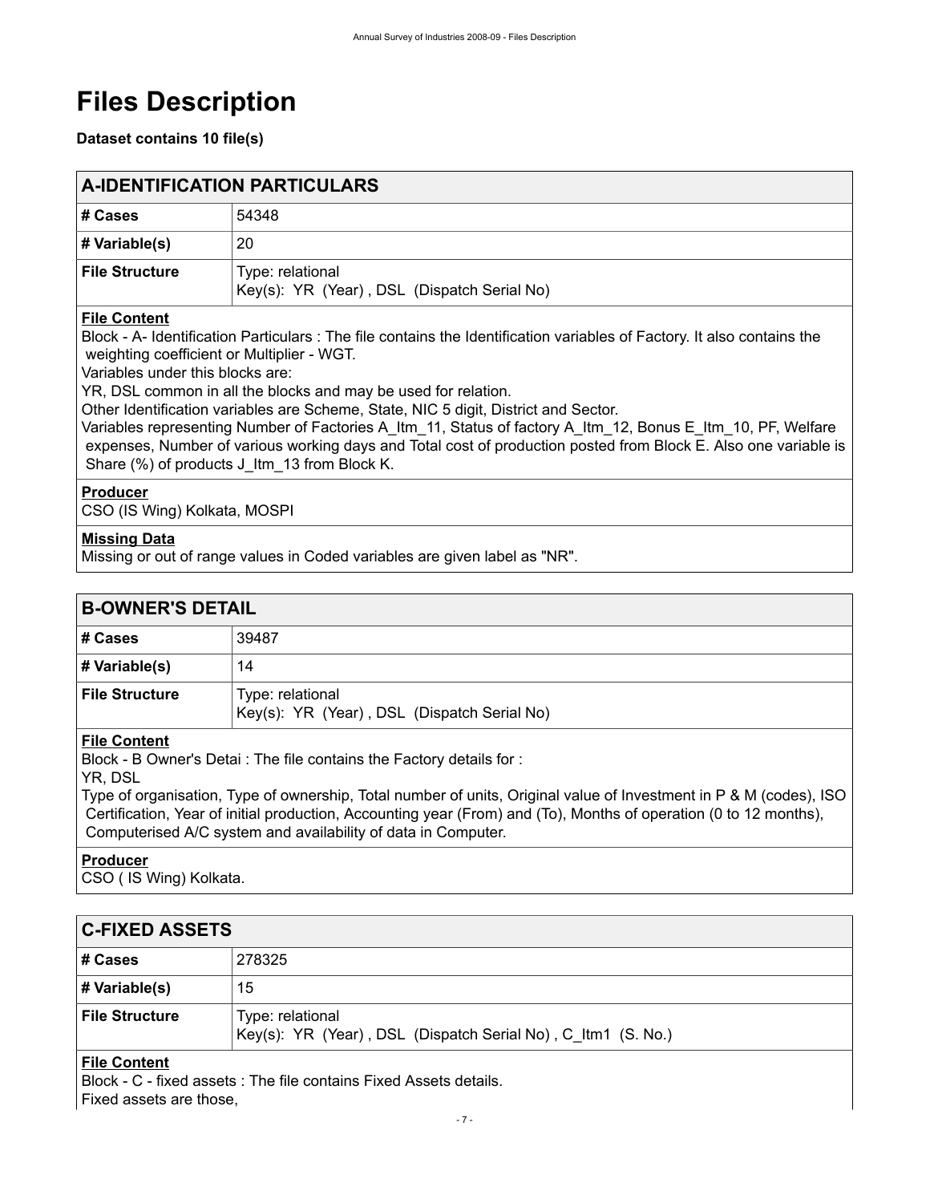# Files Description

**Dataset contains 10 file(s)**

## A-IDENTIFICATION PARTICULARS

| | |
|---|---|
| **# Cases** | 54348 |
| **# Variable(s)** | 20 |
| **File Structure** | Type: relational<br>Key(s): YR (Year) , DSL (Dispatch Serial No) |

**File Content**

Block - A- Identification Particulars : The file contains the Identification variables of Factory. It also contains the weighting coefficient or Multiplier - WGT.
Variables under this blocks are:
YR, DSL common in all the blocks and may be used for relation.
Other Identification variables are Scheme, State, NIC 5 digit, District and Sector.
Variables representing Number of Factories A_Itm_11, Status of factory A_Itm_12, Bonus E_Itm_10, PF, Welfare expenses, Number of various working days and Total cost of production posted from Block E. Also one variable is Share (%) of products J_Itm_13 from Block K.

**Producer**

CSO (IS Wing) Kolkata, MOSPI

**Missing Data**

Missing or out of range values in Coded variables are given label as "NR".

## B-OWNER'S DETAIL

| | |
|---|---|
| **# Cases** | 39487 |
| **# Variable(s)** | 14 |
| **File Structure** | Type: relational<br>Key(s): YR (Year) , DSL (Dispatch Serial No) |

**File Content**

Block - B Owner's Detai : The file contains the Factory details for :
YR, DSL
Type of organisation, Type of ownership, Total number of units, Original value of Investment in P & M (codes), ISO Certification, Year of initial production, Accounting year (From) and (To), Months of operation (0 to 12 months), Computerised A/C system and availability of data in Computer.

**Producer**

CSO ( IS Wing) Kolkata.

## C-FIXED ASSETS

| | |
|---|---|
| **# Cases** | 278325 |
| **# Variable(s)** | 15 |
| **File Structure** | Type: relational<br>Key(s): YR (Year) , DSL (Dispatch Serial No) , C_Itm1 (S. No.) |

**File Content**

Block - C - fixed assets : The file contains Fixed Assets details.
Fixed assets are those,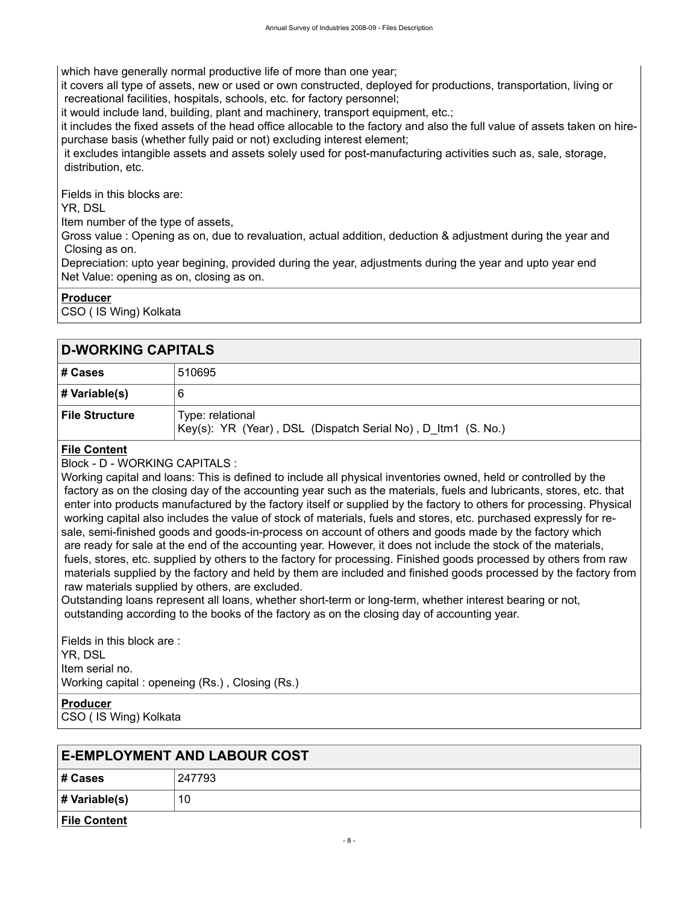which have generally normal productive life of more than one year;
it covers all type of assets, new or used or own constructed, deployed for productions, transportation, living or recreational facilities, hospitals, schools, etc. for factory personnel;
it would include land, building, plant and machinery, transport equipment, etc.;
it includes the fixed assets of the head office allocable to the factory and also the full value of assets taken on hire-purchase basis (whether fully paid or not) excluding interest element;
it excludes intangible assets and assets solely used for post-manufacturing activities such as, sale, storage, distribution, etc.

Fields in this blocks are:
YR, DSL
Item number of the type of assets,
Gross value : Opening as on, due to revaluation, actual addition, deduction & adjustment during the year and Closing as on.
Depreciation: upto year begining, provided during the year, adjustments during the year and upto year end
Net Value: opening as on, closing as on.

**Producer**
CSO ( IS Wing) Kolkata

## D-WORKING CAPITALS

| | |
|---|---|
| **# Cases** | 510695 |
| **# Variable(s)** | 6 |
| **File Structure** | Type: relational<br>Key(s): YR (Year) , DSL (Dispatch Serial No) , D_Itm1 (S. No.) |

**File Content**
Block - D - WORKING CAPITALS :
Working capital and loans: This is defined to include all physical inventories owned, held or controlled by the factory as on the closing day of the accounting year such as the materials, fuels and lubricants, stores, etc. that enter into products manufactured by the factory itself or supplied by the factory to others for processing. Physical working capital also includes the value of stock of materials, fuels and stores, etc. purchased expressly for re-sale, semi-finished goods and goods-in-process on account of others and goods made by the factory which are ready for sale at the end of the accounting year. However, it does not include the stock of the materials, fuels, stores, etc. supplied by others to the factory for processing. Finished goods processed by others from raw materials supplied by the factory and held by them are included and finished goods processed by the factory from raw materials supplied by others, are excluded.
Outstanding loans represent all loans, whether short-term or long-term, whether interest bearing or not, outstanding according to the books of the factory as on the closing day of accounting year.

Fields in this block are :
YR, DSL
Item serial no.
Working capital : openeing (Rs.) , Closing (Rs.)

**Producer**
CSO ( IS Wing) Kolkata

## E-EMPLOYMENT AND LABOUR COST

| | |
|---|---|
| **# Cases** | 247793 |
| **# Variable(s)** | 10 |

**File Content**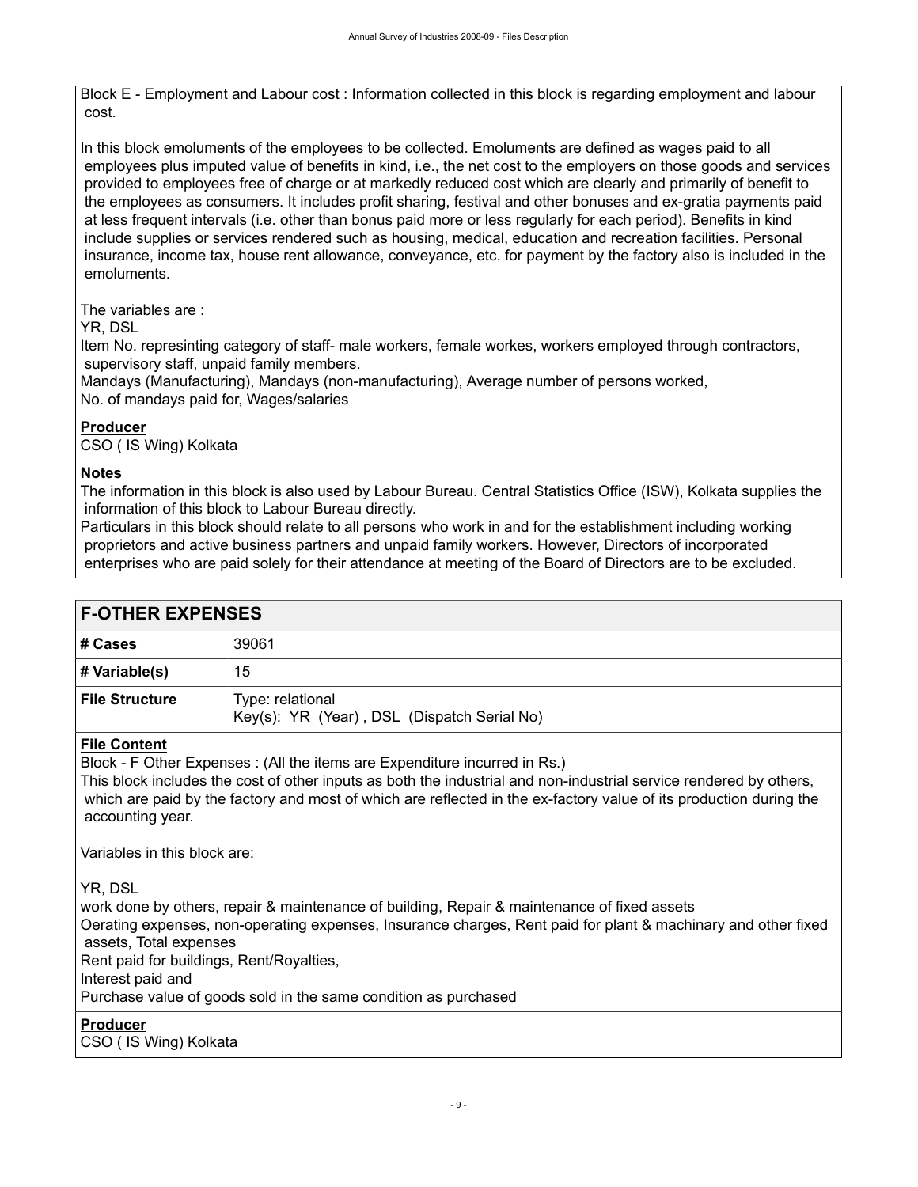Block E - Employment and Labour cost : Information collected in this block is regarding employment and labour cost.

In this block emoluments of the employees to be collected. Emoluments are defined as wages paid to all employees plus imputed value of benefits in kind, i.e., the net cost to the employers on those goods and services provided to employees free of charge or at markedly reduced cost which are clearly and primarily of benefit to the employees as consumers. It includes profit sharing, festival and other bonuses and ex-gratia payments paid at less frequent intervals (i.e. other than bonus paid more or less regularly for each period). Benefits in kind include supplies or services rendered such as housing, medical, education and recreation facilities. Personal insurance, income tax, house rent allowance, conveyance, etc. for payment by the factory also is included in the emoluments.

The variables are :
YR, DSL
Item No. represinting category of staff- male workers, female workes, workers employed through contractors, supervisory staff, unpaid family members.
Mandays (Manufacturing), Mandays (non-manufacturing), Average number of persons worked,
No. of mandays paid for, Wages/salaries

**Producer**
CSO ( IS Wing) Kolkata

**Notes**
The information in this block is also used by Labour Bureau. Central Statistics Office (ISW), Kolkata supplies the information of this block to Labour Bureau directly.
Particulars in this block should relate to all persons who work in and for the establishment including working proprietors and active business partners and unpaid family workers. However, Directors of incorporated enterprises who are paid solely for their attendance at meeting of the Board of Directors are to be excluded.

## F-OTHER EXPENSES

| # Cases | 39061 |
|---|---|
| # Variable(s) | 15 |
| File Structure | Type: relational<br>Key(s): YR (Year) , DSL (Dispatch Serial No) |

**File Content**
Block - F Other Expenses : (All the items are Expenditure incurred in Rs.)
This block includes the cost of other inputs as both the industrial and non-industrial service rendered by others, which are paid by the factory and most of which are reflected in the ex-factory value of its production during the accounting year.

Variables in this block are:

YR, DSL
work done by others, repair & maintenance of building, Repair & maintenance of fixed assets
Oerating expenses, non-operating expenses, Insurance charges, Rent paid for plant & machinary and other fixed assets, Total expenses
Rent paid for buildings, Rent/Royalties,
Interest paid and
Purchase value of goods sold in the same condition as purchased

**Producer**
CSO ( IS Wing) Kolkata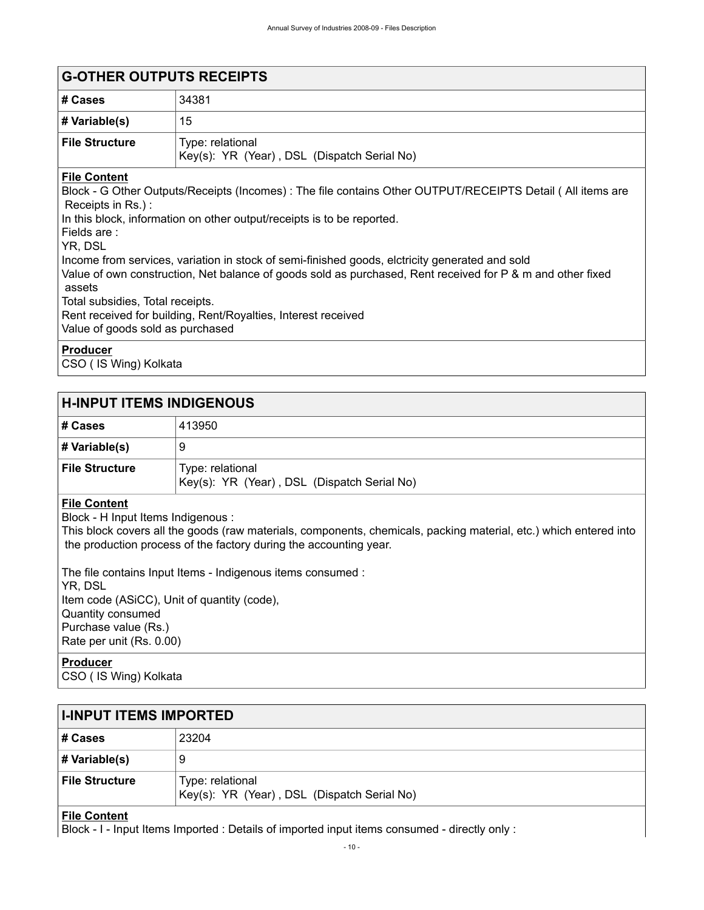## G-OTHER OUTPUTS RECEIPTS

| | |
|---|---|
| # Cases | 34381 |
| # Variable(s) | 15 |
| File Structure | Type: relational<br>Key(s): YR (Year) , DSL (Dispatch Serial No) |

**File Content**

Block - G Other Outputs/Receipts (Incomes) : The file contains Other OUTPUT/RECEIPTS Detail ( All items are Receipts in Rs.) :
In this block, information on other output/receipts is to be reported.
Fields are :
YR, DSL
Income from services, variation in stock of semi-finished goods, elctricity generated and sold
Value of own construction, Net balance of goods sold as purchased, Rent received for P & m and other fixed assets
Total subsidies, Total receipts.
Rent received for building, Rent/Royalties, Interest received
Value of goods sold as purchased

**Producer**

CSO ( IS Wing) Kolkata

## H-INPUT ITEMS INDIGENOUS

| | |
|---|---|
| # Cases | 413950 |
| # Variable(s) | 9 |
| File Structure | Type: relational<br>Key(s): YR (Year) , DSL (Dispatch Serial No) |

**File Content**

Block - H Input Items Indigenous :
This block covers all the goods (raw materials, components, chemicals, packing material, etc.) which entered into the production process of the factory during the accounting year.

The file contains Input Items - Indigenous items consumed :
YR, DSL
Item code (ASiCC), Unit of quantity (code),
Quantity consumed
Purchase value (Rs.)
Rate per unit (Rs. 0.00)

**Producer**

CSO ( IS Wing) Kolkata

## I-INPUT ITEMS IMPORTED

| | |
|---|---|
| # Cases | 23204 |
| # Variable(s) | 9 |
| File Structure | Type: relational<br>Key(s): YR (Year) , DSL (Dispatch Serial No) |

**File Content**

Block - I - Input Items Imported : Details of imported input items consumed - directly only :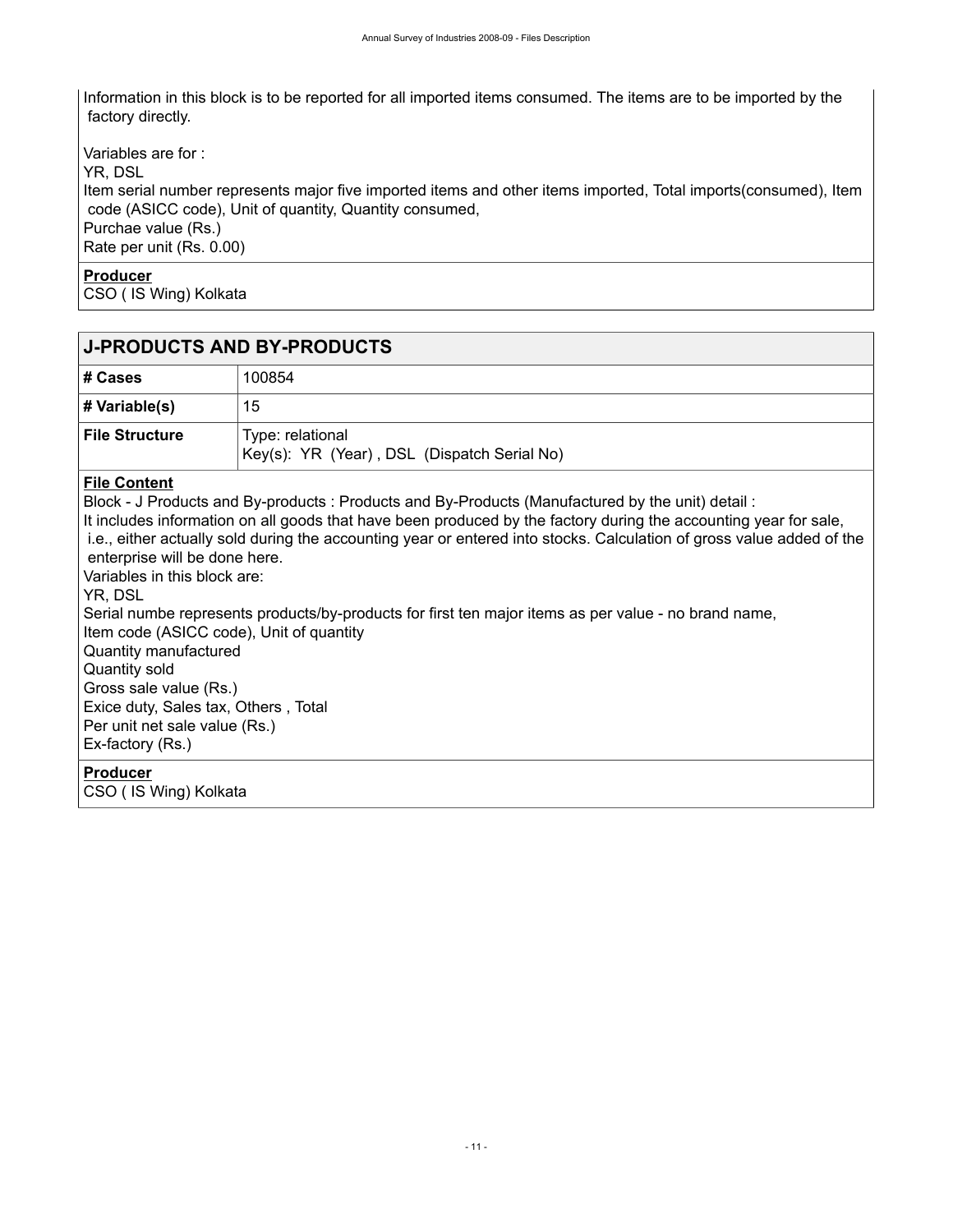Information in this block is to be reported for all imported items consumed. The items are to be imported by the factory directly.

Variables are for :
YR, DSL
Item serial number represents major five imported items and other items imported, Total imports(consumed), Item code (ASICC code), Unit of quantity, Quantity consumed,
Purchae value (Rs.)
Rate per unit (Rs. 0.00)

**Producer**
CSO ( IS Wing) Kolkata

## J-PRODUCTS AND BY-PRODUCTS

| | |
|---|---|
| **# Cases** | 100854 |
| **# Variable(s)** | 15 |
| **File Structure** | Type: relational<br>Key(s): YR (Year) , DSL (Dispatch Serial No) |

**File Content**
Block - J Products and By-products : Products and By-Products (Manufactured by the unit) detail :
It includes information on all goods that have been produced by the factory during the accounting year for sale, i.e., either actually sold during the accounting year or entered into stocks. Calculation of gross value added of the enterprise will be done here.
Variables in this block are:
YR, DSL
Serial numbe represents products/by-products for first ten major items as per value - no brand name,
Item code (ASICC code), Unit of quantity
Quantity manufactured
Quantity sold
Gross sale value (Rs.)
Exice duty, Sales tax, Others , Total
Per unit net sale value (Rs.)
Ex-factory (Rs.)

**Producer**
CSO ( IS Wing) Kolkata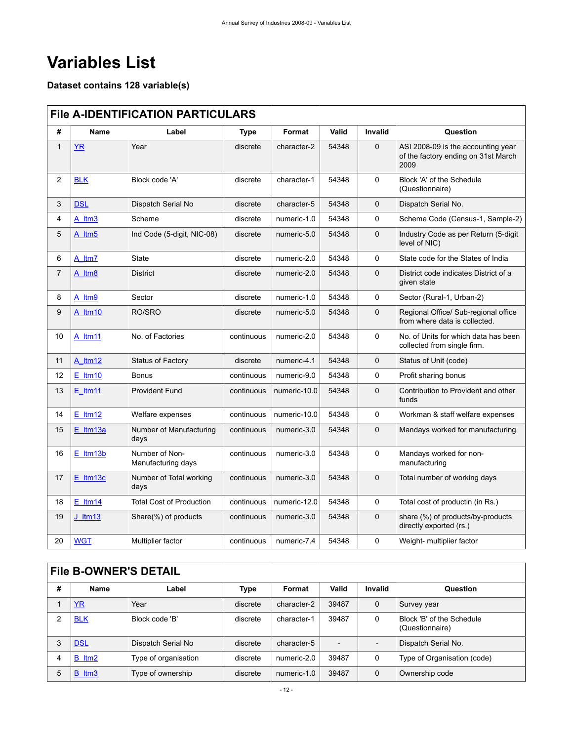# Variables List

### Dataset contains 128 variable(s)

## File A-IDENTIFICATION PARTICULARS

| # | Name | Label | Type | Format | Valid | Invalid | Question |
|---|---|---|---|---|---|---|---|
| 1 | YR | Year | discrete | character-2 | 54348 | 0 | ASI 2008-09 is the accounting year of the factory ending on 31st March 2009 |
| 2 | BLK | Block code 'A' | discrete | character-1 | 54348 | 0 | Block 'A' of the Schedule (Questionnaire) |
| 3 | DSL | Dispatch Serial No | discrete | character-5 | 54348 | 0 | Dispatch Serial No. |
| 4 | A_Itm3 | Scheme | discrete | numeric-1.0 | 54348 | 0 | Scheme Code (Census-1, Sample-2) |
| 5 | A_Itm5 | Ind Code (5-digit, NIC-08) | discrete | numeric-5.0 | 54348 | 0 | Industry Code as per Return (5-digit level of NIC) |
| 6 | A_Itm7 | State | discrete | numeric-2.0 | 54348 | 0 | State code for the States of India |
| 7 | A_Itm8 | District | discrete | numeric-2.0 | 54348 | 0 | District code indicates District of a given state |
| 8 | A_Itm9 | Sector | discrete | numeric-1.0 | 54348 | 0 | Sector (Rural-1, Urban-2) |
| 9 | A_Itm10 | RO/SRO | discrete | numeric-5.0 | 54348 | 0 | Regional Office/ Sub-regional office from where data is collected. |
| 10 | A_Itm11 | No. of Factories | continuous | numeric-2.0 | 54348 | 0 | No. of Units for which data has been collected from single firm. |
| 11 | A_Itm12 | Status of Factory | discrete | numeric-4.1 | 54348 | 0 | Status of Unit (code) |
| 12 | E_Itm10 | Bonus | continuous | numeric-9.0 | 54348 | 0 | Profit sharing bonus |
| 13 | E_Itm11 | Provident Fund | continuous | numeric-10.0 | 54348 | 0 | Contribution to Provident and other funds |
| 14 | E_Itm12 | Welfare expenses | continuous | numeric-10.0 | 54348 | 0 | Workman & staff welfare expenses |
| 15 | E_Itm13a | Number of Manufacturing days | continuous | numeric-3.0 | 54348 | 0 | Mandays worked for manufacturing |
| 16 | E_Itm13b | Number of Non-Manufacturing days | continuous | numeric-3.0 | 54348 | 0 | Mandays worked for non-manufacturing |
| 17 | E_Itm13c | Number of Total working days | continuous | numeric-3.0 | 54348 | 0 | Total number of working days |
| 18 | E_Itm14 | Total Cost of Production | continuous | numeric-12.0 | 54348 | 0 | Total cost of productin (in Rs.) |
| 19 | J_Itm13 | Share(%) of products | continuous | numeric-3.0 | 54348 | 0 | share (%) of products/by-products directly exported (rs.) |
| 20 | WGT | Multiplier factor | continuous | numeric-7.4 | 54348 | 0 | Weight- multiplier factor |

## File B-OWNER'S DETAIL

| # | Name | Label | Type | Format | Valid | Invalid | Question |
|---|---|---|---|---|---|---|---|
| 1 | YR | Year | discrete | character-2 | 39487 | 0 | Survey year |
| 2 | BLK | Block code 'B' | discrete | character-1 | 39487 | 0 | Block 'B' of the Schedule (Questionnaire) |
| 3 | DSL | Dispatch Serial No | discrete | character-5 | - | - | Dispatch Serial No. |
| 4 | B_Itm2 | Type of organisation | discrete | numeric-2.0 | 39487 | 0 | Type of Organisation (code) |
| 5 | B_Itm3 | Type of ownership | discrete | numeric-1.0 | 39487 | 0 | Ownership code |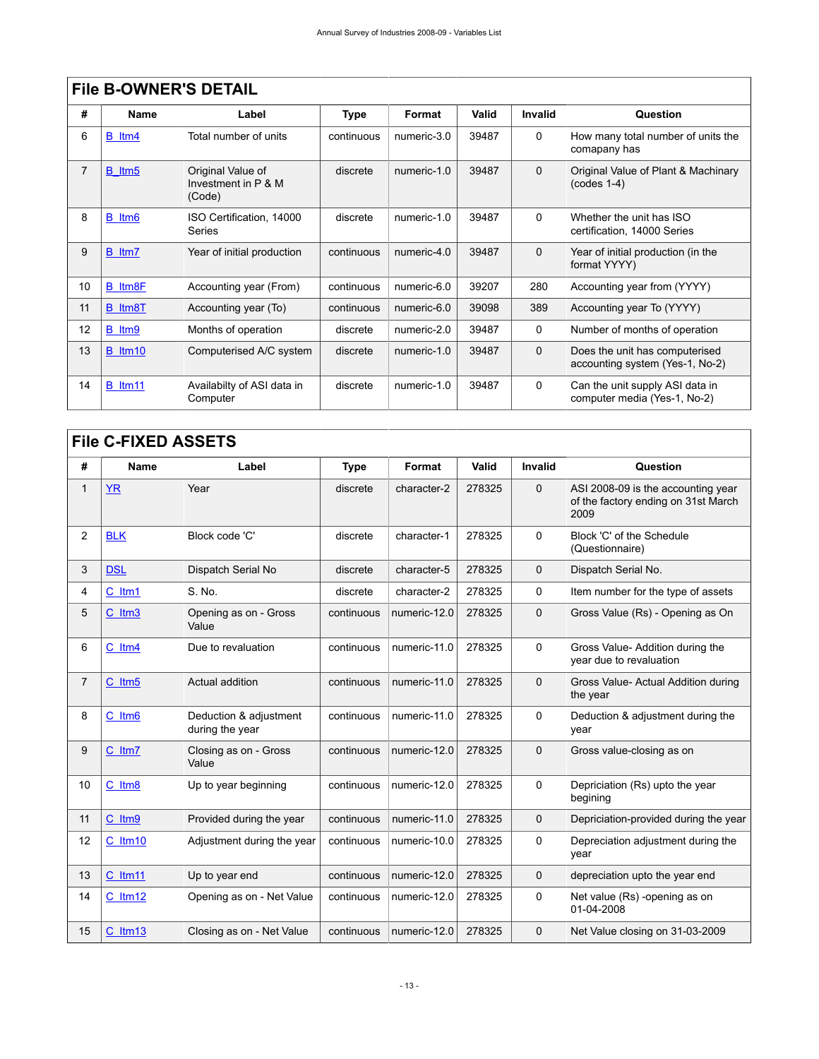## File B-OWNER'S DETAIL

| # | Name | Label | Type | Format | Valid | Invalid | Question |
|---|---|---|---|---|---|---|---|
| 6 | B_Itm4 | Total number of units | continuous | numeric-3.0 | 39487 | 0 | How many total number of units the comapany has |
| 7 | B_Itm5 | Original Value of Investment in P & M (Code) | discrete | numeric-1.0 | 39487 | 0 | Original Value of Plant & Machinary (codes 1-4) |
| 8 | B_Itm6 | ISO Certification, 14000 Series | discrete | numeric-1.0 | 39487 | 0 | Whether the unit has ISO certification, 14000 Series |
| 9 | B_Itm7 | Year of initial production | continuous | numeric-4.0 | 39487 | 0 | Year of initial production (in the format YYYY) |
| 10 | B_Itm8F | Accounting year (From) | continuous | numeric-6.0 | 39207 | 280 | Accounting year from (YYYY) |
| 11 | B_Itm8T | Accounting year (To) | continuous | numeric-6.0 | 39098 | 389 | Accounting year To (YYYY) |
| 12 | B_Itm9 | Months of operation | discrete | numeric-2.0 | 39487 | 0 | Number of months of operation |
| 13 | B_Itm10 | Computerised A/C system | discrete | numeric-1.0 | 39487 | 0 | Does the unit has computerised accounting system (Yes-1, No-2) |
| 14 | B_Itm11 | Availabilty of ASI data in Computer | discrete | numeric-1.0 | 39487 | 0 | Can the unit supply ASI data in computer media (Yes-1, No-2) |

## File C-FIXED ASSETS

| # | Name | Label | Type | Format | Valid | Invalid | Question |
|---|---|---|---|---|---|---|---|
| 1 | YR | Year | discrete | character-2 | 278325 | 0 | ASI 2008-09 is the accounting year of the factory ending on 31st March 2009 |
| 2 | BLK | Block code 'C' | discrete | character-1 | 278325 | 0 | Block 'C' of the Schedule (Questionnaire) |
| 3 | DSL | Dispatch Serial No | discrete | character-5 | 278325 | 0 | Dispatch Serial No. |
| 4 | C_Itm1 | S. No. | discrete | character-2 | 278325 | 0 | Item number for the type of assets |
| 5 | C_Itm3 | Opening as on - Gross Value | continuous | numeric-12.0 | 278325 | 0 | Gross Value (Rs) - Opening as On |
| 6 | C_Itm4 | Due to revaluation | continuous | numeric-11.0 | 278325 | 0 | Gross Value- Addition during the year due to revaluation |
| 7 | C_Itm5 | Actual addition | continuous | numeric-11.0 | 278325 | 0 | Gross Value- Actual Addition during the year |
| 8 | C_Itm6 | Deduction & adjustment during the year | continuous | numeric-11.0 | 278325 | 0 | Deduction & adjustment during the year |
| 9 | C_Itm7 | Closing as on - Gross Value | continuous | numeric-12.0 | 278325 | 0 | Gross value-closing as on |
| 10 | C_Itm8 | Up to year beginning | continuous | numeric-12.0 | 278325 | 0 | Depriciation (Rs) upto the year begining |
| 11 | C_Itm9 | Provided during the year | continuous | numeric-11.0 | 278325 | 0 | Depriciation-provided during the year |
| 12 | C_Itm10 | Adjustment during the year | continuous | numeric-10.0 | 278325 | 0 | Depreciation adjustment during the year |
| 13 | C_Itm11 | Up to year end | continuous | numeric-12.0 | 278325 | 0 | depreciation upto the year end |
| 14 | C_Itm12 | Opening as on - Net Value | continuous | numeric-12.0 | 278325 | 0 | Net value (Rs) -opening as on 01-04-2008 |
| 15 | C_Itm13 | Closing as on - Net Value | continuous | numeric-12.0 | 278325 | 0 | Net Value closing on 31-03-2009 |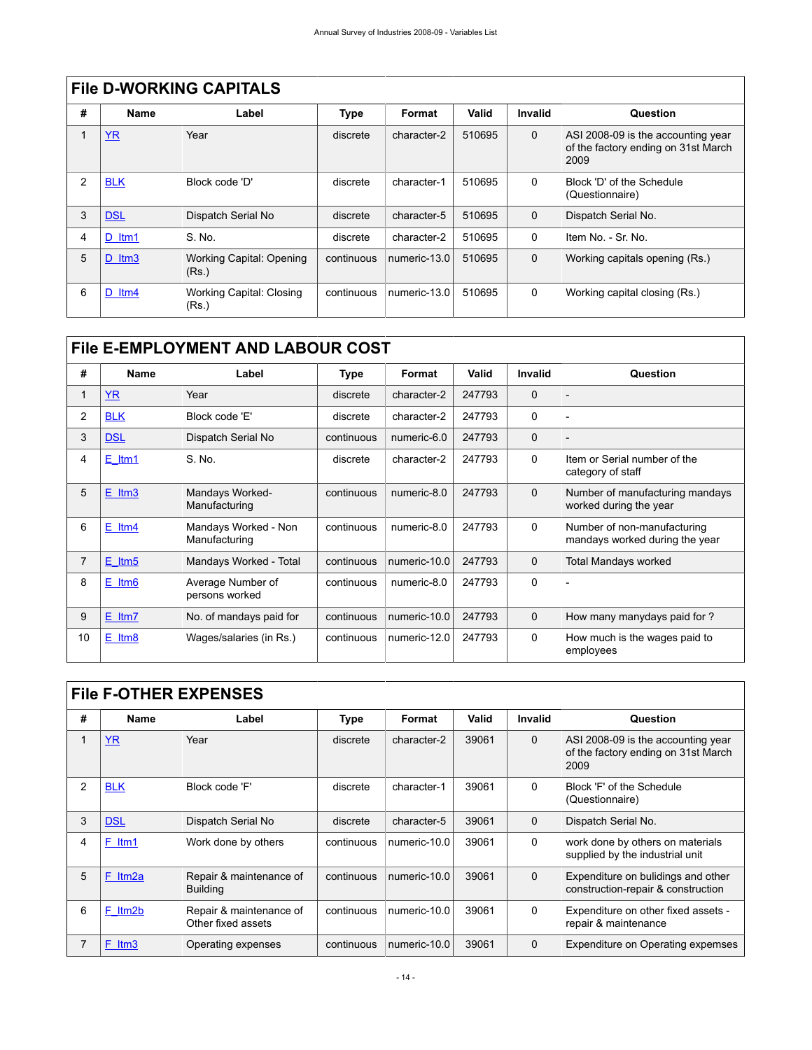## File D-WORKING CAPITALS

| # | Name | Label | Type | Format | Valid | Invalid | Question |
|---|---|---|---|---|---|---|---|
| 1 | YR | Year | discrete | character-2 | 510695 | 0 | ASI 2008-09 is the accounting year of the factory ending on 31st March 2009 |
| 2 | BLK | Block code 'D' | discrete | character-1 | 510695 | 0 | Block 'D' of the Schedule (Questionnaire) |
| 3 | DSL | Dispatch Serial No | discrete | character-5 | 510695 | 0 | Dispatch Serial No. |
| 4 | D_Itm1 | S. No. | discrete | character-2 | 510695 | 0 | Item No. - Sr. No. |
| 5 | D_Itm3 | Working Capital: Opening (Rs.) | continuous | numeric-13.0 | 510695 | 0 | Working capitals opening (Rs.) |
| 6 | D_Itm4 | Working Capital: Closing (Rs.) | continuous | numeric-13.0 | 510695 | 0 | Working capital closing (Rs.) |

## File E-EMPLOYMENT AND LABOUR COST

| # | Name | Label | Type | Format | Valid | Invalid | Question |
|---|---|---|---|---|---|---|---|
| 1 | YR | Year | discrete | character-2 | 247793 | 0 | - |
| 2 | BLK | Block code 'E' | discrete | character-2 | 247793 | 0 | - |
| 3 | DSL | Dispatch Serial No | continuous | numeric-6.0 | 247793 | 0 | - |
| 4 | E_Itm1 | S. No. | discrete | character-2 | 247793 | 0 | Item or Serial number of the category of staff |
| 5 | E_Itm3 | Mandays Worked-Manufacturing | continuous | numeric-8.0 | 247793 | 0 | Number of manufacturing mandays worked during the year |
| 6 | E_Itm4 | Mandays Worked - Non Manufacturing | continuous | numeric-8.0 | 247793 | 0 | Number of non-manufacturing mandays worked during the year |
| 7 | E_Itm5 | Mandays Worked - Total | continuous | numeric-10.0 | 247793 | 0 | Total Mandays worked |
| 8 | E_Itm6 | Average Number of persons worked | continuous | numeric-8.0 | 247793 | 0 | - |
| 9 | E_Itm7 | No. of mandays paid for | continuous | numeric-10.0 | 247793 | 0 | How many manydays paid for ? |
| 10 | E_Itm8 | Wages/salaries (in Rs.) | continuous | numeric-12.0 | 247793 | 0 | How much is the wages paid to employees |

## File F-OTHER EXPENSES

| # | Name | Label | Type | Format | Valid | Invalid | Question |
|---|---|---|---|---|---|---|---|
| 1 | YR | Year | discrete | character-2 | 39061 | 0 | ASI 2008-09 is the accounting year of the factory ending on 31st March 2009 |
| 2 | BLK | Block code 'F' | discrete | character-1 | 39061 | 0 | Block 'F' of the Schedule (Questionnaire) |
| 3 | DSL | Dispatch Serial No | discrete | character-5 | 39061 | 0 | Dispatch Serial No. |
| 4 | F_Itm1 | Work done by others | continuous | numeric-10.0 | 39061 | 0 | work done by others on materials supplied by the industrial unit |
| 5 | F_Itm2a | Repair & maintenance of Building | continuous | numeric-10.0 | 39061 | 0 | Expenditure on bulidings and other construction-repair & construction |
| 6 | F_Itm2b | Repair & maintenance of Other fixed assets | continuous | numeric-10.0 | 39061 | 0 | Expenditure on other fixed assets - repair & maintenance |
| 7 | F_Itm3 | Operating expenses | continuous | numeric-10.0 | 39061 | 0 | Expenditure on Operating expemses |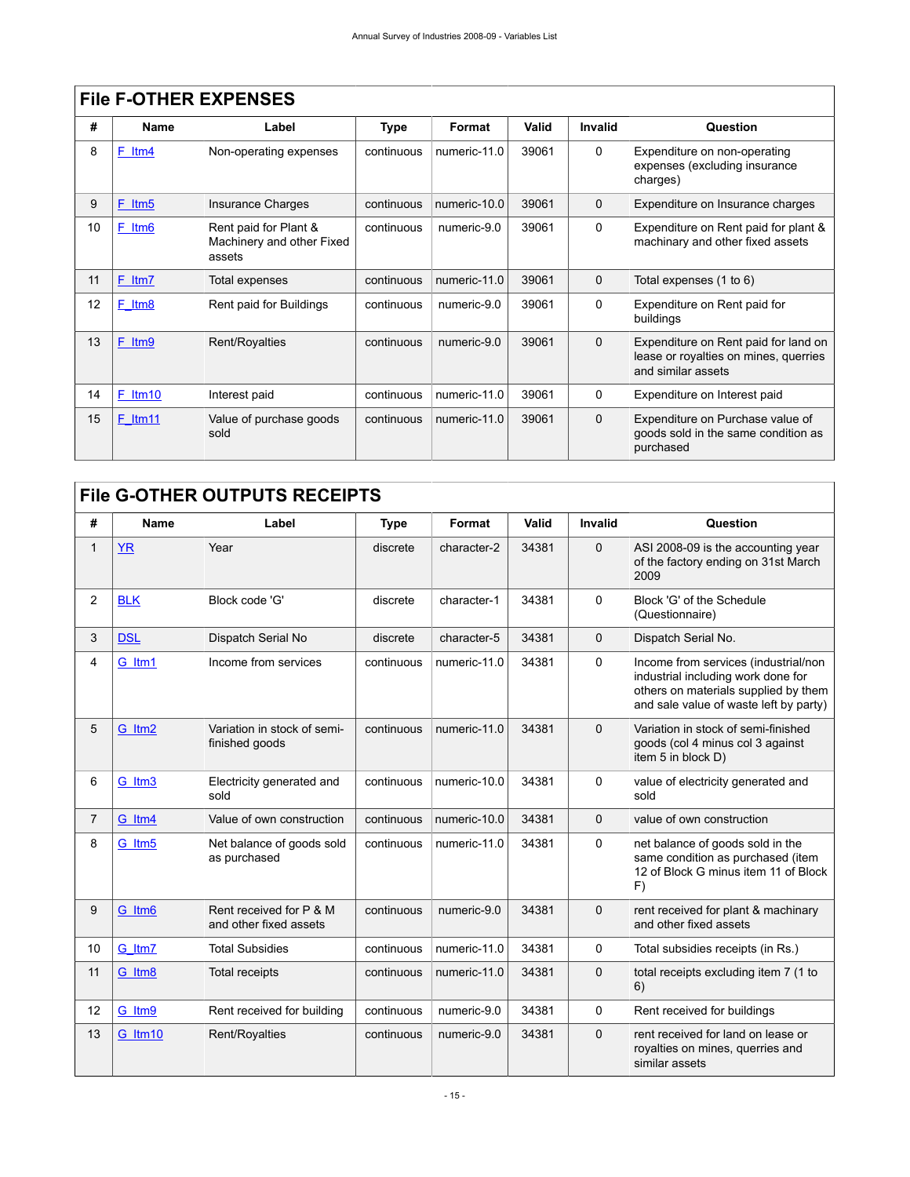## File F-OTHER EXPENSES

| # | Name | Label | Type | Format | Valid | Invalid | Question |
|---|---|---|---|---|---|---|---|
| 8 | F_Itm4 | Non-operating expenses | continuous | numeric-11.0 | 39061 | 0 | Expenditure on non-operating expenses (excluding insurance charges) |
| 9 | F_Itm5 | Insurance Charges | continuous | numeric-10.0 | 39061 | 0 | Expenditure on Insurance charges |
| 10 | F_Itm6 | Rent paid for Plant & Machinery and other Fixed assets | continuous | numeric-9.0 | 39061 | 0 | Expenditure on Rent paid for plant & machinary and other fixed assets |
| 11 | F_Itm7 | Total expenses | continuous | numeric-11.0 | 39061 | 0 | Total expenses (1 to 6) |
| 12 | F_Itm8 | Rent paid for Buildings | continuous | numeric-9.0 | 39061 | 0 | Expenditure on Rent paid for buildings |
| 13 | F_Itm9 | Rent/Royalties | continuous | numeric-9.0 | 39061 | 0 | Expenditure on Rent paid for land on lease or royalties on mines, querries and similar assets |
| 14 | F_Itm10 | Interest paid | continuous | numeric-11.0 | 39061 | 0 | Expenditure on Interest paid |
| 15 | F_Itm11 | Value of purchase goods sold | continuous | numeric-11.0 | 39061 | 0 | Expenditure on Purchase value of goods sold in the same condition as purchased |

## File G-OTHER OUTPUTS RECEIPTS

| # | Name | Label | Type | Format | Valid | Invalid | Question |
|---|---|---|---|---|---|---|---|
| 1 | YR | Year | discrete | character-2 | 34381 | 0 | ASI 2008-09 is the accounting year of the factory ending on 31st March 2009 |
| 2 | BLK | Block code 'G' | discrete | character-1 | 34381 | 0 | Block 'G' of the Schedule (Questionnaire) |
| 3 | DSL | Dispatch Serial No | discrete | character-5 | 34381 | 0 | Dispatch Serial No. |
| 4 | G_Itm1 | Income from services | continuous | numeric-11.0 | 34381 | 0 | Income from services (industrial/non industrial including work done for others on materials supplied by them and sale value of waste left by party) |
| 5 | G_Itm2 | Variation in stock of semi-finished goods | continuous | numeric-11.0 | 34381 | 0 | Variation in stock of semi-finished goods (col 4 minus col 3 against item 5 in block D) |
| 6 | G_Itm3 | Electricity generated and sold | continuous | numeric-10.0 | 34381 | 0 | value of electricity generated and sold |
| 7 | G_Itm4 | Value of own construction | continuous | numeric-10.0 | 34381 | 0 | value of own construction |
| 8 | G_Itm5 | Net balance of goods sold as purchased | continuous | numeric-11.0 | 34381 | 0 | net balance of goods sold in the same condition as purchased (item 12 of Block G minus item 11 of Block F) |
| 9 | G_Itm6 | Rent received for P & M and other fixed assets | continuous | numeric-9.0 | 34381 | 0 | rent received for plant & machinary and other fixed assets |
| 10 | G_Itm7 | Total Subsidies | continuous | numeric-11.0 | 34381 | 0 | Total subsidies receipts (in Rs.) |
| 11 | G_Itm8 | Total receipts | continuous | numeric-11.0 | 34381 | 0 | total receipts excluding item 7 (1 to 6) |
| 12 | G_Itm9 | Rent received for building | continuous | numeric-9.0 | 34381 | 0 | Rent received for buildings |
| 13 | G_Itm10 | Rent/Royalties | continuous | numeric-9.0 | 34381 | 0 | rent received for land on lease or royalties on mines, querries and similar assets |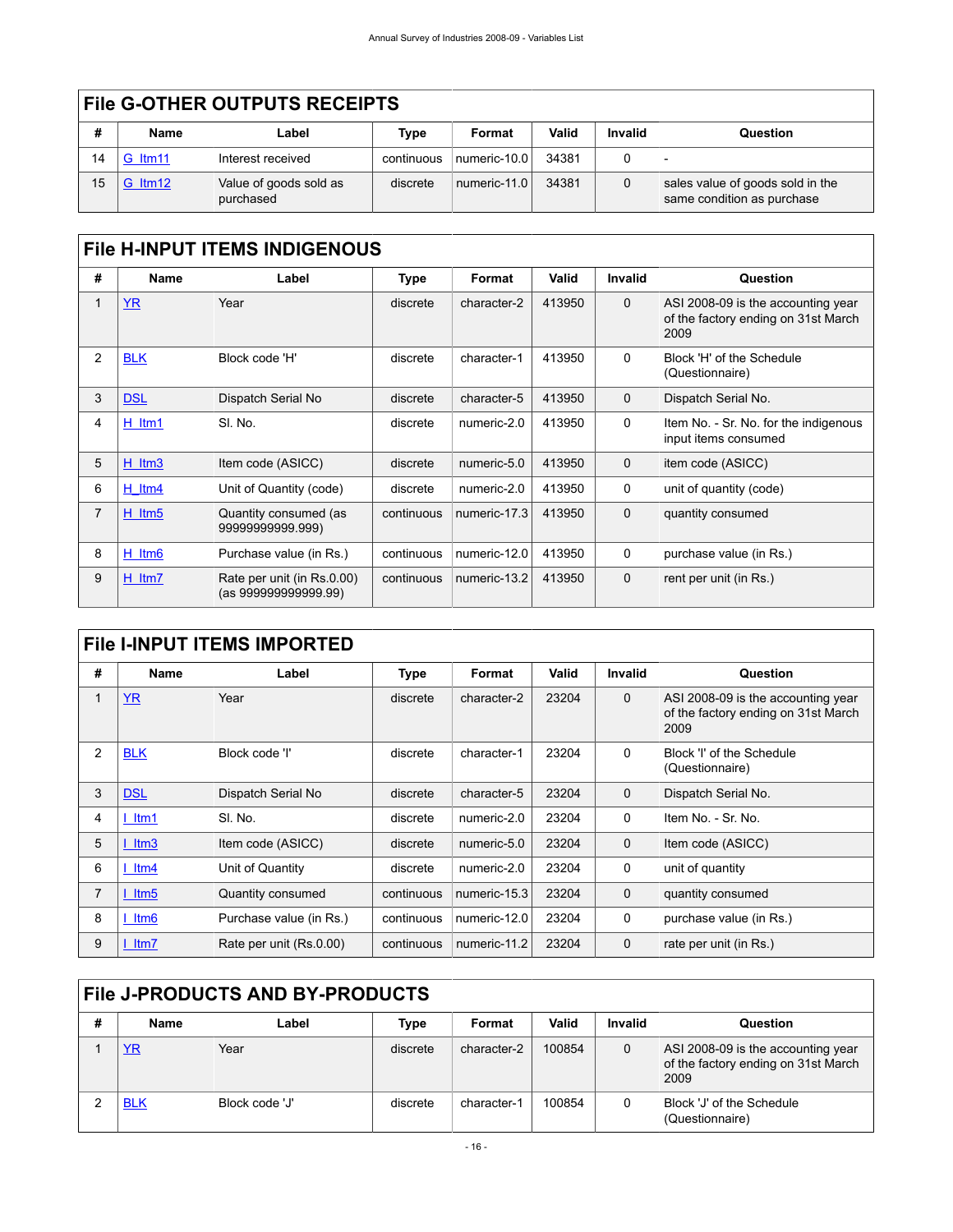## File G-OTHER OUTPUTS RECEIPTS

| # | Name | Label | Type | Format | Valid | Invalid | Question |
|---|---|---|---|---|---|---|---|
| 14 | G_Itm11 | Interest received | continuous | numeric-10.0 | 34381 | 0 | - |
| 15 | G_Itm12 | Value of goods sold as purchased | discrete | numeric-11.0 | 34381 | 0 | sales value of goods sold in the same condition as purchase |

## File H-INPUT ITEMS INDIGENOUS

| # | Name | Label | Type | Format | Valid | Invalid | Question |
|---|---|---|---|---|---|---|---|
| 1 | YR | Year | discrete | character-2 | 413950 | 0 | ASI 2008-09 is the accounting year of the factory ending on 31st March 2009 |
| 2 | BLK | Block code 'H' | discrete | character-1 | 413950 | 0 | Block 'H' of the Schedule (Questionnaire) |
| 3 | DSL | Dispatch Serial No | discrete | character-5 | 413950 | 0 | Dispatch Serial No. |
| 4 | H_Itm1 | Sl. No. | discrete | numeric-2.0 | 413950 | 0 | Item No. - Sr. No. for the indigenous input items consumed |
| 5 | H_Itm3 | Item code (ASICC) | discrete | numeric-5.0 | 413950 | 0 | item code (ASICC) |
| 6 | H_Itm4 | Unit of Quantity (code) | discrete | numeric-2.0 | 413950 | 0 | unit of quantity (code) |
| 7 | H_Itm5 | Quantity consumed (as 99999999999.999) | continuous | numeric-17.3 | 413950 | 0 | quantity consumed |
| 8 | H_Itm6 | Purchase value (in Rs.) | continuous | numeric-12.0 | 413950 | 0 | purchase value (in Rs.) |
| 9 | H_Itm7 | Rate per unit (in Rs.0.00) (as 999999999999.99) | continuous | numeric-13.2 | 413950 | 0 | rent per unit (in Rs.) |

## File I-INPUT ITEMS IMPORTED

| # | Name | Label | Type | Format | Valid | Invalid | Question |
|---|---|---|---|---|---|---|---|
| 1 | YR | Year | discrete | character-2 | 23204 | 0 | ASI 2008-09 is the accounting year of the factory ending on 31st March 2009 |
| 2 | BLK | Block code 'I' | discrete | character-1 | 23204 | 0 | Block 'I' of the Schedule (Questionnaire) |
| 3 | DSL | Dispatch Serial No | discrete | character-5 | 23204 | 0 | Dispatch Serial No. |
| 4 | I_Itm1 | Sl. No. | discrete | numeric-2.0 | 23204 | 0 | Item No. - Sr. No. |
| 5 | I_Itm3 | Item code (ASICC) | discrete | numeric-5.0 | 23204 | 0 | Item code (ASICC) |
| 6 | I_Itm4 | Unit of Quantity | discrete | numeric-2.0 | 23204 | 0 | unit of quantity |
| 7 | I_Itm5 | Quantity consumed | continuous | numeric-15.3 | 23204 | 0 | quantity consumed |
| 8 | I_Itm6 | Purchase value (in Rs.) | continuous | numeric-12.0 | 23204 | 0 | purchase value (in Rs.) |
| 9 | I_Itm7 | Rate per unit (Rs.0.00) | continuous | numeric-11.2 | 23204 | 0 | rate per unit (in Rs.) |

## File J-PRODUCTS AND BY-PRODUCTS

| # | Name | Label | Type | Format | Valid | Invalid | Question |
|---|---|---|---|---|---|---|---|
| 1 | YR | Year | discrete | character-2 | 100854 | 0 | ASI 2008-09 is the accounting year of the factory ending on 31st March 2009 |
| 2 | BLK | Block code 'J' | discrete | character-1 | 100854 | 0 | Block 'J' of the Schedule (Questionnaire) |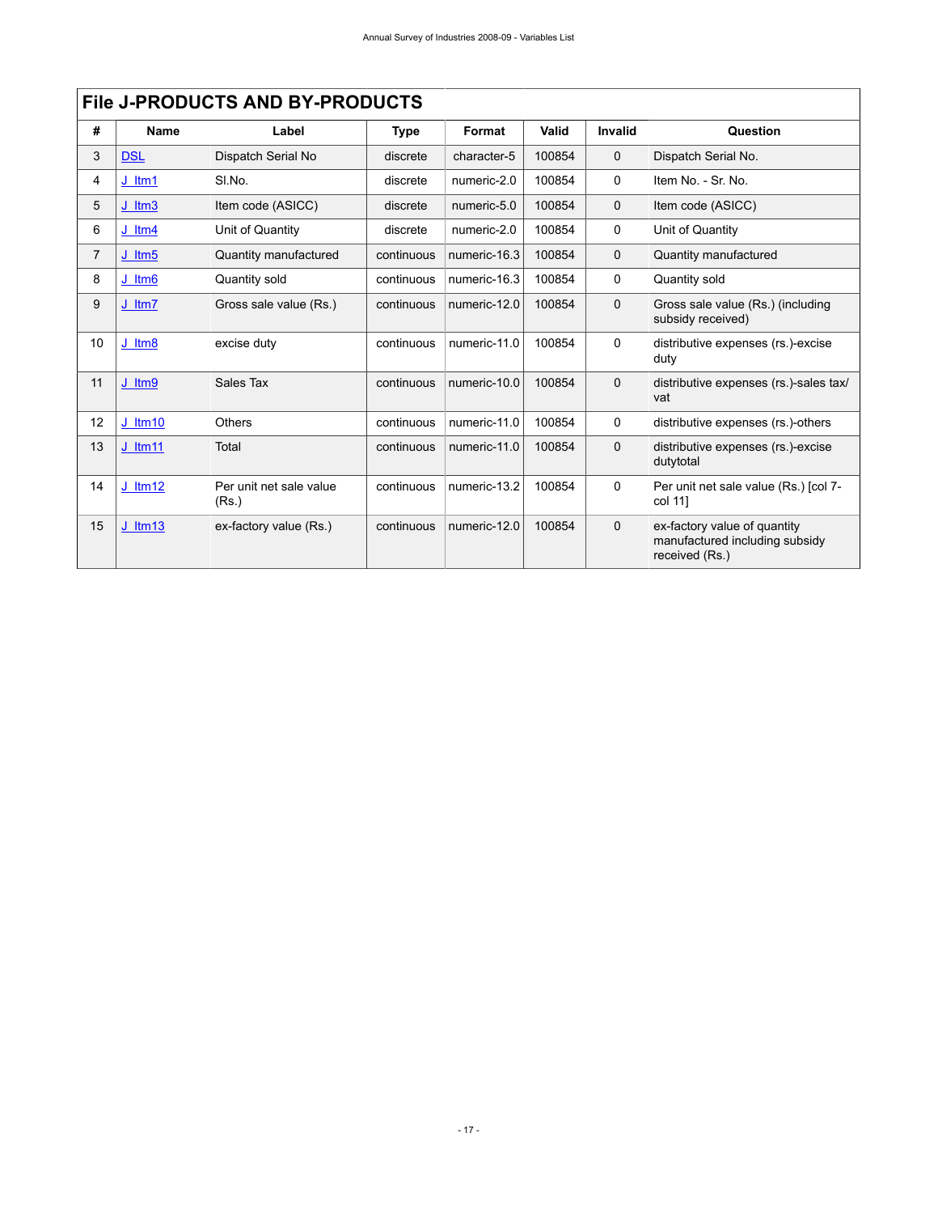## File J-PRODUCTS AND BY-PRODUCTS

| # | Name | Label | Type | Format | Valid | Invalid | Question |
|---|---|---|---|---|---|---|---|
| 3 | DSL | Dispatch Serial No | discrete | character-5 | 100854 | 0 | Dispatch Serial No. |
| 4 | J_Itm1 | Sl.No. | discrete | numeric-2.0 | 100854 | 0 | Item No. - Sr. No. |
| 5 | J_Itm3 | Item code (ASICC) | discrete | numeric-5.0 | 100854 | 0 | Item code (ASICC) |
| 6 | J_Itm4 | Unit of Quantity | discrete | numeric-2.0 | 100854 | 0 | Unit of Quantity |
| 7 | J_Itm5 | Quantity manufactured | continuous | numeric-16.3 | 100854 | 0 | Quantity manufactured |
| 8 | J_Itm6 | Quantity sold | continuous | numeric-16.3 | 100854 | 0 | Quantity sold |
| 9 | J_Itm7 | Gross sale value (Rs.) | continuous | numeric-12.0 | 100854 | 0 | Gross sale value (Rs.) (including subsidy received) |
| 10 | J_Itm8 | excise duty | continuous | numeric-11.0 | 100854 | 0 | distributive expenses (rs.)-excise duty |
| 11 | J_Itm9 | Sales Tax | continuous | numeric-10.0 | 100854 | 0 | distributive expenses (rs.)-sales tax/ vat |
| 12 | J_Itm10 | Others | continuous | numeric-11.0 | 100854 | 0 | distributive expenses (rs.)-others |
| 13 | J_Itm11 | Total | continuous | numeric-11.0 | 100854 | 0 | distributive expenses (rs.)-excise dutytotal |
| 14 | J_Itm12 | Per unit net sale value (Rs.) | continuous | numeric-13.2 | 100854 | 0 | Per unit net sale value (Rs.) [col 7-col 11] |
| 15 | J_Itm13 | ex-factory value (Rs.) | continuous | numeric-12.0 | 100854 | 0 | ex-factory value of quantity manufactured including subsidy received (Rs.) |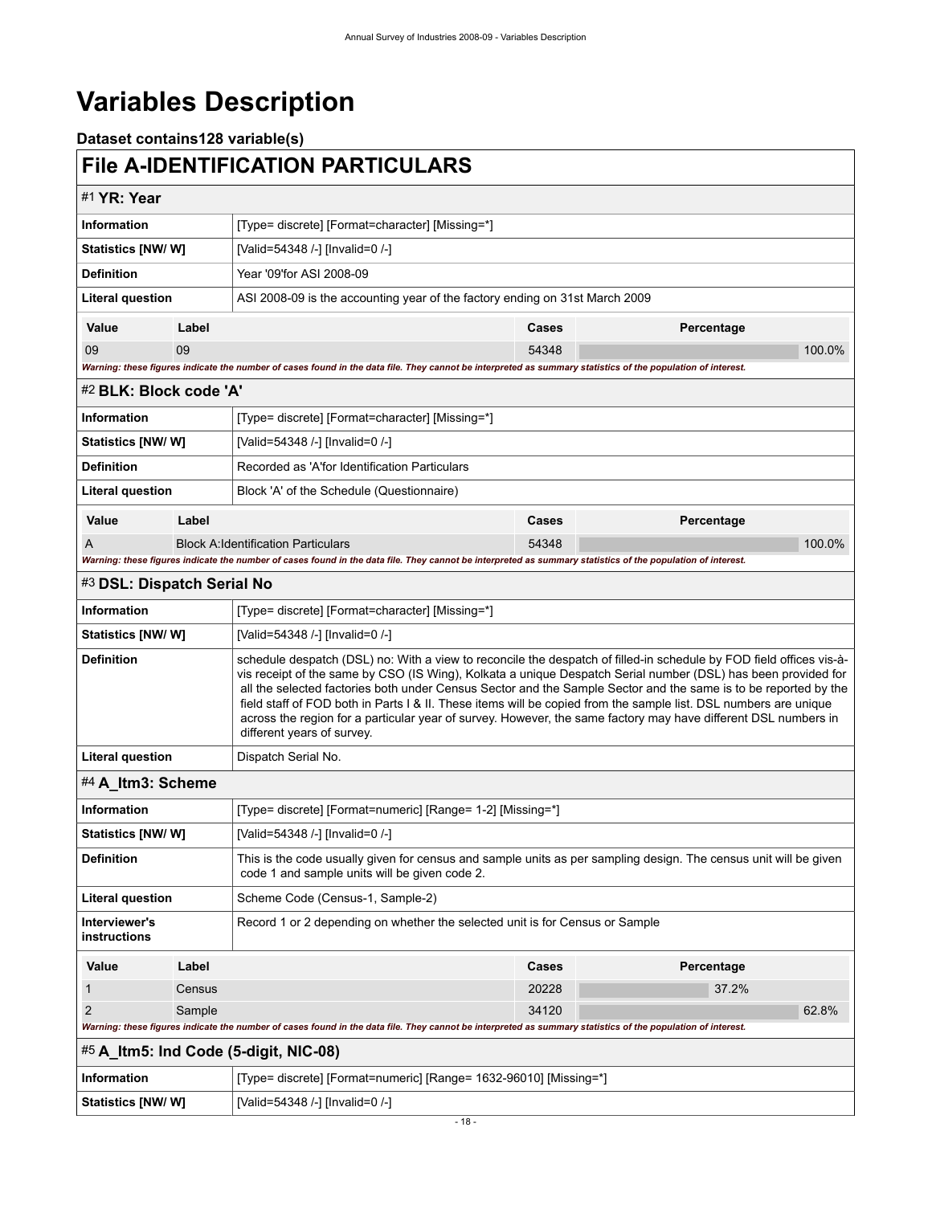# Variables Description

**Dataset contains128 variable(s)**

## File A-IDENTIFICATION PARTICULARS

### #1 YR: Year

| | |
|---|---|
| **Information** | [Type= discrete] [Format=character] [Missing=*] |
| **Statistics [NW/ W]** | [Valid=54348 /-] [Invalid=0 /-] |
| **Definition** | Year '09'for ASI 2008-09 |
| **Literal question** | ASI 2008-09 is the accounting year of the factory ending on 31st March 2009 |

| Value | Label | Cases | Percentage |
|---|---|---|---|
| 09 | 09 | 54348 | 100.0% |

*Warning: these figures indicate the number of cases found in the data file. They cannot be interpreted as summary statistics of the population of interest.*

### #2 BLK: Block code 'A'

| | |
|---|---|
| **Information** | [Type= discrete] [Format=character] [Missing=*] |
| **Statistics [NW/ W]** | [Valid=54348 /-] [Invalid=0 /-] |
| **Definition** | Recorded as 'A'for Identification Particulars |
| **Literal question** | Block 'A' of the Schedule (Questionnaire) |

| Value | Label | Cases | Percentage |
|---|---|---|---|
| A | Block A:Identification Particulars | 54348 | 100.0% |

*Warning: these figures indicate the number of cases found in the data file. They cannot be interpreted as summary statistics of the population of interest.*

### #3 DSL: Dispatch Serial No

| | |
|---|---|
| **Information** | [Type= discrete] [Format=character] [Missing=*] |
| **Statistics [NW/ W]** | [Valid=54348 /-] [Invalid=0 /-] |
| **Definition** | schedule despatch (DSL) no: With a view to reconcile the despatch of filled-in schedule by FOD field offices vis-à-vis receipt of the same by CSO (IS Wing), Kolkata a unique Despatch Serial number (DSL) has been provided for all the selected factories both under Census Sector and the Sample Sector and the same is to be reported by the field staff of FOD both in Parts I & II. These items will be copied from the sample list. DSL numbers are unique across the region for a particular year of survey. However, the same factory may have different DSL numbers in different years of survey. |
| **Literal question** | Dispatch Serial No. |

### #4 A_Itm3: Scheme

| | |
|---|---|
| **Information** | [Type= discrete] [Format=numeric] [Range= 1-2] [Missing=*] |
| **Statistics [NW/ W]** | [Valid=54348 /-] [Invalid=0 /-] |
| **Definition** | This is the code usually given for census and sample units as per sampling design. The census unit will be given code 1 and sample units will be given code 2. |
| **Literal question** | Scheme Code (Census-1, Sample-2) |
| **Interviewer's instructions** | Record 1 or 2 depending on whether the selected unit is for Census or Sample |

| Value | Label | Cases | Percentage |
|---|---|---|---|
| 1 | Census | 20228 | 37.2% |
| 2 | Sample | 34120 | 62.8% |

*Warning: these figures indicate the number of cases found in the data file. They cannot be interpreted as summary statistics of the population of interest.*

### #5 A_Itm5: Ind Code (5-digit, NIC-08)

| | |
|---|---|
| **Information** | [Type= discrete] [Format=numeric] [Range= 1632-96010] [Missing=*] |
| **Statistics [NW/ W]** | [Valid=54348 /-] [Invalid=0 /-] |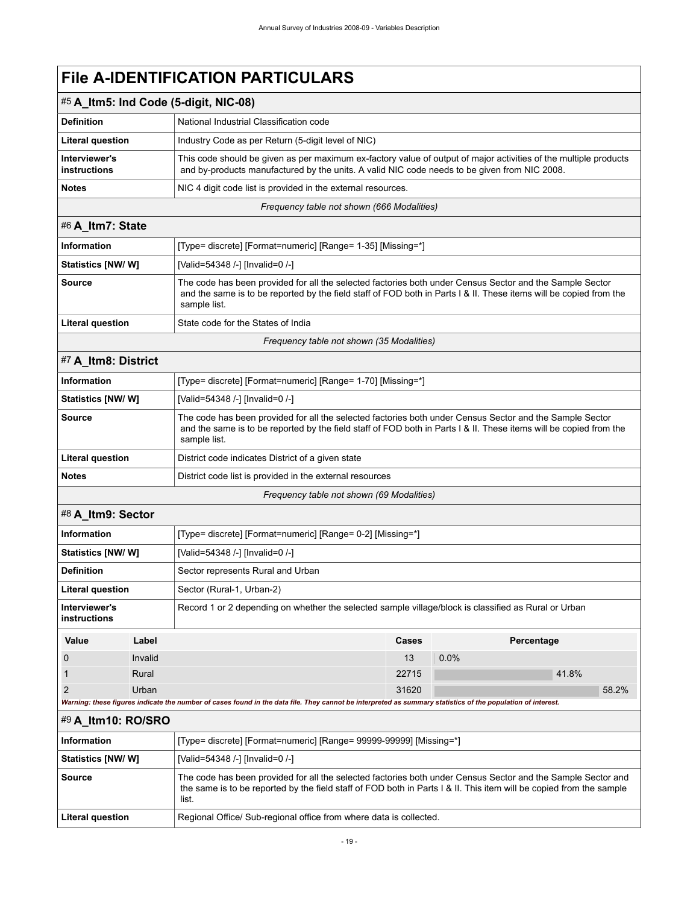# File A-IDENTIFICATION PARTICULARS

## #5 A_Itm5: Ind Code (5-digit, NIC-08)

| | |
|---|---|
| **Definition** | National Industrial Classification code |
| **Literal question** | Industry Code as per Return (5-digit level of NIC) |
| **Interviewer's instructions** | This code should be given as per maximum ex-factory value of output of major activities of the multiple products and by-products manufactured by the units. A valid NIC code needs to be given from NIC 2008. |
| **Notes** | NIC 4 digit code list is provided in the external resources. |

*Frequency table not shown (666 Modalities)*

## #6 A_Itm7: State

| | |
|---|---|
| **Information** | [Type= discrete] [Format=numeric] [Range= 1-35] [Missing=*] |
| **Statistics [NW/ W]** | [Valid=54348 /-] [Invalid=0 /-] |
| **Source** | The code has been provided for all the selected factories both under Census Sector and the Sample Sector and the same is to be reported by the field staff of FOD both in Parts I & II. These items will be copied from the sample list. |
| **Literal question** | State code for the States of India |

*Frequency table not shown (35 Modalities)*

## #7 A_Itm8: District

| | |
|---|---|
| **Information** | [Type= discrete] [Format=numeric] [Range= 1-70] [Missing=*] |
| **Statistics [NW/ W]** | [Valid=54348 /-] [Invalid=0 /-] |
| **Source** | The code has been provided for all the selected factories both under Census Sector and the Sample Sector and the same is to be reported by the field staff of FOD both in Parts I & II. These items will be copied from the sample list. |
| **Literal question** | District code indicates District of a given state |
| **Notes** | District code list is provided in the external resources |

*Frequency table not shown (69 Modalities)*

## #8 A_Itm9: Sector

| | |
|---|---|
| **Information** | [Type= discrete] [Format=numeric] [Range= 0-2] [Missing=*] |
| **Statistics [NW/ W]** | [Valid=54348 /-] [Invalid=0 /-] |
| **Definition** | Sector represents Rural and Urban |
| **Literal question** | Sector (Rural-1, Urban-2) |
| **Interviewer's instructions** | Record 1 or 2 depending on whether the selected sample village/block is classified as Rural or Urban |

| Value | Label | Cases | Percentage |
|---|---|---|---|
| 0 | Invalid | 13 | 0.0% |
| 1 | Rural | 22715 | 41.8% |
| 2 | Urban | 31620 | 58.2% |

*Warning: these figures indicate the number of cases found in the data file. They cannot be interpreted as summary statistics of the population of interest.*

## #9 A_Itm10: RO/SRO

| | |
|---|---|
| **Information** | [Type= discrete] [Format=numeric] [Range= 99999-99999] [Missing=*] |
| **Statistics [NW/ W]** | [Valid=54348 /-] [Invalid=0 /-] |
| **Source** | The code has been provided for all the selected factories both under Census Sector and the Sample Sector and the same is to be reported by the field staff of FOD both in Parts I & II. This item will be copied from the sample list. |
| **Literal question** | Regional Office/ Sub-regional office from where data is collected. |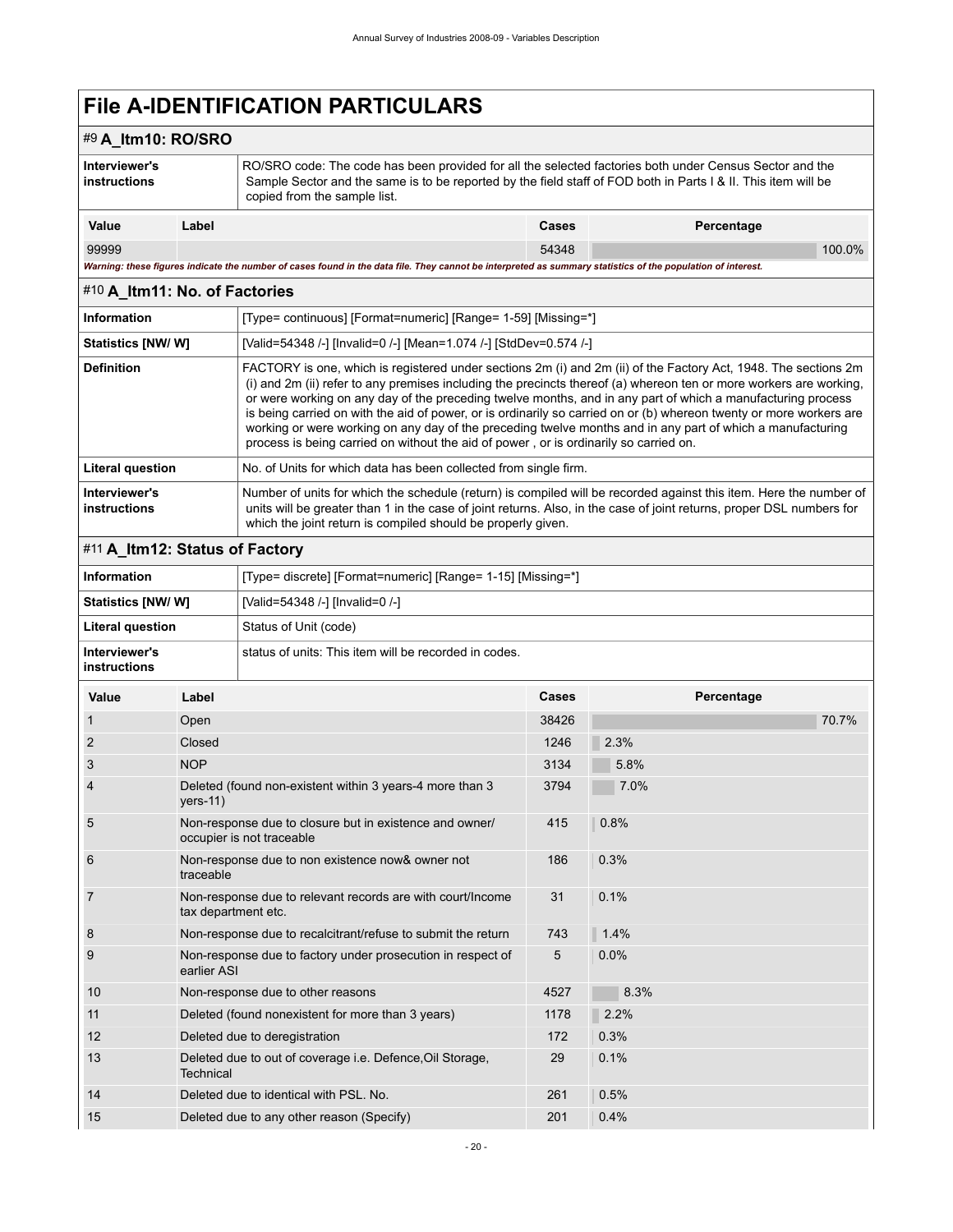# File A-IDENTIFICATION PARTICULARS

## #9 A_Itm10: RO/SRO

| | |
|---|---|
| **Interviewer's instructions** | RO/SRO code: The code has been provided for all the selected factories both under Census Sector and the Sample Sector and the same is to be reported by the field staff of FOD both in Parts I & II. This item will be copied from the sample list. |

| Value | Label | Cases | Percentage |
|---|---|---|---|
| 99999 | | 54348 | 100.0% |

*Warning: these figures indicate the number of cases found in the data file. They cannot be interpreted as summary statistics of the population of interest.*

## #10 A_Itm11: No. of Factories

| | |
|---|---|
| **Information** | [Type= continuous] [Format=numeric] [Range= 1-59] [Missing=*] |
| **Statistics [NW/ W]** | [Valid=54348 /-] [Invalid=0 /-] [Mean=1.074 /-] [StdDev=0.574 /-] |
| **Definition** | FACTORY is one, which is registered under sections 2m (i) and 2m (ii) of the Factory Act, 1948. The sections 2m (i) and 2m (ii) refer to any premises including the precincts thereof (a) whereon ten or more workers are working, or were working on any day of the preceding twelve months, and in any part of which a manufacturing process is being carried on with the aid of power, or is ordinarily so carried on or (b) whereon twenty or more workers are working or were working on any day of the preceding twelve months and in any part of which a manufacturing process is being carried on without the aid of power , or is ordinarily so carried on. |
| **Literal question** | No. of Units for which data has been collected from single firm. |
| **Interviewer's instructions** | Number of units for which the schedule (return) is compiled will be recorded against this item. Here the number of units will be greater than 1 in the case of joint returns. Also, in the case of joint returns, proper DSL numbers for which the joint return is compiled should be properly given. |

## #11 A_Itm12: Status of Factory

| | |
|---|---|
| **Information** | [Type= discrete] [Format=numeric] [Range= 1-15] [Missing=*] |
| **Statistics [NW/ W]** | [Valid=54348 /-] [Invalid=0 /-] |
| **Literal question** | Status of Unit (code) |
| **Interviewer's instructions** | status of units: This item will be recorded in codes. |

| Value | Label | Cases | Percentage |
|---|---|---|---|
| 1 | Open | 38426 | 70.7% |
| 2 | Closed | 1246 | 2.3% |
| 3 | NOP | 3134 | 5.8% |
| 4 | Deleted (found non-existent within 3 years-4 more than 3 yers-11) | 3794 | 7.0% |
| 5 | Non-response due to closure but in existence and owner/ occupier is not traceable | 415 | 0.8% |
| 6 | Non-response due to non existence now& owner not traceable | 186 | 0.3% |
| 7 | Non-response due to relevant records are with court/Income tax department etc. | 31 | 0.1% |
| 8 | Non-response due to recalcitrant/refuse to submit the return | 743 | 1.4% |
| 9 | Non-response due to factory under prosecution in respect of earlier ASI | 5 | 0.0% |
| 10 | Non-response due to other reasons | 4527 | 8.3% |
| 11 | Deleted (found nonexistent for more than 3 years) | 1178 | 2.2% |
| 12 | Deleted due to deregistration | 172 | 0.3% |
| 13 | Deleted due to out of coverage i.e. Defence,Oil Storage, Technical | 29 | 0.1% |
| 14 | Deleted due to identical with PSL. No. | 261 | 0.5% |
| 15 | Deleted due to any other reason (Specify) | 201 | 0.4% |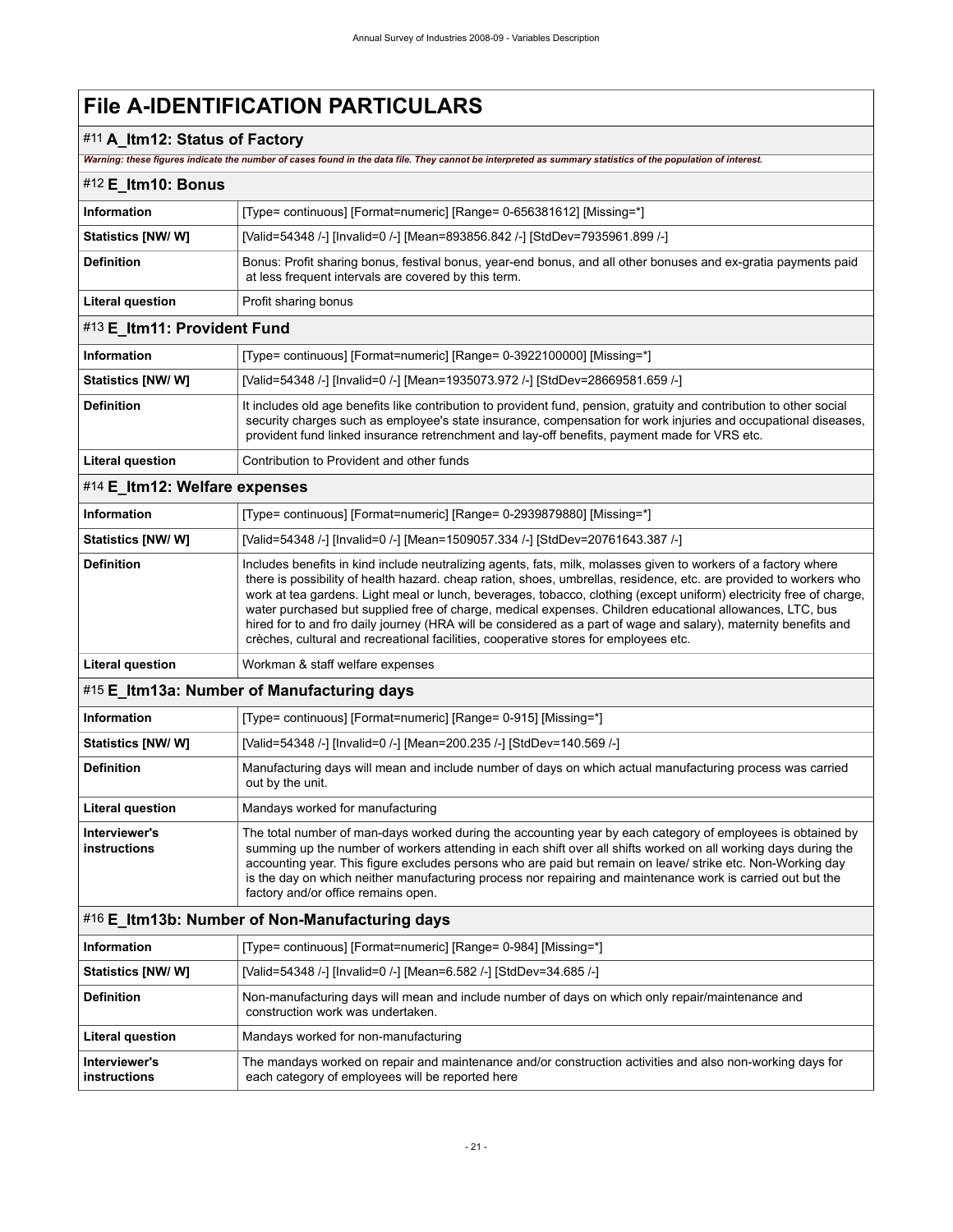# File A-IDENTIFICATION PARTICULARS

## #11 A_Itm12: Status of Factory

***Warning: these figures indicate the number of cases found in the data file. They cannot be interpreted as summary statistics of the population of interest.***

## #12 E_Itm10: Bonus

| | |
|---|---|
| **Information** | [Type= continuous] [Format=numeric] [Range= 0-656381612] [Missing=*] |
| **Statistics [NW/ W]** | [Valid=54348 /-] [Invalid=0 /-] [Mean=893856.842 /-] [StdDev=7935961.899 /-] |
| **Definition** | Bonus: Profit sharing bonus, festival bonus, year-end bonus, and all other bonuses and ex-gratia payments paid at less frequent intervals are covered by this term. |
| **Literal question** | Profit sharing bonus |

## #13 E_Itm11: Provident Fund

| | |
|---|---|
| **Information** | [Type= continuous] [Format=numeric] [Range= 0-3922100000] [Missing=*] |
| **Statistics [NW/ W]** | [Valid=54348 /-] [Invalid=0 /-] [Mean=1935073.972 /-] [StdDev=28669581.659 /-] |
| **Definition** | It includes old age benefits like contribution to provident fund, pension, gratuity and contribution to other social security charges such as employee's state insurance, compensation for work injuries and occupational diseases, provident fund linked insurance retrenchment and lay-off benefits, payment made for VRS etc. |
| **Literal question** | Contribution to Provident and other funds |

## #14 E_Itm12: Welfare expenses

| | |
|---|---|
| **Information** | [Type= continuous] [Format=numeric] [Range= 0-2939879880] [Missing=*] |
| **Statistics [NW/ W]** | [Valid=54348 /-] [Invalid=0 /-] [Mean=1509057.334 /-] [StdDev=20761643.387 /-] |
| **Definition** | Includes benefits in kind include neutralizing agents, fats, milk, molasses given to workers of a factory where there is possibility of health hazard. cheap ration, shoes, umbrellas, residence, etc. are provided to workers who work at tea gardens. Light meal or lunch, beverages, tobacco, clothing (except uniform) electricity free of charge, water purchased but supplied free of charge, medical expenses. Children educational allowances, LTC, bus hired for to and fro daily journey (HRA will be considered as a part of wage and salary), maternity benefits and crèches, cultural and recreational facilities, cooperative stores for employees etc. |
| **Literal question** | Workman & staff welfare expenses |

## #15 E_Itm13a: Number of Manufacturing days

| | |
|---|---|
| **Information** | [Type= continuous] [Format=numeric] [Range= 0-915] [Missing=*] |
| **Statistics [NW/ W]** | [Valid=54348 /-] [Invalid=0 /-] [Mean=200.235 /-] [StdDev=140.569 /-] |
| **Definition** | Manufacturing days will mean and include number of days on which actual manufacturing process was carried out by the unit. |
| **Literal question** | Mandays worked for manufacturing |
| **Interviewer's instructions** | The total number of man-days worked during the accounting year by each category of employees is obtained by summing up the number of workers attending in each shift over all shifts worked on all working days during the accounting year. This figure excludes persons who are paid but remain on leave/ strike etc. Non-Working day is the day on which neither manufacturing process nor repairing and maintenance work is carried out but the factory and/or office remains open. |

## #16 E_Itm13b: Number of Non-Manufacturing days

| | |
|---|---|
| **Information** | [Type= continuous] [Format=numeric] [Range= 0-984] [Missing=*] |
| **Statistics [NW/ W]** | [Valid=54348 /-] [Invalid=0 /-] [Mean=6.582 /-] [StdDev=34.685 /-] |
| **Definition** | Non-manufacturing days will mean and include number of days on which only repair/maintenance and construction work was undertaken. |
| **Literal question** | Mandays worked for non-manufacturing |
| **Interviewer's instructions** | The mandays worked on repair and maintenance and/or construction activities and also non-working days for each category of employees will be reported here |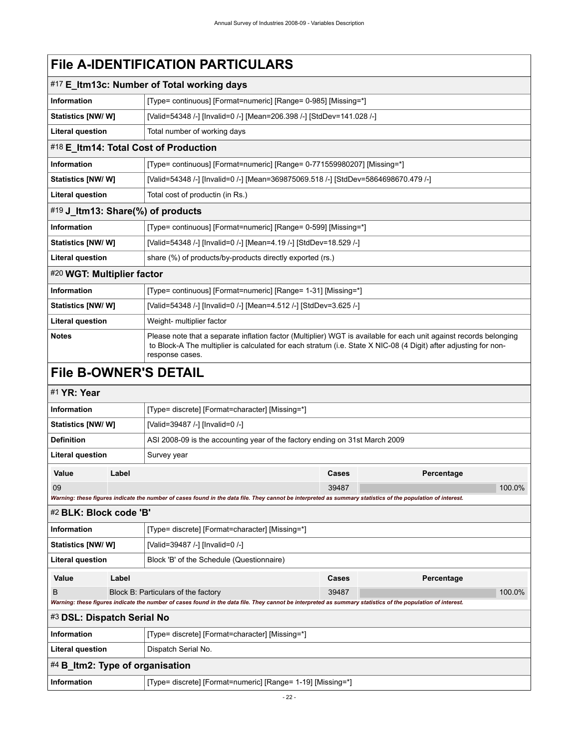# File A-IDENTIFICATION PARTICULARS

## #17 E_Itm13c: Number of Total working days

| | |
|---|---|
| **Information** | [Type= continuous] [Format=numeric] [Range= 0-985] [Missing=*] |
| **Statistics [NW/ W]** | [Valid=54348 /-] [Invalid=0 /-] [Mean=206.398 /-] [StdDev=141.028 /-] |
| **Literal question** | Total number of working days |

## #18 E_Itm14: Total Cost of Production

| | |
|---|---|
| **Information** | [Type= continuous] [Format=numeric] [Range= 0-771559980207] [Missing=*] |
| **Statistics [NW/ W]** | [Valid=54348 /-] [Invalid=0 /-] [Mean=369875069.518 /-] [StdDev=5864698670.479 /-] |
| **Literal question** | Total cost of productin (in Rs.) |

## #19 J_Itm13: Share(%) of products

| | |
|---|---|
| **Information** | [Type= continuous] [Format=numeric] [Range= 0-599] [Missing=*] |
| **Statistics [NW/ W]** | [Valid=54348 /-] [Invalid=0 /-] [Mean=4.19 /-] [StdDev=18.529 /-] |
| **Literal question** | share (%) of products/by-products directly exported (rs.) |

## #20 WGT: Multiplier factor

| | |
|---|---|
| **Information** | [Type= continuous] [Format=numeric] [Range= 1-31] [Missing=*] |
| **Statistics [NW/ W]** | [Valid=54348 /-] [Invalid=0 /-] [Mean=4.512 /-] [StdDev=3.625 /-] |
| **Literal question** | Weight- multiplier factor |
| **Notes** | Please note that a separate inflation factor (Multiplier) WGT is available for each unit against records belonging to Block-A The multiplier is calculated for each stratum (i.e. State X NIC-08 (4 Digit) after adjusting for non-response cases. |

# File B-OWNER'S DETAIL

## #1 YR: Year

| | |
|---|---|
| **Information** | [Type= discrete] [Format=character] [Missing=*] |
| **Statistics [NW/ W]** | [Valid=39487 /-] [Invalid=0 /-] |
| **Definition** | ASI 2008-09 is the accounting year of the factory ending on 31st March 2009 |
| **Literal question** | Survey year |

| Value | Label | Cases | Percentage |
|---|---|---|---|
| 09 | | 39487 | 100.0% |

*Warning: these figures indicate the number of cases found in the data file. They cannot be interpreted as summary statistics of the population of interest.*

## #2 BLK: Block code 'B'

| | |
|---|---|
| **Information** | [Type= discrete] [Format=character] [Missing=*] |
| **Statistics [NW/ W]** | [Valid=39487 /-] [Invalid=0 /-] |
| **Literal question** | Block 'B' of the Schedule (Questionnaire) |

| Value | Label | Cases | Percentage |
|---|---|---|---|
| B | Block B: Particulars of the factory | 39487 | 100.0% |

*Warning: these figures indicate the number of cases found in the data file. They cannot be interpreted as summary statistics of the population of interest.*

## #3 DSL: Dispatch Serial No

| | |
|---|---|
| **Information** | [Type= discrete] [Format=character] [Missing=*] |
| **Literal question** | Dispatch Serial No. |

## #4 B_Itm2: Type of organisation

| | |
|---|---|
| **Information** | [Type= discrete] [Format=numeric] [Range= 1-19] [Missing=*] |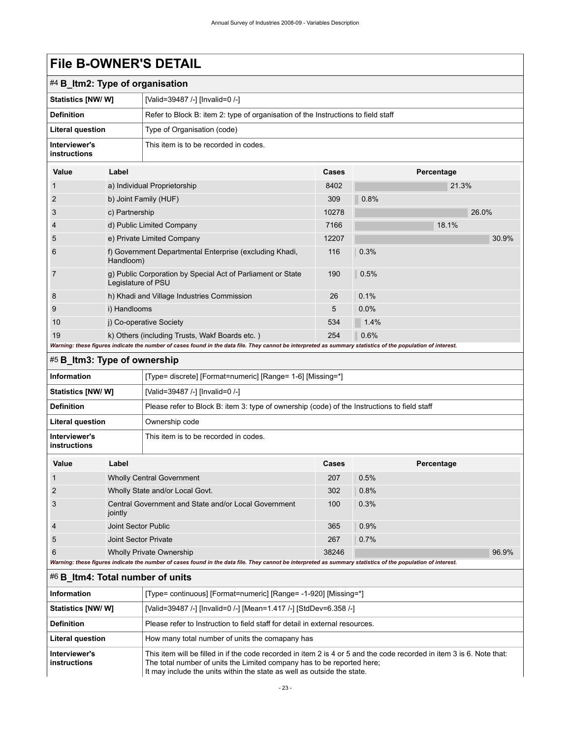# File B-OWNER'S DETAIL

## #4 B_Itm2: Type of organisation

| | |
|---|---|
| **Statistics [NW/ W]** | [Valid=39487 /-] [Invalid=0 /-] |
| **Definition** | Refer to Block B: item 2: type of organisation of the Instructions to field staff |
| **Literal question** | Type of Organisation (code) |
| **Interviewer's instructions** | This item is to be recorded in codes. |

| Value | Label | Cases | Percentage |
|---|---|---|---|
| 1 | a) Individual Proprietorship | 8402 | 21.3% |
| 2 | b) Joint Family (HUF) | 309 | 0.8% |
| 3 | c) Partnership | 10278 | 26.0% |
| 4 | d) Public Limited Company | 7166 | 18.1% |
| 5 | e) Private Limited Company | 12207 | 30.9% |
| 6 | f) Government Departmental Enterprise (excluding Khadi, Handloom) | 116 | 0.3% |
| 7 | g) Public Corporation by Special Act of Parliament or State Legislature of PSU | 190 | 0.5% |
| 8 | h) Khadi and Village Industries Commission | 26 | 0.1% |
| 9 | i) Handlooms | 5 | 0.0% |
| 10 | j) Co-operative Society | 534 | 1.4% |
| 19 | k) Others (including Trusts, Wakf Boards etc. ) | 254 | 0.6% |

***Warning: these figures indicate the number of cases found in the data file. They cannot be interpreted as summary statistics of the population of interest.***

## #5 B_Itm3: Type of ownership

| | |
|---|---|
| **Information** | [Type= discrete] [Format=numeric] [Range= 1-6] [Missing=*] |
| **Statistics [NW/ W]** | [Valid=39487 /-] [Invalid=0 /-] |
| **Definition** | Please refer to Block B: item 3: type of ownership (code) of the Instructions to field staff |
| **Literal question** | Ownership code |
| **Interviewer's instructions** | This item is to be recorded in codes. |

| Value | Label | Cases | Percentage |
|---|---|---|---|
| 1 | Wholly Central Government | 207 | 0.5% |
| 2 | Wholly State and/or Local Govt. | 302 | 0.8% |
| 3 | Central Government and State and/or Local Government jointly | 100 | 0.3% |
| 4 | Joint Sector Public | 365 | 0.9% |
| 5 | Joint Sector Private | 267 | 0.7% |
| 6 | Wholly Private Ownership | 38246 | 96.9% |

***Warning: these figures indicate the number of cases found in the data file. They cannot be interpreted as summary statistics of the population of interest.***

## #6 B_Itm4: Total number of units

| | |
|---|---|
| **Information** | [Type= continuous] [Format=numeric] [Range= -1-920] [Missing=*] |
| **Statistics [NW/ W]** | [Valid=39487 /-] [Invalid=0 /-] [Mean=1.417 /-] [StdDev=6.358 /-] |
| **Definition** | Please refer to Instruction to field staff for detail in external resources. |
| **Literal question** | How many total number of units the comapany has |
| **Interviewer's instructions** | This item will be filled in if the code recorded in item 2 is 4 or 5 and the code recorded in item 3 is 6. Note that: The total number of units the Limited company has to be reported here; It may include the units within the state as well as outside the state. |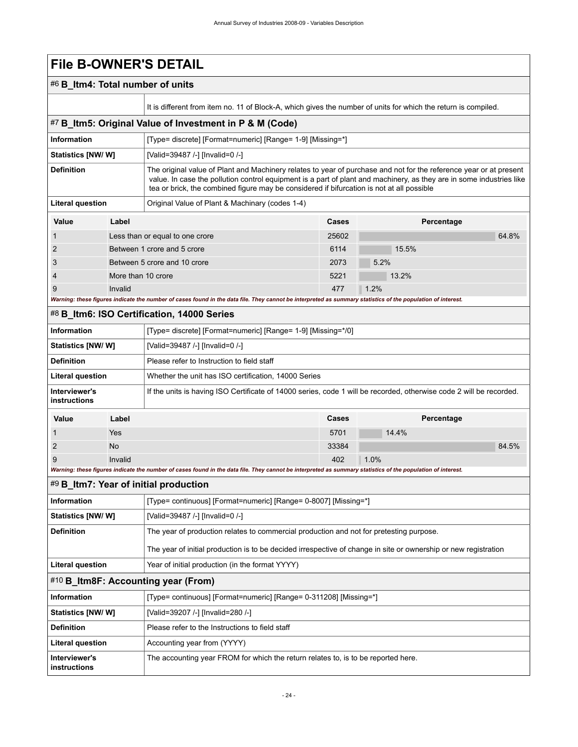# File B-OWNER'S DETAIL

## #6 B_Itm4: Total number of units

| | |
|---|---|
| | It is different from item no. 11 of Block-A, which gives the number of units for which the return is compiled. |

## #7 B_Itm5: Original Value of Investment in P & M (Code)

| | |
|---|---|
| **Information** | [Type= discrete] [Format=numeric] [Range= 1-9] [Missing=*] |
| **Statistics [NW/ W]** | [Valid=39487 /-] [Invalid=0 /-] |
| **Definition** | The original value of Plant and Machinery relates to year of purchase and not for the reference year or at present value. In case the pollution control equipment is a part of plant and machinery, as they are in some industries like tea or brick, the combined figure may be considered if bifurcation is not at all possible |
| **Literal question** | Original Value of Plant & Machinary (codes 1-4) |

| Value | Label | Cases | Percentage |
|---|---|---|---|
| 1 | Less than or equal to one crore | 25602 | 64.8% |
| 2 | Between 1 crore and 5 crore | 6114 | 15.5% |
| 3 | Between 5 crore and 10 crore | 2073 | 5.2% |
| 4 | More than 10 crore | 5221 | 13.2% |
| 9 | Invalid | 477 | 1.2% |

*Warning: these figures indicate the number of cases found in the data file. They cannot be interpreted as summary statistics of the population of interest.*

## #8 B_Itm6: ISO Certification, 14000 Series

| | |
|---|---|
| **Information** | [Type= discrete] [Format=numeric] [Range= 1-9] [Missing=*/0] |
| **Statistics [NW/ W]** | [Valid=39487 /-] [Invalid=0 /-] |
| **Definition** | Please refer to Instruction to field staff |
| **Literal question** | Whether the unit has ISO certification, 14000 Series |
| **Interviewer's instructions** | If the units is having ISO Certificate of 14000 series, code 1 will be recorded, otherwise code 2 will be recorded. |

| Value | Label | Cases | Percentage |
|---|---|---|---|
| 1 | Yes | 5701 | 14.4% |
| 2 | No | 33384 | 84.5% |
| 9 | Invalid | 402 | 1.0% |

*Warning: these figures indicate the number of cases found in the data file. They cannot be interpreted as summary statistics of the population of interest.*

## #9 B_Itm7: Year of initial production

| | |
|---|---|
| **Information** | [Type= continuous] [Format=numeric] [Range= 0-8007] [Missing=*] |
| **Statistics [NW/ W]** | [Valid=39487 /-] [Invalid=0 /-] |
| **Definition** | The year of production relates to commercial production and not for pretesting purpose.<br><br>The year of initial production is to be decided irrespective of change in site or ownership or new registration |
| **Literal question** | Year of initial production (in the format YYYY) |

## #10 B_Itm8F: Accounting year (From)

| | |
|---|---|
| **Information** | [Type= continuous] [Format=numeric] [Range= 0-311208] [Missing=*] |
| **Statistics [NW/ W]** | [Valid=39207 /-] [Invalid=280 /-] |
| **Definition** | Please refer to the Instructions to field staff |
| **Literal question** | Accounting year from (YYYY) |
| **Interviewer's instructions** | The accounting year FROM for which the return relates to, is to be reported here. |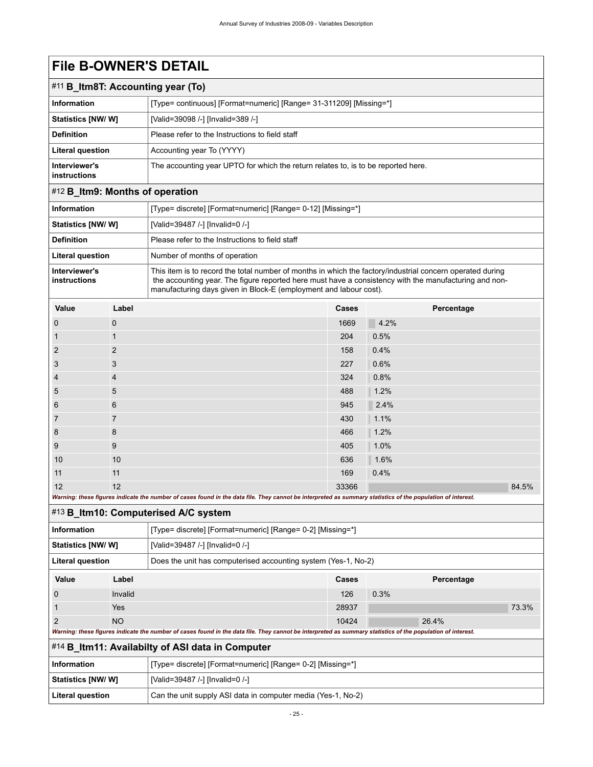# File B-OWNER'S DETAIL

## #11 B_Itm8T: Accounting year (To)

| | |
|---|---|
| **Information** | [Type= continuous] [Format=numeric] [Range= 31-311209] [Missing=*] |
| **Statistics [NW/ W]** | [Valid=39098 /-] [Invalid=389 /-] |
| **Definition** | Please refer to the Instructions to field staff |
| **Literal question** | Accounting year To (YYYY) |
| **Interviewer's instructions** | The accounting year UPTO for which the return relates to, is to be reported here. |

## #12 B_Itm9: Months of operation

| | |
|---|---|
| **Information** | [Type= discrete] [Format=numeric] [Range= 0-12] [Missing=*] |
| **Statistics [NW/ W]** | [Valid=39487 /-] [Invalid=0 /-] |
| **Definition** | Please refer to the Instructions to field staff |
| **Literal question** | Number of months of operation |
| **Interviewer's instructions** | This item is to record the total number of months in which the factory/industrial concern operated during the accounting year. The figure reported here must have a consistency with the manufacturing and non-manufacturing days given in Block-E (employment and labour cost). |

| Value | Label | Cases | Percentage |
|---|---|---|---|
| 0 | 0 | 1669 | 4.2% |
| 1 | 1 | 204 | 0.5% |
| 2 | 2 | 158 | 0.4% |
| 3 | 3 | 227 | 0.6% |
| 4 | 4 | 324 | 0.8% |
| 5 | 5 | 488 | 1.2% |
| 6 | 6 | 945 | 2.4% |
| 7 | 7 | 430 | 1.1% |
| 8 | 8 | 466 | 1.2% |
| 9 | 9 | 405 | 1.0% |
| 10 | 10 | 636 | 1.6% |
| 11 | 11 | 169 | 0.4% |
| 12 | 12 | 33366 | 84.5% |

*Warning: these figures indicate the number of cases found in the data file. They cannot be interpreted as summary statistics of the population of interest.*

## #13 B_Itm10: Computerised A/C system

| | |
|---|---|
| **Information** | [Type= discrete] [Format=numeric] [Range= 0-2] [Missing=*] |
| **Statistics [NW/ W]** | [Valid=39487 /-] [Invalid=0 /-] |
| **Literal question** | Does the unit has computerised accounting system (Yes-1, No-2) |

| Value | Label | Cases | Percentage |
|---|---|---|---|
| 0 | Invalid | 126 | 0.3% |
| 1 | Yes | 28937 | 73.3% |
| 2 | NO | 10424 | 26.4% |

*Warning: these figures indicate the number of cases found in the data file. They cannot be interpreted as summary statistics of the population of interest.*

## #14 B_Itm11: Availabilty of ASI data in Computer

| | |
|---|---|
| **Information** | [Type= discrete] [Format=numeric] [Range= 0-2] [Missing=*] |
| **Statistics [NW/ W]** | [Valid=39487 /-] [Invalid=0 /-] |
| **Literal question** | Can the unit supply ASI data in computer media (Yes-1, No-2) |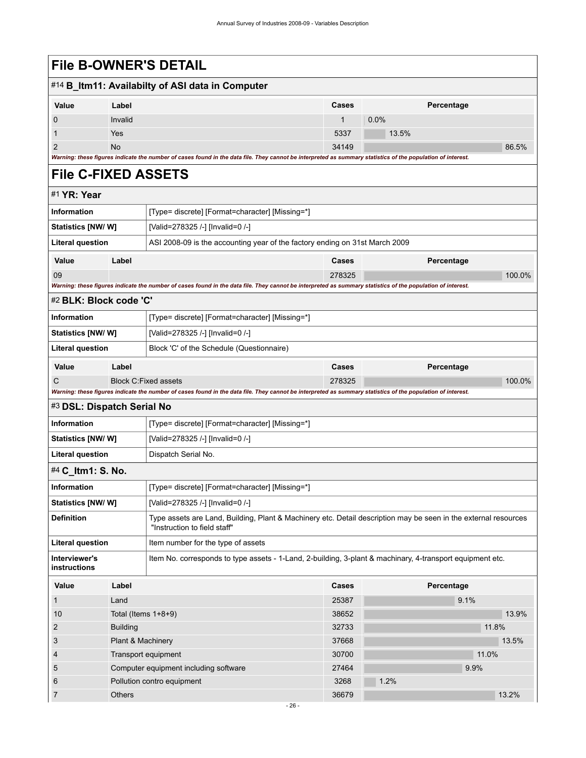# File B-OWNER'S DETAIL

## #14 B_Itm11: Availabilty of ASI data in Computer

| Value | Label | Cases | Percentage |
|---|---|---|---|
| 0 | Invalid | 1 | 0.0% |
| 1 | Yes | 5337 | 13.5% |
| 2 | No | 34149 | 86.5% |

*Warning: these figures indicate the number of cases found in the data file. They cannot be interpreted as summary statistics of the population of interest.*

# File C-FIXED ASSETS

## #1 YR: Year

| | |
|---|---|
| **Information** | [Type= discrete] [Format=character] [Missing=*] |
| **Statistics [NW/ W]** | [Valid=278325 /-] [Invalid=0 /-] |
| **Literal question** | ASI 2008-09 is the accounting year of the factory ending on 31st March 2009 |

| Value | Label | Cases | Percentage |
|---|---|---|---|
| 09 | | 278325 | 100.0% |

*Warning: these figures indicate the number of cases found in the data file. They cannot be interpreted as summary statistics of the population of interest.*

## #2 BLK: Block code 'C'

| | |
|---|---|
| **Information** | [Type= discrete] [Format=character] [Missing=*] |
| **Statistics [NW/ W]** | [Valid=278325 /-] [Invalid=0 /-] |
| **Literal question** | Block 'C' of the Schedule (Questionnaire) |

| Value | Label | Cases | Percentage |
|---|---|---|---|
| C | Block C:Fixed assets | 278325 | 100.0% |

*Warning: these figures indicate the number of cases found in the data file. They cannot be interpreted as summary statistics of the population of interest.*

## #3 DSL: Dispatch Serial No

| | |
|---|---|
| **Information** | [Type= discrete] [Format=character] [Missing=*] |
| **Statistics [NW/ W]** | [Valid=278325 /-] [Invalid=0 /-] |
| **Literal question** | Dispatch Serial No. |

## #4 C_Itm1: S. No.

| | |
|---|---|
| **Information** | [Type= discrete] [Format=character] [Missing=*] |
| **Statistics [NW/ W]** | [Valid=278325 /-] [Invalid=0 /-] |
| **Definition** | Type assets are Land, Building, Plant & Machinery etc. Detail description may be seen in the external resources "Instruction to field staff" |
| **Literal question** | Item number for the type of assets |
| **Interviewer's instructions** | Item No. corresponds to type assets - 1-Land, 2-building, 3-plant & machinary, 4-transport equipment etc. |

| Value | Label | Cases | Percentage |
|---|---|---|---|
| 1 | Land | 25387 | 9.1% |
| 10 | Total (Items 1+8+9) | 38652 | 13.9% |
| 2 | Building | 32733 | 11.8% |
| 3 | Plant & Machinery | 37668 | 13.5% |
| 4 | Transport equipment | 30700 | 11.0% |
| 5 | Computer equipment including software | 27464 | 9.9% |
| 6 | Pollution contro equipment | 3268 | 1.2% |
| 7 | Others | 36679 | 13.2% |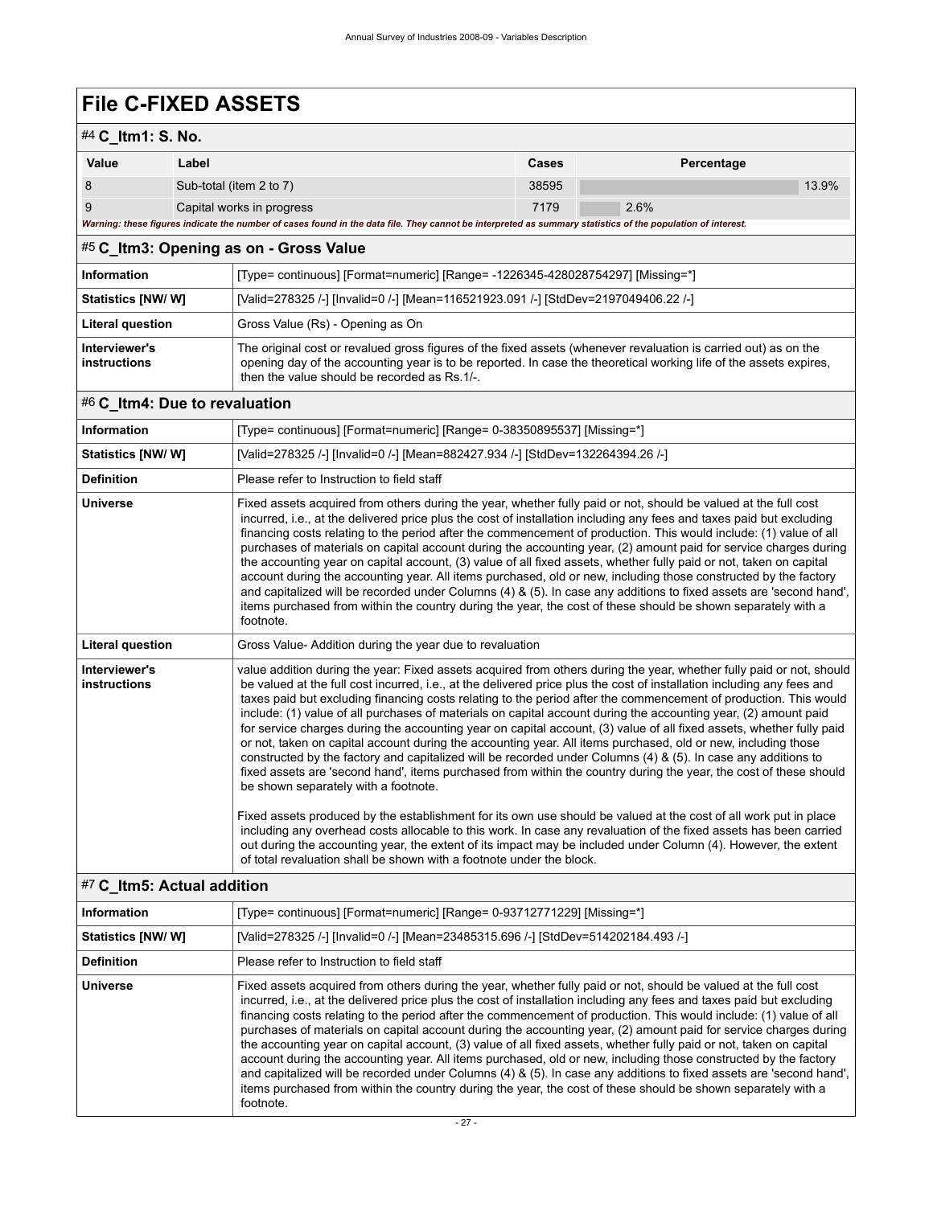# File C-FIXED ASSETS

## #4 C_Itm1: S. No.

| Value | Label | Cases | Percentage |
|---|---|---|---|
| 8 | Sub-total (item 2 to 7) | 38595 | 13.9% |
| 9 | Capital works in progress | 7179 | 2.6% |

***Warning: these figures indicate the number of cases found in the data file. They cannot be interpreted as summary statistics of the population of interest.***

## #5 C_Itm3: Opening as on - Gross Value

| | |
|---|---|
| **Information** | [Type= continuous] [Format=numeric] [Range= -1226345-428028754297] [Missing=*] |
| **Statistics [NW/ W]** | [Valid=278325 /-] [Invalid=0 /-] [Mean=116521923.091 /-] [StdDev=2197049406.22 /-] |
| **Literal question** | Gross Value (Rs) - Opening as On |
| **Interviewer's instructions** | The original cost or revalued gross figures of the fixed assets (whenever revaluation is carried out) as on the opening day of the accounting year is to be reported. In case the theoretical working life of the assets expires, then the value should be recorded as Rs.1/-. |

## #6 C_Itm4: Due to revaluation

| | |
|---|---|
| **Information** | [Type= continuous] [Format=numeric] [Range= 0-38350895537] [Missing=*] |
| **Statistics [NW/ W]** | [Valid=278325 /-] [Invalid=0 /-] [Mean=882427.934 /-] [StdDev=132264394.26 /-] |
| **Definition** | Please refer to Instruction to field staff |
| **Universe** | Fixed assets acquired from others during the year, whether fully paid or not, should be valued at the full cost incurred, i.e., at the delivered price plus the cost of installation including any fees and taxes paid but excluding financing costs relating to the period after the commencement of production. This would include: (1) value of all purchases of materials on capital account during the accounting year, (2) amount paid for service charges during the accounting year on capital account, (3) value of all fixed assets, whether fully paid or not, taken on capital account during the accounting year. All items purchased, old or new, including those constructed by the factory and capitalized will be recorded under Columns (4) & (5). In case any additions to fixed assets are 'second hand', items purchased from within the country during the year, the cost of these should be shown separately with a footnote. |
| **Literal question** | Gross Value- Addition during the year due to revaluation |
| **Interviewer's instructions** | value addition during the year: Fixed assets acquired from others during the year, whether fully paid or not, should be valued at the full cost incurred, i.e., at the delivered price plus the cost of installation including any fees and taxes paid but excluding financing costs relating to the period after the commencement of production. This would include: (1) value of all purchases of materials on capital account during the accounting year, (2) amount paid for service charges during the accounting year on capital account, (3) value of all fixed assets, whether fully paid or not, taken on capital account during the accounting year. All items purchased, old or new, including those constructed by the factory and capitalized will be recorded under Columns (4) & (5). In case any additions to fixed assets are 'second hand', items purchased from within the country during the year, the cost of these should be shown separately with a footnote.<br><br>Fixed assets produced by the establishment for its own use should be valued at the cost of all work put in place including any overhead costs allocable to this work. In case any revaluation of the fixed assets has been carried out during the accounting year, the extent of its impact may be included under Column (4). However, the extent of total revaluation shall be shown with a footnote under the block. |

## #7 C_Itm5: Actual addition

| | |
|---|---|
| **Information** | [Type= continuous] [Format=numeric] [Range= 0-93712771229] [Missing=*] |
| **Statistics [NW/ W]** | [Valid=278325 /-] [Invalid=0 /-] [Mean=23485315.696 /-] [StdDev=514202184.493 /-] |
| **Definition** | Please refer to Instruction to field staff |
| **Universe** | Fixed assets acquired from others during the year, whether fully paid or not, should be valued at the full cost incurred, i.e., at the delivered price plus the cost of installation including any fees and taxes paid but excluding financing costs relating to the period after the commencement of production. This would include: (1) value of all purchases of materials on capital account during the accounting year, (2) amount paid for service charges during the accounting year on capital account, (3) value of all fixed assets, whether fully paid or not, taken on capital account during the accounting year. All items purchased, old or new, including those constructed by the factory and capitalized will be recorded under Columns (4) & (5). In case any additions to fixed assets are 'second hand', items purchased from within the country during the year, the cost of these should be shown separately with a footnote. |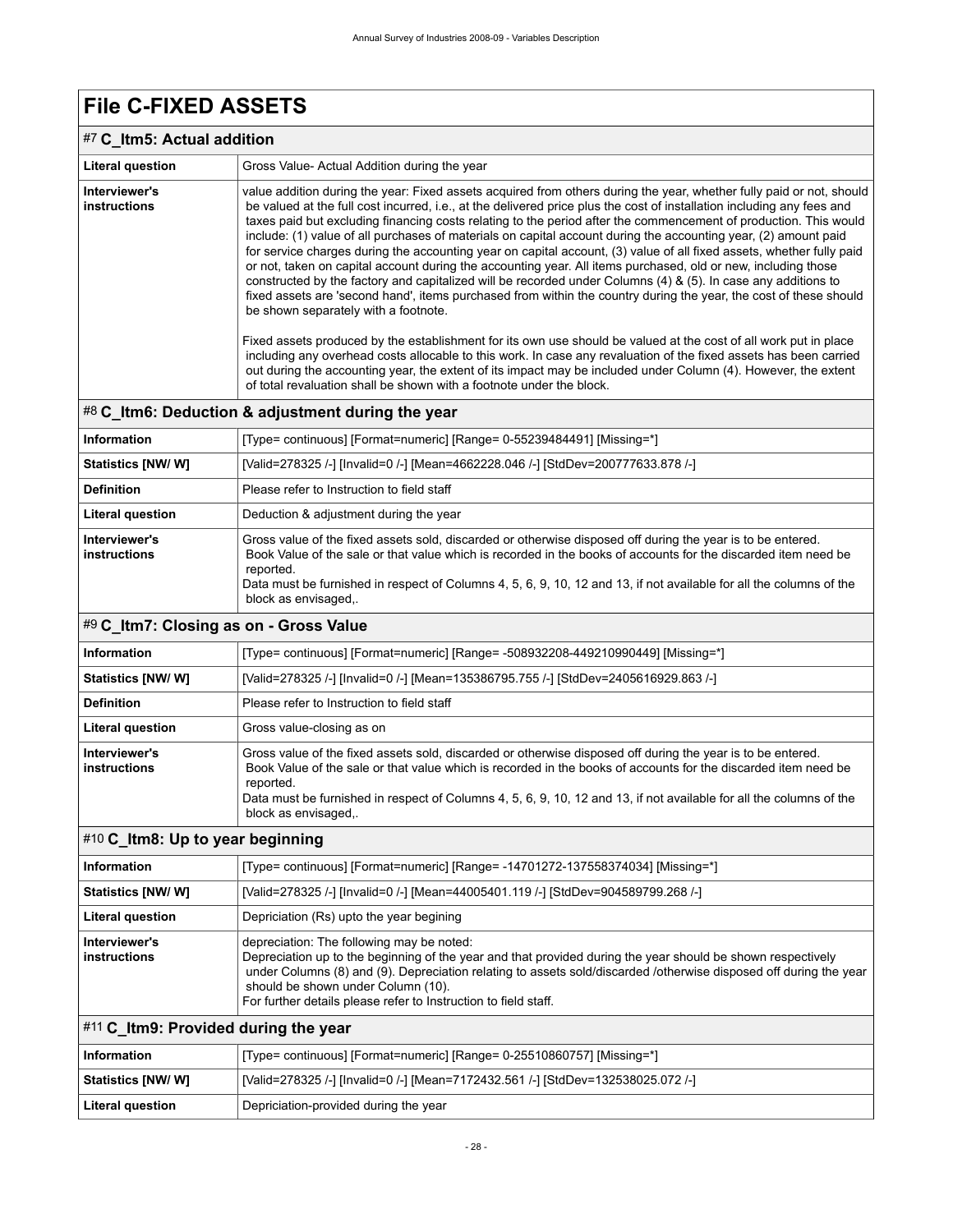# File C-FIXED ASSETS

## #7 C_Itm5: Actual addition

| | |
|---|---|
| **Literal question** | Gross Value- Actual Addition during the year |
| **Interviewer's instructions** | value addition during the year: Fixed assets acquired from others during the year, whether fully paid or not, should be valued at the full cost incurred, i.e., at the delivered price plus the cost of installation including any fees and taxes paid but excluding financing costs relating to the period after the commencement of production. This would include: (1) value of all purchases of materials on capital account during the accounting year, (2) amount paid for service charges during the accounting year on capital account, (3) value of all fixed assets, whether fully paid or not, taken on capital account during the accounting year. All items purchased, old or new, including those constructed by the factory and capitalized will be recorded under Columns (4) & (5). In case any additions to fixed assets are 'second hand', items purchased from within the country during the year, the cost of these should be shown separately with a footnote.<br><br>Fixed assets produced by the establishment for its own use should be valued at the cost of all work put in place including any overhead costs allocable to this work. In case any revaluation of the fixed assets has been carried out during the accounting year, the extent of its impact may be included under Column (4). However, the extent of total revaluation shall be shown with a footnote under the block. |

## #8 C_Itm6: Deduction & adjustment during the year

| | |
|---|---|
| **Information** | [Type= continuous] [Format=numeric] [Range= 0-55239484491] [Missing=*] |
| **Statistics [NW/ W]** | [Valid=278325 /-] [Invalid=0 /-] [Mean=4662228.046 /-] [StdDev=200777633.878 /-] |
| **Definition** | Please refer to Instruction to field staff |
| **Literal question** | Deduction & adjustment during the year |
| **Interviewer's instructions** | Gross value of the fixed assets sold, discarded or otherwise disposed off during the year is to be entered. Book Value of the sale or that value which is recorded in the books of accounts for the discarded item need be reported.<br>Data must be furnished in respect of Columns 4, 5, 6, 9, 10, 12 and 13, if not available for all the columns of the block as envisaged,. |

## #9 C_Itm7: Closing as on - Gross Value

| | |
|---|---|
| **Information** | [Type= continuous] [Format=numeric] [Range= -508932208-449210990449] [Missing=*] |
| **Statistics [NW/ W]** | [Valid=278325 /-] [Invalid=0 /-] [Mean=135386795.755 /-] [StdDev=2405616929.863 /-] |
| **Definition** | Please refer to Instruction to field staff |
| **Literal question** | Gross value-closing as on |
| **Interviewer's instructions** | Gross value of the fixed assets sold, discarded or otherwise disposed off during the year is to be entered. Book Value of the sale or that value which is recorded in the books of accounts for the discarded item need be reported.<br>Data must be furnished in respect of Columns 4, 5, 6, 9, 10, 12 and 13, if not available for all the columns of the block as envisaged,. |

## #10 C_Itm8: Up to year beginning

| | |
|---|---|
| **Information** | [Type= continuous] [Format=numeric] [Range= -14701272-137558374034] [Missing=*] |
| **Statistics [NW/ W]** | [Valid=278325 /-] [Invalid=0 /-] [Mean=44005401.119 /-] [StdDev=904589799.268 /-] |
| **Literal question** | Depriciation (Rs) upto the year begining |
| **Interviewer's instructions** | depreciation: The following may be noted:<br>Depreciation up to the beginning of the year and that provided during the year should be shown respectively under Columns (8) and (9). Depreciation relating to assets sold/discarded /otherwise disposed off during the year should be shown under Column (10).<br>For further details please refer to Instruction to field staff. |

## #11 C_Itm9: Provided during the year

| | |
|---|---|
| **Information** | [Type= continuous] [Format=numeric] [Range= 0-25510860757] [Missing=*] |
| **Statistics [NW/ W]** | [Valid=278325 /-] [Invalid=0 /-] [Mean=7172432.561 /-] [StdDev=132538025.072 /-] |
| **Literal question** | Depriciation-provided during the year |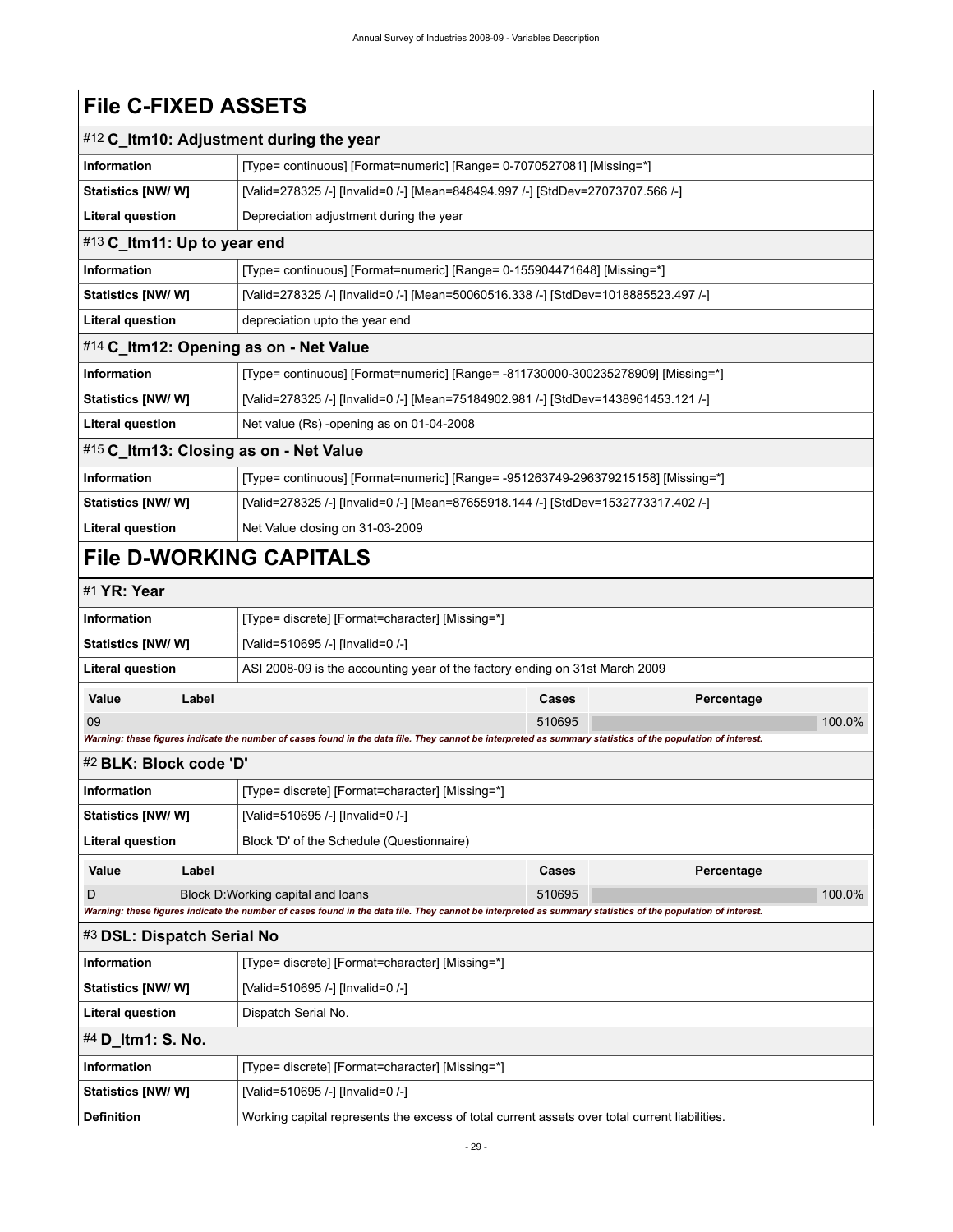# File C-FIXED ASSETS

## #12 C_Itm10: Adjustment during the year

| | |
|---|---|
| **Information** | [Type= continuous] [Format=numeric] [Range= 0-7070527081] [Missing=*] |
| **Statistics [NW/ W]** | [Valid=278325 /-] [Invalid=0 /-] [Mean=848494.997 /-] [StdDev=27073707.566 /-] |
| **Literal question** | Depreciation adjustment during the year |

## #13 C_Itm11: Up to year end

| | |
|---|---|
| **Information** | [Type= continuous] [Format=numeric] [Range= 0-155904471648] [Missing=*] |
| **Statistics [NW/ W]** | [Valid=278325 /-] [Invalid=0 /-] [Mean=50060516.338 /-] [StdDev=1018885523.497 /-] |
| **Literal question** | depreciation upto the year end |

## #14 C_Itm12: Opening as on - Net Value

| | |
|---|---|
| **Information** | [Type= continuous] [Format=numeric] [Range= -811730000-300235278909] [Missing=*] |
| **Statistics [NW/ W]** | [Valid=278325 /-] [Invalid=0 /-] [Mean=75184902.981 /-] [StdDev=1438961453.121 /-] |
| **Literal question** | Net value (Rs) -opening as on 01-04-2008 |

## #15 C_Itm13: Closing as on - Net Value

| | |
|---|---|
| **Information** | [Type= continuous] [Format=numeric] [Range= -951263749-296379215158] [Missing=*] |
| **Statistics [NW/ W]** | [Valid=278325 /-] [Invalid=0 /-] [Mean=87655918.144 /-] [StdDev=1532773317.402 /-] |
| **Literal question** | Net Value closing on 31-03-2009 |

# File D-WORKING CAPITALS

## #1 YR: Year

| | |
|---|---|
| **Information** | [Type= discrete] [Format=character] [Missing=*] |
| **Statistics [NW/ W]** | [Valid=510695 /-] [Invalid=0 /-] |
| **Literal question** | ASI 2008-09 is the accounting year of the factory ending on 31st March 2009 |

| Value | Label | Cases | Percentage |
|---|---|---|---|
| 09 | | 510695 | 100.0% |

*Warning: these figures indicate the number of cases found in the data file. They cannot be interpreted as summary statistics of the population of interest.*

## #2 BLK: Block code 'D'

| | |
|---|---|
| **Information** | [Type= discrete] [Format=character] [Missing=*] |
| **Statistics [NW/ W]** | [Valid=510695 /-] [Invalid=0 /-] |
| **Literal question** | Block 'D' of the Schedule (Questionnaire) |

| Value | Label | Cases | Percentage |
|---|---|---|---|
| D | Block D:Working capital and loans | 510695 | 100.0% |

*Warning: these figures indicate the number of cases found in the data file. They cannot be interpreted as summary statistics of the population of interest.*

## #3 DSL: Dispatch Serial No

| | |
|---|---|
| **Information** | [Type= discrete] [Format=character] [Missing=*] |
| **Statistics [NW/ W]** | [Valid=510695 /-] [Invalid=0 /-] |
| **Literal question** | Dispatch Serial No. |

## #4 D_Itm1: S. No.

| | |
|---|---|
| **Information** | [Type= discrete] [Format=character] [Missing=*] |
| **Statistics [NW/ W]** | [Valid=510695 /-] [Invalid=0 /-] |
| **Definition** | Working capital represents the excess of total current assets over total current liabilities. |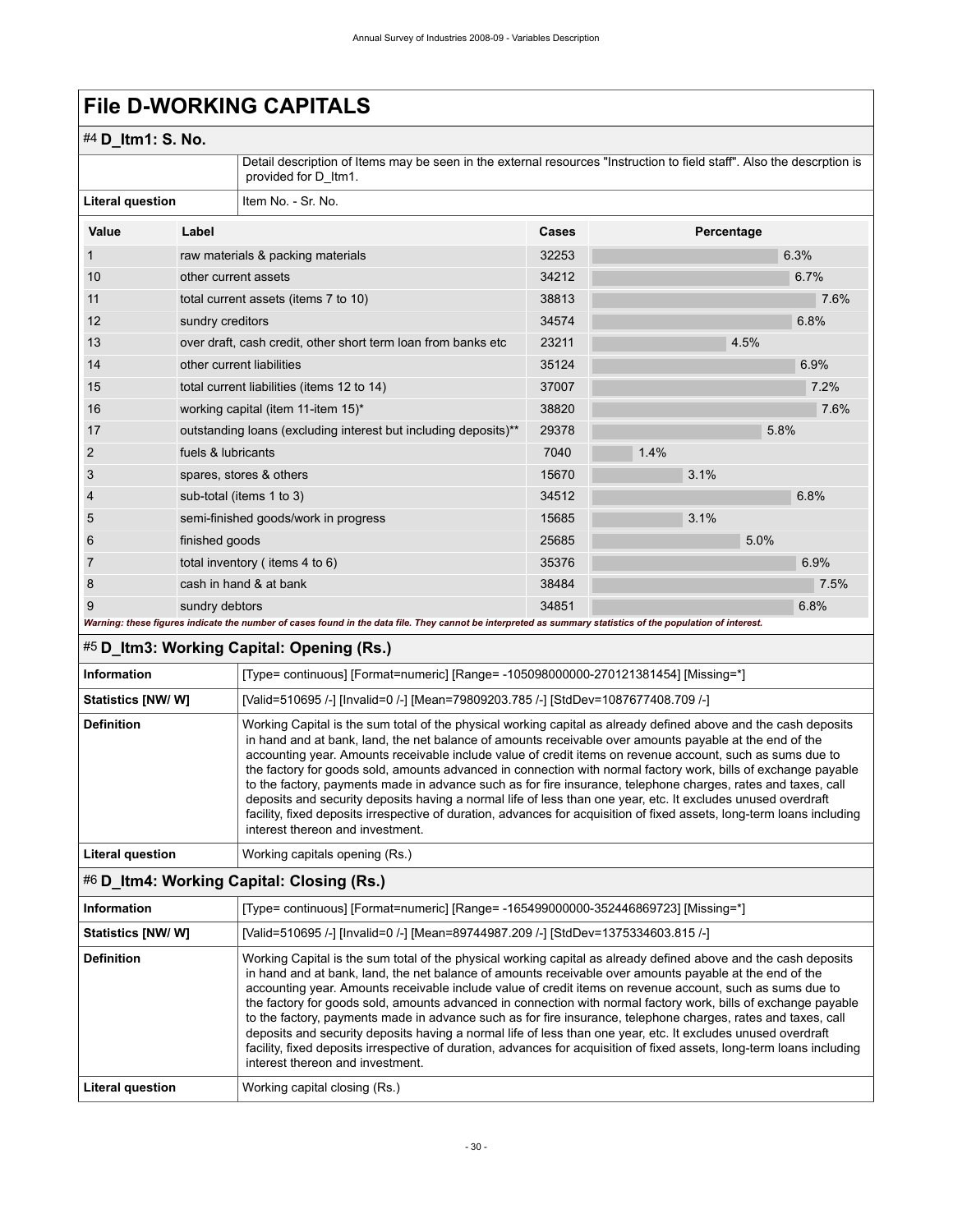# File D-WORKING CAPITALS

## #4 D_Itm1: S. No.

| | |
|---|---|
| | Detail description of Items may be seen in the external resources "Instruction to field staff". Also the descrption is provided for D_Itm1. |
| **Literal question** | Item No. - Sr. No. |

| Value | Label | Cases | Percentage |
|---|---|---|---|
| 1 | raw materials & packing materials | 32253 | 6.3% |
| 10 | other current assets | 34212 | 6.7% |
| 11 | total current assets (items 7 to 10) | 38813 | 7.6% |
| 12 | sundry creditors | 34574 | 6.8% |
| 13 | over draft, cash credit, other short term loan from banks etc | 23211 | 4.5% |
| 14 | other current liabilities | 35124 | 6.9% |
| 15 | total current liabilities (items 12 to 14) | 37007 | 7.2% |
| 16 | working capital (item 11-item 15)* | 38820 | 7.6% |
| 17 | outstanding loans (excluding interest but including deposits)** | 29378 | 5.8% |
| 2 | fuels & lubricants | 7040 | 1.4% |
| 3 | spares, stores & others | 15670 | 3.1% |
| 4 | sub-total (items 1 to 3) | 34512 | 6.8% |
| 5 | semi-finished goods/work in progress | 15685 | 3.1% |
| 6 | finished goods | 25685 | 5.0% |
| 7 | total inventory ( items 4 to 6) | 35376 | 6.9% |
| 8 | cash in hand & at bank | 38484 | 7.5% |
| 9 | sundry debtors | 34851 | 6.8% |

***Warning: these figures indicate the number of cases found in the data file. They cannot be interpreted as summary statistics of the population of interest.***

## #5 D_Itm3: Working Capital: Opening (Rs.)

| | |
|---|---|
| **Information** | [Type= continuous] [Format=numeric] [Range= -105098000000-270121381454] [Missing=*] |
| **Statistics [NW/ W]** | [Valid=510695 /-] [Invalid=0 /-] [Mean=79809203.785 /-] [StdDev=1087677408.709 /-] |
| **Definition** | Working Capital is the sum total of the physical working capital as already defined above and the cash deposits in hand and at bank, land, the net balance of amounts receivable over amounts payable at the end of the accounting year. Amounts receivable include value of credit items on revenue account, such as sums due to the factory for goods sold, amounts advanced in connection with normal factory work, bills of exchange payable to the factory, payments made in advance such as for fire insurance, telephone charges, rates and taxes, call deposits and security deposits having a normal life of less than one year, etc. It excludes unused overdraft facility, fixed deposits irrespective of duration, advances for acquisition of fixed assets, long-term loans including interest thereon and investment. |
| **Literal question** | Working capitals opening (Rs.) |

## #6 D_Itm4: Working Capital: Closing (Rs.)

| | |
|---|---|
| **Information** | [Type= continuous] [Format=numeric] [Range= -165499000000-352446869723] [Missing=*] |
| **Statistics [NW/ W]** | [Valid=510695 /-] [Invalid=0 /-] [Mean=89744987.209 /-] [StdDev=1375334603.815 /-] |
| **Definition** | Working Capital is the sum total of the physical working capital as already defined above and the cash deposits in hand and at bank, land, the net balance of amounts receivable over amounts payable at the end of the accounting year. Amounts receivable include value of credit items on revenue account, such as sums due to the factory for goods sold, amounts advanced in connection with normal factory work, bills of exchange payable to the factory, payments made in advance such as for fire insurance, telephone charges, rates and taxes, call deposits and security deposits having a normal life of less than one year, etc. It excludes unused overdraft facility, fixed deposits irrespective of duration, advances for acquisition of fixed assets, long-term loans including interest thereon and investment. |
| **Literal question** | Working capital closing (Rs.) |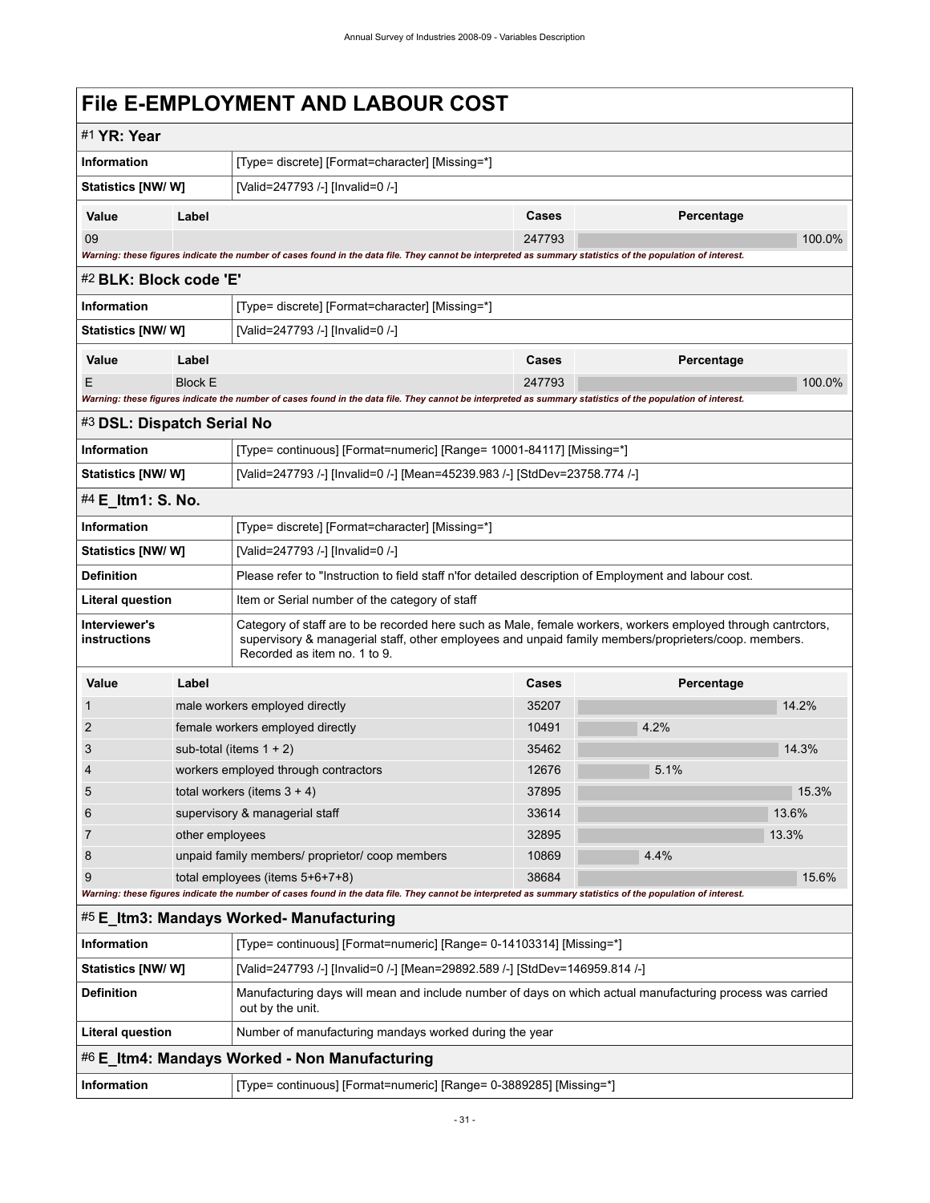# File E-EMPLOYMENT AND LABOUR COST

## #1 YR: Year

| | |
|---|---|
| **Information** | [Type= discrete] [Format=character] [Missing=*] |
| **Statistics [NW/ W]** | [Valid=247793 /-] [Invalid=0 /-] |

| Value | Label | Cases | Percentage |
|---|---|---|---|
| 09 | | 247793 | 100.0% |

*Warning: these figures indicate the number of cases found in the data file. They cannot be interpreted as summary statistics of the population of interest.*

## #2 BLK: Block code 'E'

| | |
|---|---|
| **Information** | [Type= discrete] [Format=character] [Missing=*] |
| **Statistics [NW/ W]** | [Valid=247793 /-] [Invalid=0 /-] |

| Value | Label | Cases | Percentage |
|---|---|---|---|
| E | Block E | 247793 | 100.0% |

*Warning: these figures indicate the number of cases found in the data file. They cannot be interpreted as summary statistics of the population of interest.*

## #3 DSL: Dispatch Serial No

| | |
|---|---|
| **Information** | [Type= continuous] [Format=numeric] [Range= 10001-84117] [Missing=*] |
| **Statistics [NW/ W]** | [Valid=247793 /-] [Invalid=0 /-] [Mean=45239.983 /-] [StdDev=23758.774 /-] |

## #4 E_Itm1: S. No.

| | |
|---|---|
| **Information** | [Type= discrete] [Format=character] [Missing=*] |
| **Statistics [NW/ W]** | [Valid=247793 /-] [Invalid=0 /-] |
| **Definition** | Please refer to "Instruction to field staff n'for detailed description of Employment and labour cost. |
| **Literal question** | Item or Serial number of the category of staff |
| **Interviewer's instructions** | Category of staff are to be recorded here such as Male, female workers, workers employed through cantrctors, supervisory & managerial staff, other employees and unpaid family members/proprieters/coop. members. Recorded as item no. 1 to 9. |

| Value | Label | Cases | Percentage |
|---|---|---|---|
| 1 | male workers employed directly | 35207 | 14.2% |
| 2 | female workers employed directly | 10491 | 4.2% |
| 3 | sub-total (items 1 + 2) | 35462 | 14.3% |
| 4 | workers employed through contractors | 12676 | 5.1% |
| 5 | total workers (items 3 + 4) | 37895 | 15.3% |
| 6 | supervisory & managerial staff | 33614 | 13.6% |
| 7 | other employees | 32895 | 13.3% |
| 8 | unpaid family members/ proprietor/ coop members | 10869 | 4.4% |
| 9 | total employees (items 5+6+7+8) | 38684 | 15.6% |

*Warning: these figures indicate the number of cases found in the data file. They cannot be interpreted as summary statistics of the population of interest.*

## #5 E_Itm3: Mandays Worked- Manufacturing

| | |
|---|---|
| **Information** | [Type= continuous] [Format=numeric] [Range= 0-14103314] [Missing=*] |
| **Statistics [NW/ W]** | [Valid=247793 /-] [Invalid=0 /-] [Mean=29892.589 /-] [StdDev=146959.814 /-] |
| **Definition** | Manufacturing days will mean and include number of days on which actual manufacturing process was carried out by the unit. |
| **Literal question** | Number of manufacturing mandays worked during the year |

## #6 E_Itm4: Mandays Worked - Non Manufacturing

| | |
|---|---|
| **Information** | [Type= continuous] [Format=numeric] [Range= 0-3889285] [Missing=*] |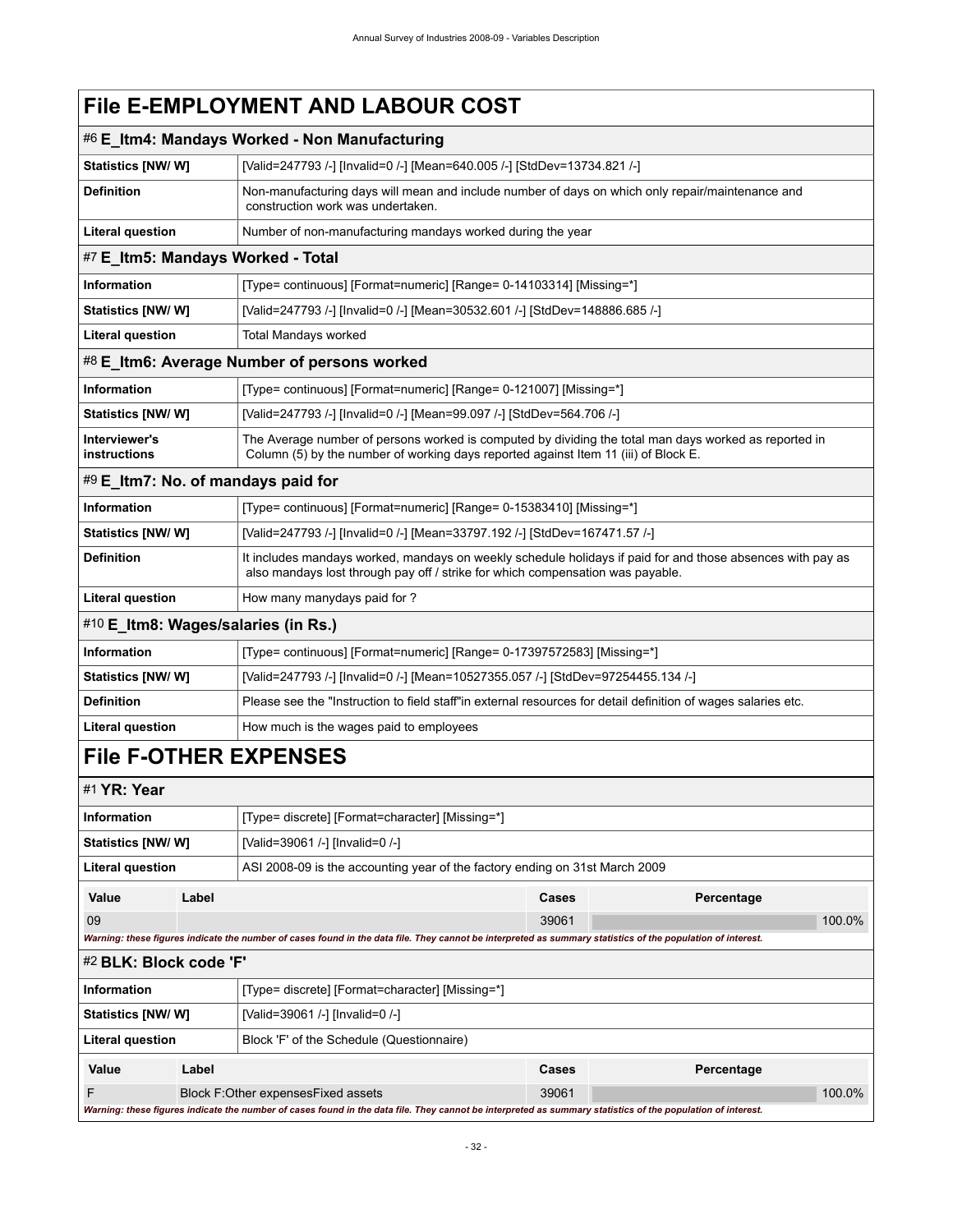# File E-EMPLOYMENT AND LABOUR COST

## #6 E_Itm4: Mandays Worked - Non Manufacturing

| | |
|---|---|
| **Statistics [NW/ W]** | [Valid=247793 /-] [Invalid=0 /-] [Mean=640.005 /-] [StdDev=13734.821 /-] |
| **Definition** | Non-manufacturing days will mean and include number of days on which only repair/maintenance and construction work was undertaken. |
| **Literal question** | Number of non-manufacturing mandays worked during the year |

## #7 E_Itm5: Mandays Worked - Total

| | |
|---|---|
| **Information** | [Type= continuous] [Format=numeric] [Range= 0-14103314] [Missing=*] |
| **Statistics [NW/ W]** | [Valid=247793 /-] [Invalid=0 /-] [Mean=30532.601 /-] [StdDev=148886.685 /-] |
| **Literal question** | Total Mandays worked |

## #8 E_Itm6: Average Number of persons worked

| | |
|---|---|
| **Information** | [Type= continuous] [Format=numeric] [Range= 0-121007] [Missing=*] |
| **Statistics [NW/ W]** | [Valid=247793 /-] [Invalid=0 /-] [Mean=99.097 /-] [StdDev=564.706 /-] |
| **Interviewer's instructions** | The Average number of persons worked is computed by dividing the total man days worked as reported in Column (5) by the number of working days reported against Item 11 (iii) of Block E. |

## #9 E_Itm7: No. of mandays paid for

| | |
|---|---|
| **Information** | [Type= continuous] [Format=numeric] [Range= 0-15383410] [Missing=*] |
| **Statistics [NW/ W]** | [Valid=247793 /-] [Invalid=0 /-] [Mean=33797.192 /-] [StdDev=167471.57 /-] |
| **Definition** | It includes mandays worked, mandays on weekly schedule holidays if paid for and those absences with pay as also mandays lost through pay off / strike for which compensation was payable. |
| **Literal question** | How many manydays paid for ? |

## #10 E_Itm8: Wages/salaries (in Rs.)

| | |
|---|---|
| **Information** | [Type= continuous] [Format=numeric] [Range= 0-17397572583] [Missing=*] |
| **Statistics [NW/ W]** | [Valid=247793 /-] [Invalid=0 /-] [Mean=10527355.057 /-] [StdDev=97254455.134 /-] |
| **Definition** | Please see the "Instruction to field staff"in external resources for detail definition of wages salaries etc. |
| **Literal question** | How much is the wages paid to employees |

# File F-OTHER EXPENSES

## #1 YR: Year

| | |
|---|---|
| **Information** | [Type= discrete] [Format=character] [Missing=*] |
| **Statistics [NW/ W]** | [Valid=39061 /-] [Invalid=0 /-] |
| **Literal question** | ASI 2008-09 is the accounting year of the factory ending on 31st March 2009 |

| Value | Label | Cases | Percentage |
|---|---|---|---|
| 09 | | 39061 | 100.0% |

*Warning: these figures indicate the number of cases found in the data file. They cannot be interpreted as summary statistics of the population of interest.*

## #2 BLK: Block code 'F'

| | |
|---|---|
| **Information** | [Type= discrete] [Format=character] [Missing=*] |
| **Statistics [NW/ W]** | [Valid=39061 /-] [Invalid=0 /-] |
| **Literal question** | Block 'F' of the Schedule (Questionnaire) |

| Value | Label | Cases | Percentage |
|---|---|---|---|
| F | Block F:Other expensesFixed assets | 39061 | 100.0% |

*Warning: these figures indicate the number of cases found in the data file. They cannot be interpreted as summary statistics of the population of interest.*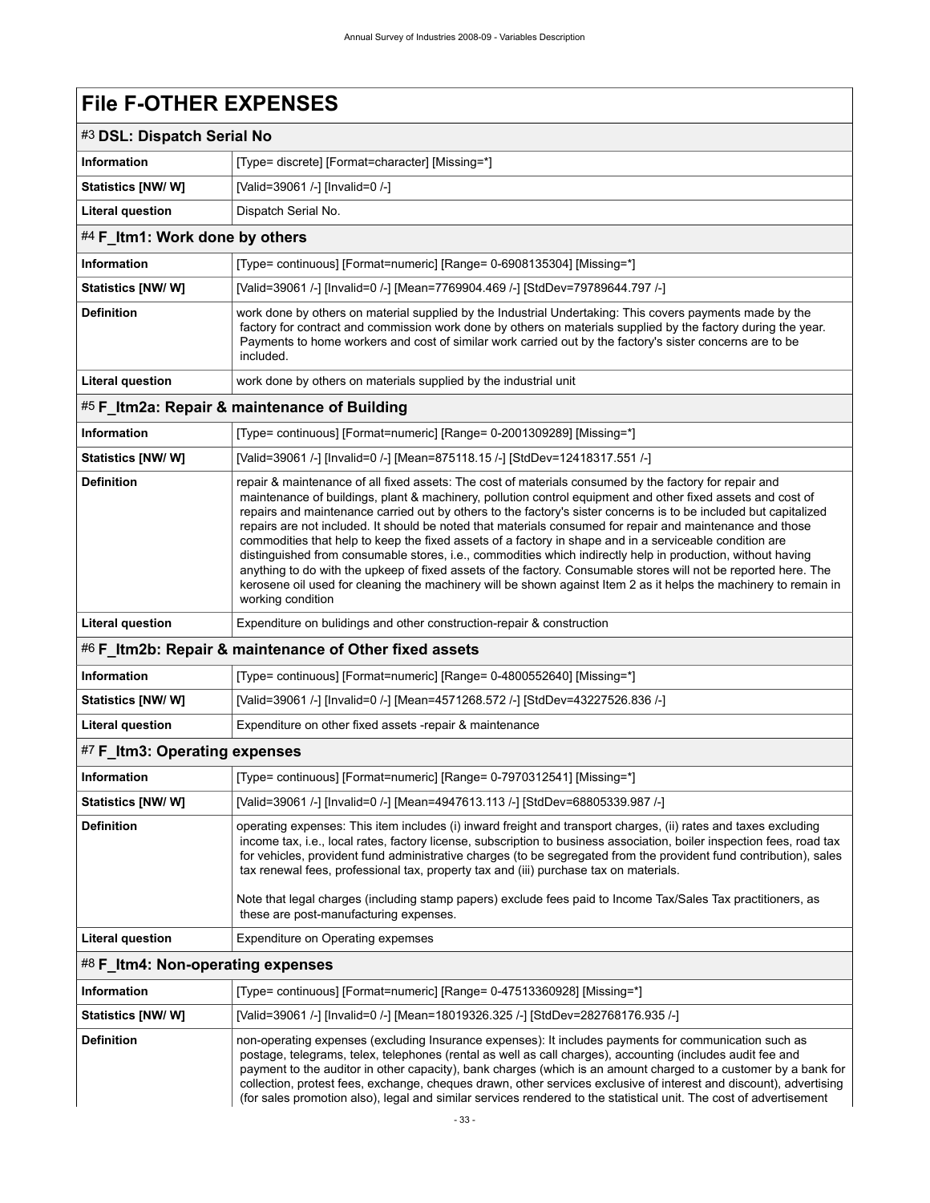# File F-OTHER EXPENSES

## #3 DSL: Dispatch Serial No

| | |
|---|---|
| **Information** | [Type= discrete] [Format=character] [Missing=*] |
| **Statistics [NW/ W]** | [Valid=39061 /-] [Invalid=0 /-] |
| **Literal question** | Dispatch Serial No. |

## #4 F_Itm1: Work done by others

| | |
|---|---|
| **Information** | [Type= continuous] [Format=numeric] [Range= 0-6908135304] [Missing=*] |
| **Statistics [NW/ W]** | [Valid=39061 /-] [Invalid=0 /-] [Mean=7769904.469 /-] [StdDev=79789644.797 /-] |
| **Definition** | work done by others on material supplied by the Industrial Undertaking: This covers payments made by the factory for contract and commission work done by others on materials supplied by the factory during the year. Payments to home workers and cost of similar work carried out by the factory's sister concerns are to be included. |
| **Literal question** | work done by others on materials supplied by the industrial unit |

## #5 F_Itm2a: Repair & maintenance of Building

| | |
|---|---|
| **Information** | [Type= continuous] [Format=numeric] [Range= 0-2001309289] [Missing=*] |
| **Statistics [NW/ W]** | [Valid=39061 /-] [Invalid=0 /-] [Mean=875118.15 /-] [StdDev=12418317.551 /-] |
| **Definition** | repair & maintenance of all fixed assets: The cost of materials consumed by the factory for repair and maintenance of buildings, plant & machinery, pollution control equipment and other fixed assets and cost of repairs and maintenance carried out by others to the factory's sister concerns is to be included but capitalized repairs are not included. It should be noted that materials consumed for repair and maintenance and those commodities that help to keep the fixed assets of a factory in shape and in a serviceable condition are distinguished from consumable stores, i.e., commodities which indirectly help in production, without having anything to do with the upkeep of fixed assets of the factory. Consumable stores will not be reported here. The kerosene oil used for cleaning the machinery will be shown against Item 2 as it helps the machinery to remain in working condition |
| **Literal question** | Expenditure on bulidings and other construction-repair & construction |

## #6 F_Itm2b: Repair & maintenance of Other fixed assets

| | |
|---|---|
| **Information** | [Type= continuous] [Format=numeric] [Range= 0-4800552640] [Missing=*] |
| **Statistics [NW/ W]** | [Valid=39061 /-] [Invalid=0 /-] [Mean=4571268.572 /-] [StdDev=43227526.836 /-] |
| **Literal question** | Expenditure on other fixed assets -repair & maintenance |

## #7 F_Itm3: Operating expenses

| | |
|---|---|
| **Information** | [Type= continuous] [Format=numeric] [Range= 0-7970312541] [Missing=*] |
| **Statistics [NW/ W]** | [Valid=39061 /-] [Invalid=0 /-] [Mean=4947613.113 /-] [StdDev=68805339.987 /-] |
| **Definition** | operating expenses: This item includes (i) inward freight and transport charges, (ii) rates and taxes excluding income tax, i.e., local rates, factory license, subscription to business association, boiler inspection fees, road tax for vehicles, provident fund administrative charges (to be segregated from the provident fund contribution), sales tax renewal fees, professional tax, property tax and (iii) purchase tax on materials.<br><br>Note that legal charges (including stamp papers) exclude fees paid to Income Tax/Sales Tax practitioners, as these are post-manufacturing expenses. |
| **Literal question** | Expenditure on Operating expemses |

## #8 F_Itm4: Non-operating expenses

| | |
|---|---|
| **Information** | [Type= continuous] [Format=numeric] [Range= 0-47513360928] [Missing=*] |
| **Statistics [NW/ W]** | [Valid=39061 /-] [Invalid=0 /-] [Mean=18019326.325 /-] [StdDev=282768176.935 /-] |
| **Definition** | non-operating expenses (excluding Insurance expenses): It includes payments for communication such as postage, telegrams, telex, telephones (rental as well as call charges), accounting (includes audit fee and payment to the auditor in other capacity), bank charges (which is an amount charged to a customer by a bank for collection, protest fees, exchange, cheques drawn, other services exclusive of interest and discount), advertising (for sales promotion also), legal and similar services rendered to the statistical unit. The cost of advertisement |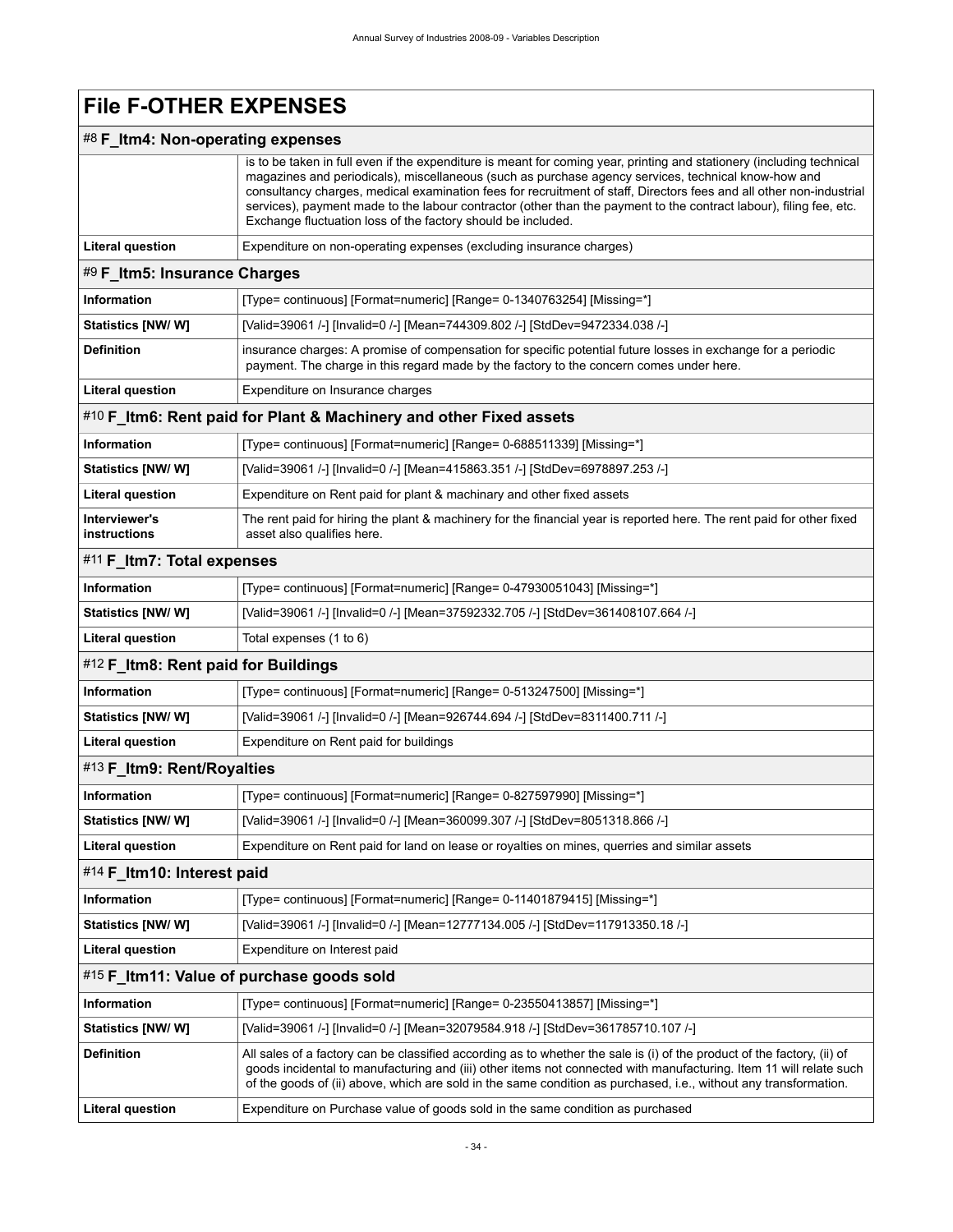# File F-OTHER EXPENSES

## #8 F_Itm4: Non-operating expenses

| | |
|---|---|
| | is to be taken in full even if the expenditure is meant for coming year, printing and stationery (including technical magazines and periodicals), miscellaneous (such as purchase agency services, technical know-how and consultancy charges, medical examination fees for recruitment of staff, Directors fees and all other non-industrial services), payment made to the labour contractor (other than the payment to the contract labour), filing fee, etc. Exchange fluctuation loss of the factory should be included. |
| **Literal question** | Expenditure on non-operating expenses (excluding insurance charges) |

## #9 F_Itm5: Insurance Charges

| | |
|---|---|
| **Information** | [Type= continuous] [Format=numeric] [Range= 0-1340763254] [Missing=*] |
| **Statistics [NW/ W]** | [Valid=39061 /-] [Invalid=0 /-] [Mean=744309.802 /-] [StdDev=9472334.038 /-] |
| **Definition** | insurance charges: A promise of compensation for specific potential future losses in exchange for a periodic payment. The charge in this regard made by the factory to the concern comes under here. |
| **Literal question** | Expenditure on Insurance charges |

## #10 F_Itm6: Rent paid for Plant & Machinery and other Fixed assets

| | |
|---|---|
| **Information** | [Type= continuous] [Format=numeric] [Range= 0-688511339] [Missing=*] |
| **Statistics [NW/ W]** | [Valid=39061 /-] [Invalid=0 /-] [Mean=415863.351 /-] [StdDev=6978897.253 /-] |
| **Literal question** | Expenditure on Rent paid for plant & machinary and other fixed assets |
| **Interviewer's instructions** | The rent paid for hiring the plant & machinery for the financial year is reported here. The rent paid for other fixed asset also qualifies here. |

## #11 F_Itm7: Total expenses

| | |
|---|---|
| **Information** | [Type= continuous] [Format=numeric] [Range= 0-47930051043] [Missing=*] |
| **Statistics [NW/ W]** | [Valid=39061 /-] [Invalid=0 /-] [Mean=37592332.705 /-] [StdDev=361408107.664 /-] |
| **Literal question** | Total expenses (1 to 6) |

## #12 F_Itm8: Rent paid for Buildings

| | |
|---|---|
| **Information** | [Type= continuous] [Format=numeric] [Range= 0-513247500] [Missing=*] |
| **Statistics [NW/ W]** | [Valid=39061 /-] [Invalid=0 /-] [Mean=926744.694 /-] [StdDev=8311400.711 /-] |
| **Literal question** | Expenditure on Rent paid for buildings |

## #13 F_Itm9: Rent/Royalties

| | |
|---|---|
| **Information** | [Type= continuous] [Format=numeric] [Range= 0-827597990] [Missing=*] |
| **Statistics [NW/ W]** | [Valid=39061 /-] [Invalid=0 /-] [Mean=360099.307 /-] [StdDev=8051318.866 /-] |
| **Literal question** | Expenditure on Rent paid for land on lease or royalties on mines, querries and similar assets |

## #14 F_Itm10: Interest paid

| | |
|---|---|
| **Information** | [Type= continuous] [Format=numeric] [Range= 0-11401879415] [Missing=*] |
| **Statistics [NW/ W]** | [Valid=39061 /-] [Invalid=0 /-] [Mean=12777134.005 /-] [StdDev=117913350.18 /-] |
| **Literal question** | Expenditure on Interest paid |

## #15 F_Itm11: Value of purchase goods sold

| | |
|---|---|
| **Information** | [Type= continuous] [Format=numeric] [Range= 0-23550413857] [Missing=*] |
| **Statistics [NW/ W]** | [Valid=39061 /-] [Invalid=0 /-] [Mean=32079584.918 /-] [StdDev=361785710.107 /-] |
| **Definition** | All sales of a factory can be classified according as to whether the sale is (i) of the product of the factory, (ii) of goods incidental to manufacturing and (iii) other items not connected with manufacturing. Item 11 will relate such of the goods of (ii) above, which are sold in the same condition as purchased, i.e., without any transformation. |
| **Literal question** | Expenditure on Purchase value of goods sold in the same condition as purchased |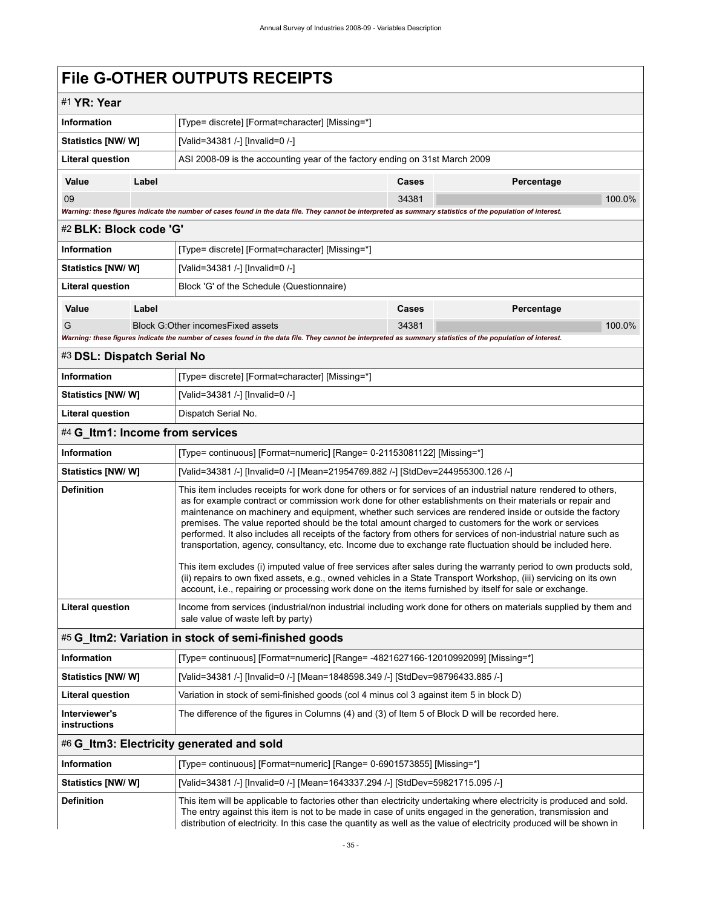# File G-OTHER OUTPUTS RECEIPTS

## #1 YR: Year

| | |
|---|---|
| **Information** | [Type= discrete] [Format=character] [Missing=*] |
| **Statistics [NW/ W]** | [Valid=34381 /-] [Invalid=0 /-] |
| **Literal question** | ASI 2008-09 is the accounting year of the factory ending on 31st March 2009 |

| Value | Label | Cases | Percentage |
|---|---|---|---|
| 09 | | 34381 | 100.0% |

*Warning: these figures indicate the number of cases found in the data file. They cannot be interpreted as summary statistics of the population of interest.*

## #2 BLK: Block code 'G'

| | |
|---|---|
| **Information** | [Type= discrete] [Format=character] [Missing=*] |
| **Statistics [NW/ W]** | [Valid=34381 /-] [Invalid=0 /-] |
| **Literal question** | Block 'G' of the Schedule (Questionnaire) |

| Value | Label | Cases | Percentage |
|---|---|---|---|
| G | Block G:Other incomesFixed assets | 34381 | 100.0% |

*Warning: these figures indicate the number of cases found in the data file. They cannot be interpreted as summary statistics of the population of interest.*

## #3 DSL: Dispatch Serial No

| | |
|---|---|
| **Information** | [Type= discrete] [Format=character] [Missing=*] |
| **Statistics [NW/ W]** | [Valid=34381 /-] [Invalid=0 /-] |
| **Literal question** | Dispatch Serial No. |

## #4 G_Itm1: Income from services

| | |
|---|---|
| **Information** | [Type= continuous] [Format=numeric] [Range= 0-21153081122] [Missing=*] |
| **Statistics [NW/ W]** | [Valid=34381 /-] [Invalid=0 /-] [Mean=21954769.882 /-] [StdDev=244955300.126 /-] |
| **Definition** | This item includes receipts for work done for others or for services of an industrial nature rendered to others, as for example contract or commission work done for other establishments on their materials or repair and maintenance on machinery and equipment, whether such services are rendered inside or outside the factory premises. The value reported should be the total amount charged to customers for the work or services performed. It also includes all receipts of the factory from others for services of non-industrial nature such as transportation, agency, consultancy, etc. Income due to exchange rate fluctuation should be included here.<br><br>This item excludes (i) imputed value of free services after sales during the warranty period to own products sold, (ii) repairs to own fixed assets, e.g., owned vehicles in a State Transport Workshop, (iii) servicing on its own account, i.e., repairing or processing work done on the items furnished by itself for sale or exchange. |
| **Literal question** | Income from services (industrial/non industrial including work done for others on materials supplied by them and sale value of waste left by party) |

## #5 G_Itm2: Variation in stock of semi-finished goods

| | |
|---|---|
| **Information** | [Type= continuous] [Format=numeric] [Range= -4821627166-12010992099] [Missing=*] |
| **Statistics [NW/ W]** | [Valid=34381 /-] [Invalid=0 /-] [Mean=1848598.349 /-] [StdDev=98796433.885 /-] |
| **Literal question** | Variation in stock of semi-finished goods (col 4 minus col 3 against item 5 in block D) |
| **Interviewer's instructions** | The difference of the figures in Columns (4) and (3) of Item 5 of Block D will be recorded here. |

## #6 G_Itm3: Electricity generated and sold

| | |
|---|---|
| **Information** | [Type= continuous] [Format=numeric] [Range= 0-6901573855] [Missing=*] |
| **Statistics [NW/ W]** | [Valid=34381 /-] [Invalid=0 /-] [Mean=1643337.294 /-] [StdDev=59821715.095 /-] |
| **Definition** | This item will be applicable to factories other than electricity undertaking where electricity is produced and sold. The entry against this item is not to be made in case of units engaged in the generation, transmission and distribution of electricity. In this case the quantity as well as the value of electricity produced will be shown in |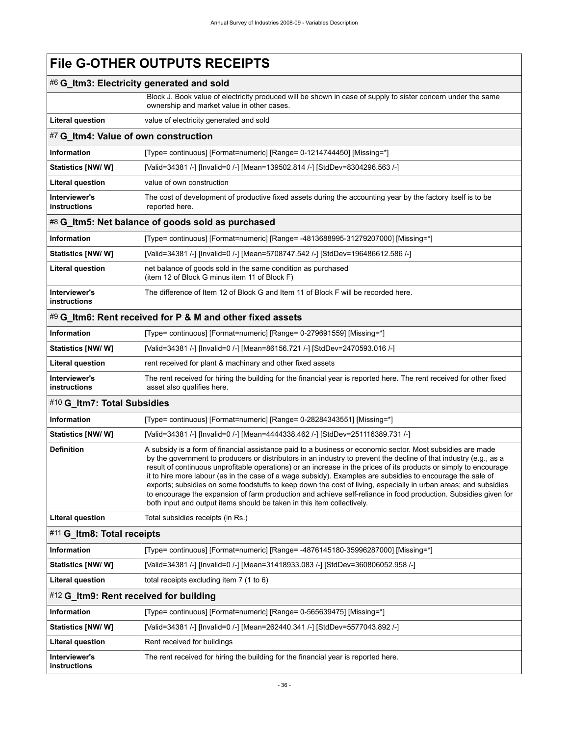# File G-OTHER OUTPUTS RECEIPTS

## #6 G_Itm3: Electricity generated and sold

| | |
|---|---|
| | Block J. Book value of electricity produced will be shown in case of supply to sister concern under the same ownership and market value in other cases. |
| **Literal question** | value of electricity generated and sold |

## #7 G_Itm4: Value of own construction

| | |
|---|---|
| **Information** | [Type= continuous] [Format=numeric] [Range= 0-1214744450] [Missing=*] |
| **Statistics [NW/ W]** | [Valid=34381 /-] [Invalid=0 /-] [Mean=139502.814 /-] [StdDev=8304296.563 /-] |
| **Literal question** | value of own construction |
| **Interviewer's instructions** | The cost of development of productive fixed assets during the accounting year by the factory itself is to be reported here. |

## #8 G_Itm5: Net balance of goods sold as purchased

| | |
|---|---|
| **Information** | [Type= continuous] [Format=numeric] [Range= -4813688995-31279207000] [Missing=*] |
| **Statistics [NW/ W]** | [Valid=34381 /-] [Invalid=0 /-] [Mean=5708747.542 /-] [StdDev=196486612.586 /-] |
| **Literal question** | net balance of goods sold in the same condition as purchased<br>(item 12 of Block G minus item 11 of Block F) |
| **Interviewer's instructions** | The difference of Item 12 of Block G and Item 11 of Block F will be recorded here. |

## #9 G_Itm6: Rent received for P & M and other fixed assets

| | |
|---|---|
| **Information** | [Type= continuous] [Format=numeric] [Range= 0-279691559] [Missing=*] |
| **Statistics [NW/ W]** | [Valid=34381 /-] [Invalid=0 /-] [Mean=86156.721 /-] [StdDev=2470593.016 /-] |
| **Literal question** | rent received for plant & machinary and other fixed assets |
| **Interviewer's instructions** | The rent received for hiring the building for the financial year is reported here. The rent received for other fixed asset also qualifies here. |

## #10 G_Itm7: Total Subsidies

| | |
|---|---|
| **Information** | [Type= continuous] [Format=numeric] [Range= 0-28284343551] [Missing=*] |
| **Statistics [NW/ W]** | [Valid=34381 /-] [Invalid=0 /-] [Mean=4444338.462 /-] [StdDev=251116389.731 /-] |
| **Definition** | A subsidy is a form of financial assistance paid to a business or economic sector. Most subsidies are made by the government to producers or distributors in an industry to prevent the decline of that industry (e.g., as a result of continuous unprofitable operations) or an increase in the prices of its products or simply to encourage it to hire more labour (as in the case of a wage subsidy). Examples are subsidies to encourage the sale of exports; subsidies on some foodstuffs to keep down the cost of living, especially in urban areas; and subsidies to encourage the expansion of farm production and achieve self-reliance in food production. Subsidies given for both input and output items should be taken in this item collectively. |
| **Literal question** | Total subsidies receipts (in Rs.) |

## #11 G_Itm8: Total receipts

| | |
|---|---|
| **Information** | [Type= continuous] [Format=numeric] [Range= -4876145180-35996287000] [Missing=*] |
| **Statistics [NW/ W]** | [Valid=34381 /-] [Invalid=0 /-] [Mean=31418933.083 /-] [StdDev=360806052.958 /-] |
| **Literal question** | total receipts excluding item 7 (1 to 6) |

## #12 G_Itm9: Rent received for building

| | |
|---|---|
| **Information** | [Type= continuous] [Format=numeric] [Range= 0-565639475] [Missing=*] |
| **Statistics [NW/ W]** | [Valid=34381 /-] [Invalid=0 /-] [Mean=262440.341 /-] [StdDev=5577043.892 /-] |
| **Literal question** | Rent received for buildings |
| **Interviewer's instructions** | The rent received for hiring the building for the financial year is reported here. |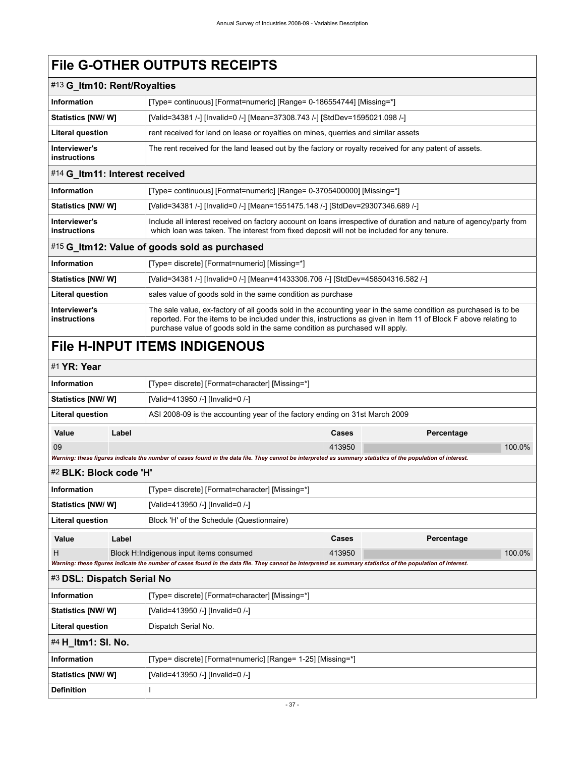# File G-OTHER OUTPUTS RECEIPTS

## #13 G_Itm10: Rent/Royalties

| | |
|---|---|
| **Information** | [Type= continuous] [Format=numeric] [Range= 0-186554744] [Missing=*] |
| **Statistics [NW/ W]** | [Valid=34381 /-] [Invalid=0 /-] [Mean=37308.743 /-] [StdDev=1595021.098 /-] |
| **Literal question** | rent received for land on lease or royalties on mines, querries and similar assets |
| **Interviewer's instructions** | The rent received for the land leased out by the factory or royalty received for any patent of assets. |

## #14 G_Itm11: Interest received

| | |
|---|---|
| **Information** | [Type= continuous] [Format=numeric] [Range= 0-3705400000] [Missing=*] |
| **Statistics [NW/ W]** | [Valid=34381 /-] [Invalid=0 /-] [Mean=1551475.148 /-] [StdDev=29307346.689 /-] |
| **Interviewer's instructions** | Include all interest received on factory account on loans irrespective of duration and nature of agency/party from which loan was taken. The interest from fixed deposit will not be included for any tenure. |

## #15 G_Itm12: Value of goods sold as purchased

| | |
|---|---|
| **Information** | [Type= discrete] [Format=numeric] [Missing=*] |
| **Statistics [NW/ W]** | [Valid=34381 /-] [Invalid=0 /-] [Mean=41433306.706 /-] [StdDev=458504316.582 /-] |
| **Literal question** | sales value of goods sold in the same condition as purchase |
| **Interviewer's instructions** | The sale value, ex-factory of all goods sold in the accounting year in the same condition as purchased is to be reported. For the items to be included under this, instructions as given in Item 11 of Block F above relating to purchase value of goods sold in the same condition as purchased will apply. |

# File H-INPUT ITEMS INDIGENOUS

## #1 YR: Year

| | |
|---|---|
| **Information** | [Type= discrete] [Format=character] [Missing=*] |
| **Statistics [NW/ W]** | [Valid=413950 /-] [Invalid=0 /-] |
| **Literal question** | ASI 2008-09 is the accounting year of the factory ending on 31st March 2009 |

| Value | Label | Cases | Percentage |
|---|---|---|---|
| 09 | | 413950 | 100.0% |

*Warning: these figures indicate the number of cases found in the data file. They cannot be interpreted as summary statistics of the population of interest.*

## #2 BLK: Block code 'H'

| | |
|---|---|
| **Information** | [Type= discrete] [Format=character] [Missing=*] |
| **Statistics [NW/ W]** | [Valid=413950 /-] [Invalid=0 /-] |
| **Literal question** | Block 'H' of the Schedule (Questionnaire) |

| Value | Label | Cases | Percentage |
|---|---|---|---|
| H | Block H:Indigenous input items consumed | 413950 | 100.0% |

*Warning: these figures indicate the number of cases found in the data file. They cannot be interpreted as summary statistics of the population of interest.*

## #3 DSL: Dispatch Serial No

| | |
|---|---|
| **Information** | [Type= discrete] [Format=character] [Missing=*] |
| **Statistics [NW/ W]** | [Valid=413950 /-] [Invalid=0 /-] |
| **Literal question** | Dispatch Serial No. |

## #4 H_Itm1: Sl. No.

| | |
|---|---|
| **Information** | [Type= discrete] [Format=numeric] [Range= 1-25] [Missing=*] |
| **Statistics [NW/ W]** | [Valid=413950 /-] [Invalid=0 /-] |
| **Definition** | I |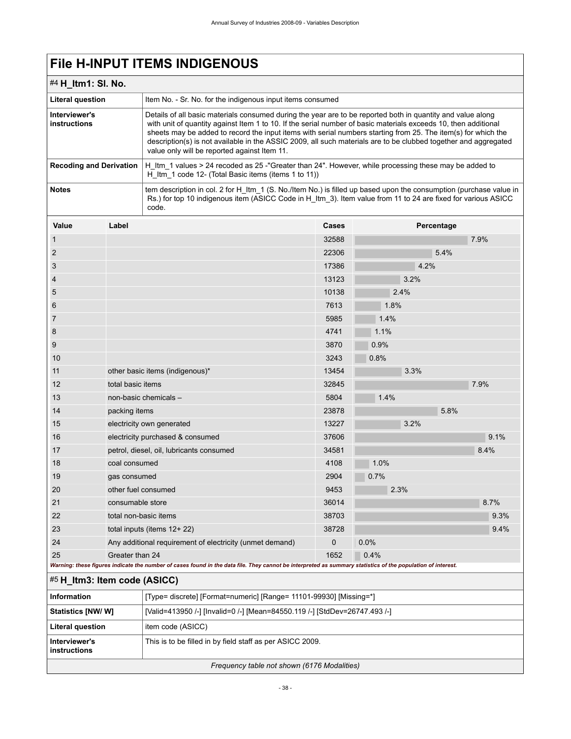# File H-INPUT ITEMS INDIGENOUS

## #4 H_Itm1: Sl. No.

| | |
|---|---|
| **Literal question** | Item No. - Sr. No. for the indigenous input items consumed |
| **Interviewer's instructions** | Details of all basic materials consumed during the year are to be reported both in quantity and value along with unit of quantity against Item 1 to 10. If the serial number of basic materials exceeds 10, then additional sheets may be added to record the input items with serial numbers starting from 25. The item(s) for which the description(s) is not available in the ASSIC 2009, all such materials are to be clubbed together and aggregated value only will be reported against Item 11. |
| **Recoding and Derivation** | H_Itm_1 values > 24 recoded as 25 -"Greater than 24". However, while processing these may be added to H_Itm_1 code 12- (Total Basic items (items 1 to 11)) |
| **Notes** | tem description in col. 2 for H_Itm_1 (S. No./Item No.) is filled up based upon the consumption (purchase value in Rs.) for top 10 indigenous item (ASICC Code in H_Itm_3). Item value from 11 to 24 are fixed for various ASICC code. |

| Value | Label | Cases | Percentage |
|---|---|---|---|
| 1 | | 32588 | 7.9% |
| 2 | | 22306 | 5.4% |
| 3 | | 17386 | 4.2% |
| 4 | | 13123 | 3.2% |
| 5 | | 10138 | 2.4% |
| 6 | | 7613 | 1.8% |
| 7 | | 5985 | 1.4% |
| 8 | | 4741 | 1.1% |
| 9 | | 3870 | 0.9% |
| 10 | | 3243 | 0.8% |
| 11 | other basic items (indigenous)* | 13454 | 3.3% |
| 12 | total basic items | 32845 | 7.9% |
| 13 | non-basic chemicals – | 5804 | 1.4% |
| 14 | packing items | 23878 | 5.8% |
| 15 | electricity own generated | 13227 | 3.2% |
| 16 | electricity purchased & consumed | 37606 | 9.1% |
| 17 | petrol, diesel, oil, lubricants consumed | 34581 | 8.4% |
| 18 | coal consumed | 4108 | 1.0% |
| 19 | gas consumed | 2904 | 0.7% |
| 20 | other fuel consumed | 9453 | 2.3% |
| 21 | consumable store | 36014 | 8.7% |
| 22 | total non-basic items | 38703 | 9.3% |
| 23 | total inputs (items 12+ 22) | 38728 | 9.4% |
| 24 | Any additional requirement of electricity (unmet demand) | 0 | 0.0% |
| 25 | Greater than 24 | 1652 | 0.4% |

*Warning: these figures indicate the number of cases found in the data file. They cannot be interpreted as summary statistics of the population of interest.*

## #5 H_Itm3: Item code (ASICC)

| | |
|---|---|
| **Information** | [Type= discrete] [Format=numeric] [Range= 11101-99930] [Missing=*] |
| **Statistics [NW/ W]** | [Valid=413950 /-] [Invalid=0 /-] [Mean=84550.119 /-] [StdDev=26747.493 /-] |
| **Literal question** | item code (ASICC) |
| **Interviewer's instructions** | This is to be filled in by field staff as per ASICC 2009. |

*Frequency table not shown (6176 Modalities)*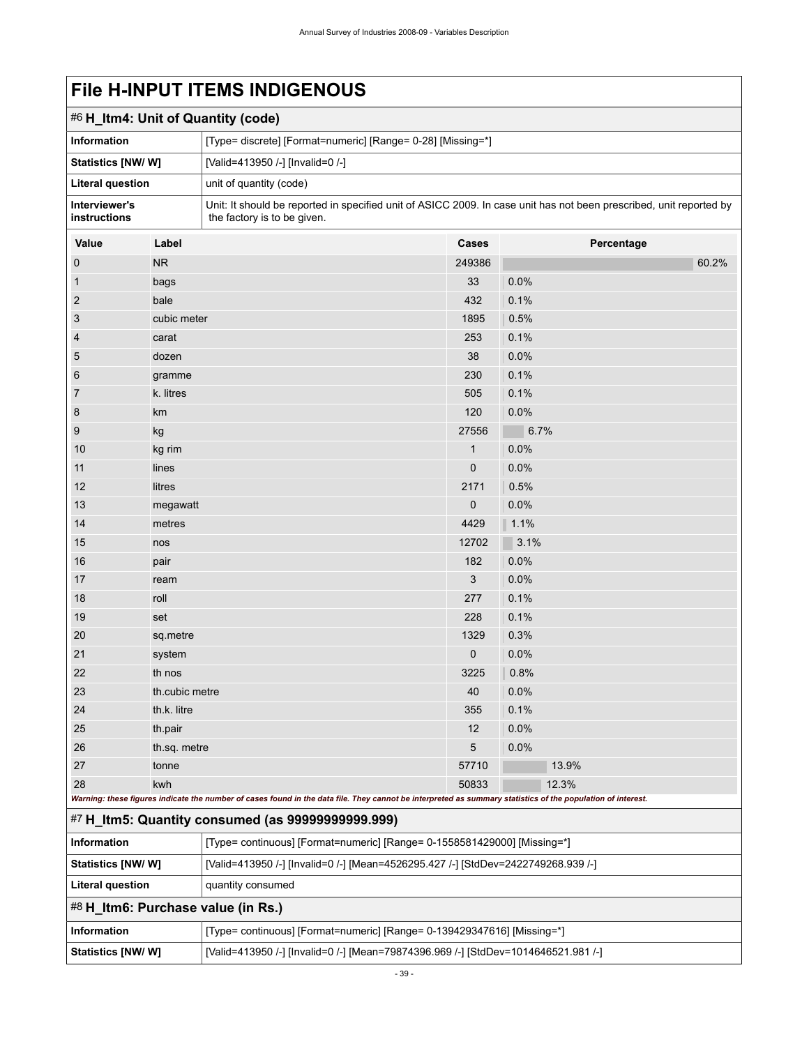# File H-INPUT ITEMS INDIGENOUS

## #6 H_Itm4: Unit of Quantity (code)

| | |
|---|---|
| **Information** | [Type= discrete] [Format=numeric] [Range= 0-28] [Missing=*] |
| **Statistics [NW/ W]** | [Valid=413950 /-] [Invalid=0 /-] |
| **Literal question** | unit of quantity (code) |
| **Interviewer's instructions** | Unit: It should be reported in specified unit of ASICC 2009. In case unit has not been prescribed, unit reported by the factory is to be given. |

| Value | Label | Cases | Percentage |
|---|---|---|---|
| 0 | NR | 249386 | 60.2% |
| 1 | bags | 33 | 0.0% |
| 2 | bale | 432 | 0.1% |
| 3 | cubic meter | 1895 | 0.5% |
| 4 | carat | 253 | 0.1% |
| 5 | dozen | 38 | 0.0% |
| 6 | gramme | 230 | 0.1% |
| 7 | k. litres | 505 | 0.1% |
| 8 | km | 120 | 0.0% |
| 9 | kg | 27556 | 6.7% |
| 10 | kg rim | 1 | 0.0% |
| 11 | lines | 0 | 0.0% |
| 12 | litres | 2171 | 0.5% |
| 13 | megawatt | 0 | 0.0% |
| 14 | metres | 4429 | 1.1% |
| 15 | nos | 12702 | 3.1% |
| 16 | pair | 182 | 0.0% |
| 17 | ream | 3 | 0.0% |
| 18 | roll | 277 | 0.1% |
| 19 | set | 228 | 0.1% |
| 20 | sq.metre | 1329 | 0.3% |
| 21 | system | 0 | 0.0% |
| 22 | th nos | 3225 | 0.8% |
| 23 | th.cubic metre | 40 | 0.0% |
| 24 | th.k. litre | 355 | 0.1% |
| 25 | th.pair | 12 | 0.0% |
| 26 | th.sq. metre | 5 | 0.0% |
| 27 | tonne | 57710 | 13.9% |
| 28 | kwh | 50833 | 12.3% |

*Warning: these figures indicate the number of cases found in the data file. They cannot be interpreted as summary statistics of the population of interest.*

## #7 H_Itm5: Quantity consumed (as 99999999999.999)

| | |
|---|---|
| **Information** | [Type= continuous] [Format=numeric] [Range= 0-1558581429000] [Missing=*] |
| **Statistics [NW/ W]** | [Valid=413950 /-] [Invalid=0 /-] [Mean=4526295.427 /-] [StdDev=2422749268.939 /-] |
| **Literal question** | quantity consumed |

## #8 H_Itm6: Purchase value (in Rs.)

| | |
|---|---|
| **Information** | [Type= continuous] [Format=numeric] [Range= 0-139429347616] [Missing=*] |
| **Statistics [NW/ W]** | [Valid=413950 /-] [Invalid=0 /-] [Mean=79874396.969 /-] [StdDev=1014646521.981 /-] |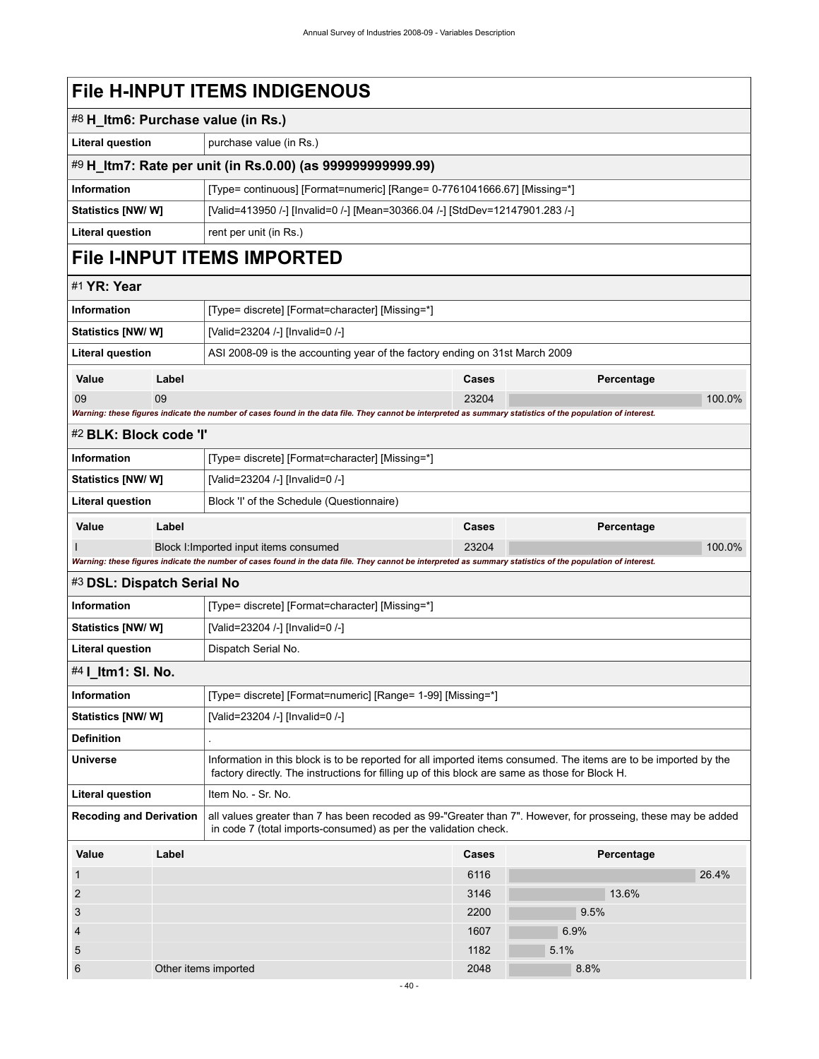# File H-INPUT ITEMS INDIGENOUS

## #8 H_Itm6: Purchase value (in Rs.)

| | |
|---|---|
| **Literal question** | purchase value (in Rs.) |

## #9 H_Itm7: Rate per unit (in Rs.0.00) (as 999999999999.99)

| | |
|---|---|
| **Information** | [Type= continuous] [Format=numeric] [Range= 0-7761041666.67] [Missing=*] |
| **Statistics [NW/ W]** | [Valid=413950 /-] [Invalid=0 /-] [Mean=30366.04 /-] [StdDev=12147901.283 /-] |
| **Literal question** | rent per unit (in Rs.) |

# File I-INPUT ITEMS IMPORTED

## #1 YR: Year

| | |
|---|---|
| **Information** | [Type= discrete] [Format=character] [Missing=*] |
| **Statistics [NW/ W]** | [Valid=23204 /-] [Invalid=0 /-] |
| **Literal question** | ASI 2008-09 is the accounting year of the factory ending on 31st March 2009 |

| Value | Label | Cases | Percentage |
|---|---|---|---|
| 09 | 09 | 23204 | 100.0% |

*Warning: these figures indicate the number of cases found in the data file. They cannot be interpreted as summary statistics of the population of interest.*

## #2 BLK: Block code 'I'

| | |
|---|---|
| **Information** | [Type= discrete] [Format=character] [Missing=*] |
| **Statistics [NW/ W]** | [Valid=23204 /-] [Invalid=0 /-] |
| **Literal question** | Block 'I' of the Schedule (Questionnaire) |

| Value | Label | Cases | Percentage |
|---|---|---|---|
| I | Block I:Imported input items consumed | 23204 | 100.0% |

*Warning: these figures indicate the number of cases found in the data file. They cannot be interpreted as summary statistics of the population of interest.*

## #3 DSL: Dispatch Serial No

| | |
|---|---|
| **Information** | [Type= discrete] [Format=character] [Missing=*] |
| **Statistics [NW/ W]** | [Valid=23204 /-] [Invalid=0 /-] |
| **Literal question** | Dispatch Serial No. |

## #4 I_Itm1: Sl. No.

| | |
|---|---|
| **Information** | [Type= discrete] [Format=numeric] [Range= 1-99] [Missing=*] |
| **Statistics [NW/ W]** | [Valid=23204 /-] [Invalid=0 /-] |
| **Definition** | . |
| **Universe** | Information in this block is to be reported for all imported items consumed. The items are to be imported by the factory directly. The instructions for filling up of this block are same as those for Block H. |
| **Literal question** | Item No. - Sr. No. |
| **Recoding and Derivation** | all values greater than 7 has been recoded as 99-"Greater than 7". However, for prosseing, these may be added in code 7 (total imports-consumed) as per the validation check. |

| Value | Label | Cases | Percentage |
|---|---|---|---|
| 1 | | 6116 | 26.4% |
| 2 | | 3146 | 13.6% |
| 3 | | 2200 | 9.5% |
| 4 | | 1607 | 6.9% |
| 5 | | 1182 | 5.1% |
| 6 | Other items imported | 2048 | 8.8% |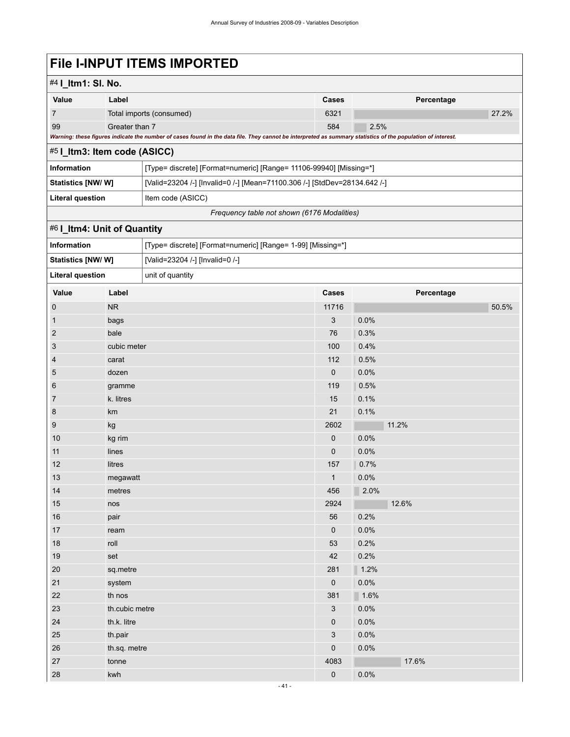# File I-INPUT ITEMS IMPORTED

## #4 I_Itm1: Sl. No.

| Value | Label | Cases | Percentage |
|---|---|---|---|
| 7 | Total imports (consumed) | 6321 | 27.2% |
| 99 | Greater than 7 | 584 | 2.5% |

*Warning: these figures indicate the number of cases found in the data file. They cannot be interpreted as summary statistics of the population of interest.*

## #5 I_Itm3: Item code (ASICC)

| | |
|---|---|
| **Information** | [Type= discrete] [Format=numeric] [Range= 11106-99940] [Missing=*] |
| **Statistics [NW/ W]** | [Valid=23204 /-] [Invalid=0 /-] [Mean=71100.306 /-] [StdDev=28134.642 /-] |
| **Literal question** | Item code (ASICC) |

*Frequency table not shown (6176 Modalities)*

## #6 I_Itm4: Unit of Quantity

| | |
|---|---|
| **Information** | [Type= discrete] [Format=numeric] [Range= 1-99] [Missing=*] |
| **Statistics [NW/ W]** | [Valid=23204 /-] [Invalid=0 /-] |
| **Literal question** | unit of quantity |

| Value | Label | Cases | Percentage |
|---|---|---|---|
| 0 | NR | 11716 | 50.5% |
| 1 | bags | 3 | 0.0% |
| 2 | bale | 76 | 0.3% |
| 3 | cubic meter | 100 | 0.4% |
| 4 | carat | 112 | 0.5% |
| 5 | dozen | 0 | 0.0% |
| 6 | gramme | 119 | 0.5% |
| 7 | k. litres | 15 | 0.1% |
| 8 | km | 21 | 0.1% |
| 9 | kg | 2602 | 11.2% |
| 10 | kg rim | 0 | 0.0% |
| 11 | lines | 0 | 0.0% |
| 12 | litres | 157 | 0.7% |
| 13 | megawatt | 1 | 0.0% |
| 14 | metres | 456 | 2.0% |
| 15 | nos | 2924 | 12.6% |
| 16 | pair | 56 | 0.2% |
| 17 | ream | 0 | 0.0% |
| 18 | roll | 53 | 0.2% |
| 19 | set | 42 | 0.2% |
| 20 | sq.metre | 281 | 1.2% |
| 21 | system | 0 | 0.0% |
| 22 | th nos | 381 | 1.6% |
| 23 | th.cubic metre | 3 | 0.0% |
| 24 | th.k. litre | 0 | 0.0% |
| 25 | th.pair | 3 | 0.0% |
| 26 | th.sq. metre | 0 | 0.0% |
| 27 | tonne | 4083 | 17.6% |
| 28 | kwh | 0 | 0.0% |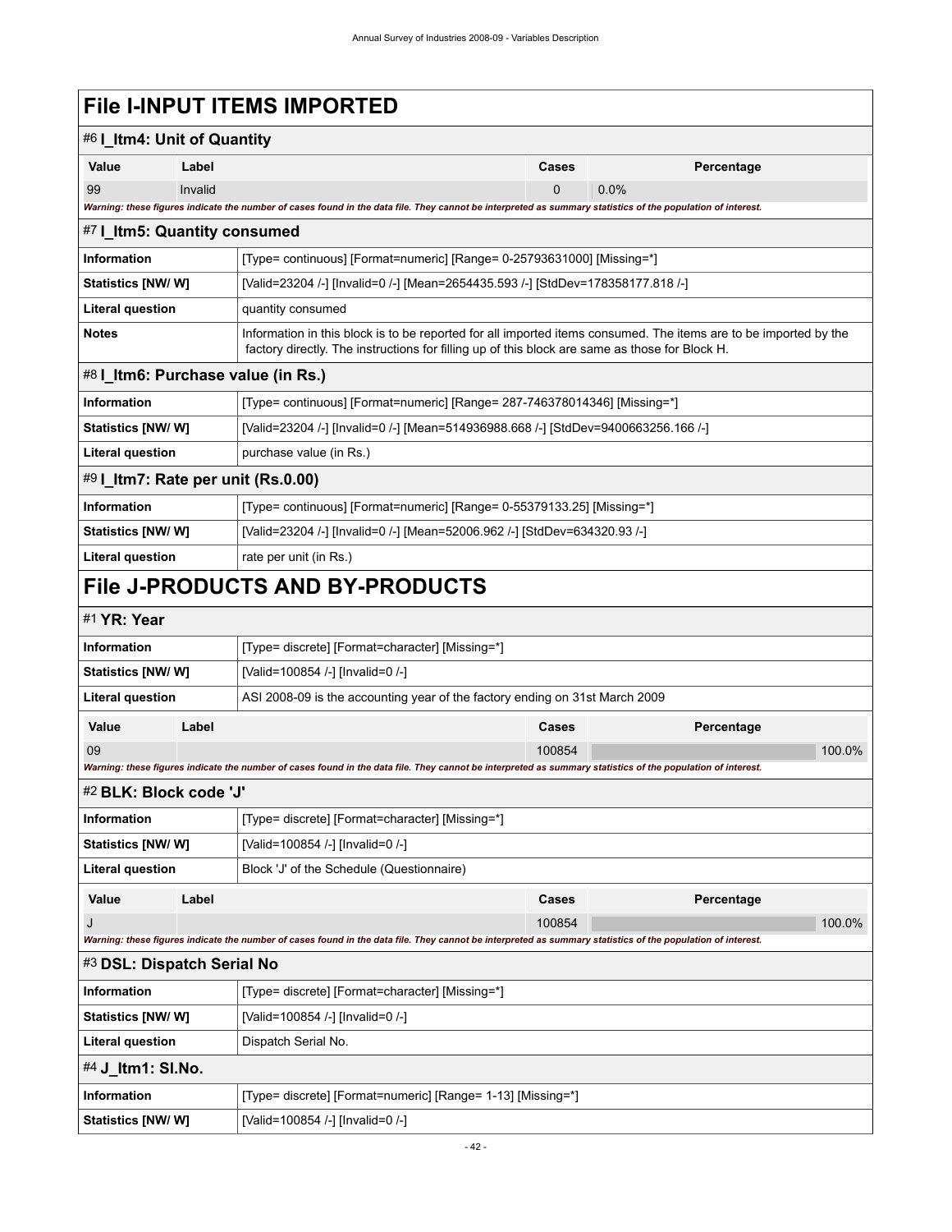# File I-INPUT ITEMS IMPORTED

## #6 I_Itm4: Unit of Quantity

| Value | Label | Cases | Percentage |
|---|---|---|---|
| 99 | Invalid | 0 | 0.0% |

*Warning: these figures indicate the number of cases found in the data file. They cannot be interpreted as summary statistics of the population of interest.*

## #7 I_Itm5: Quantity consumed

| | |
|---|---|
| **Information** | [Type= continuous] [Format=numeric] [Range= 0-25793631000] [Missing=*] |
| **Statistics [NW/ W]** | [Valid=23204 /-] [Invalid=0 /-] [Mean=2654435.593 /-] [StdDev=178358177.818 /-] |
| **Literal question** | quantity consumed |
| **Notes** | Information in this block is to be reported for all imported items consumed. The items are to be imported by the factory directly. The instructions for filling up of this block are same as those for Block H. |

## #8 I_Itm6: Purchase value (in Rs.)

| | |
|---|---|
| **Information** | [Type= continuous] [Format=numeric] [Range= 287-746378014346] [Missing=*] |
| **Statistics [NW/ W]** | [Valid=23204 /-] [Invalid=0 /-] [Mean=514936988.668 /-] [StdDev=9400663256.166 /-] |
| **Literal question** | purchase value (in Rs.) |

## #9 I_Itm7: Rate per unit (Rs.0.00)

| | |
|---|---|
| **Information** | [Type= continuous] [Format=numeric] [Range= 0-55379133.25] [Missing=*] |
| **Statistics [NW/ W]** | [Valid=23204 /-] [Invalid=0 /-] [Mean=52006.962 /-] [StdDev=634320.93 /-] |
| **Literal question** | rate per unit (in Rs.) |

# File J-PRODUCTS AND BY-PRODUCTS

## #1 YR: Year

| | |
|---|---|
| **Information** | [Type= discrete] [Format=character] [Missing=*] |
| **Statistics [NW/ W]** | [Valid=100854 /-] [Invalid=0 /-] |
| **Literal question** | ASI 2008-09 is the accounting year of the factory ending on 31st March 2009 |

| Value | Label | Cases | Percentage |
|---|---|---|---|
| 09 | | 100854 | 100.0% |

*Warning: these figures indicate the number of cases found in the data file. They cannot be interpreted as summary statistics of the population of interest.*

## #2 BLK: Block code 'J'

| | |
|---|---|
| **Information** | [Type= discrete] [Format=character] [Missing=*] |
| **Statistics [NW/ W]** | [Valid=100854 /-] [Invalid=0 /-] |
| **Literal question** | Block 'J' of the Schedule (Questionnaire) |

| Value | Label | Cases | Percentage |
|---|---|---|---|
| J | | 100854 | 100.0% |

*Warning: these figures indicate the number of cases found in the data file. They cannot be interpreted as summary statistics of the population of interest.*

## #3 DSL: Dispatch Serial No

| | |
|---|---|
| **Information** | [Type= discrete] [Format=character] [Missing=*] |
| **Statistics [NW/ W]** | [Valid=100854 /-] [Invalid=0 /-] |
| **Literal question** | Dispatch Serial No. |

## #4 J_Itm1: Sl.No.

| | |
|---|---|
| **Information** | [Type= discrete] [Format=numeric] [Range= 1-13] [Missing=*] |
| **Statistics [NW/ W]** | [Valid=100854 /-] [Invalid=0 /-] |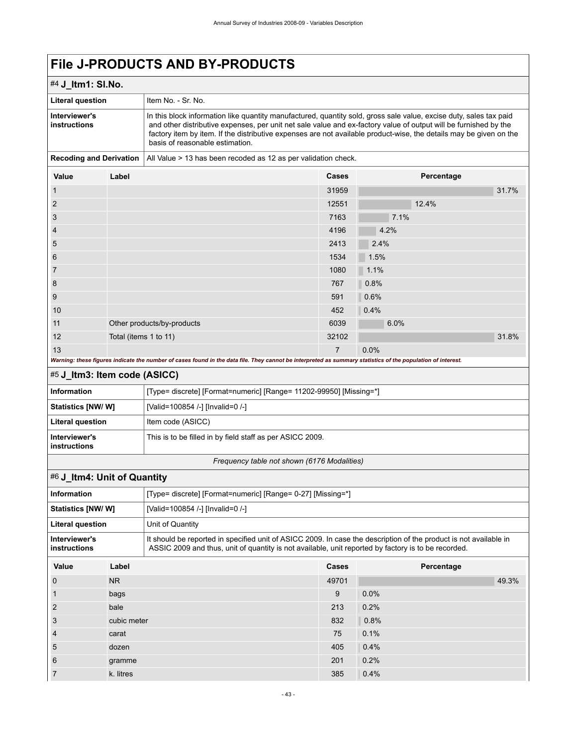# File J-PRODUCTS AND BY-PRODUCTS

## #4 J_Itm1: Sl.No.

| | |
|---|---|
| **Literal question** | Item No. - Sr. No. |
| **Interviewer's instructions** | In this block information like quantity manufactured, quantity sold, gross sale value, excise duty, sales tax paid and other distributive expenses, per unit net sale value and ex-factory value of output will be furnished by the factory item by item. If the distributive expenses are not available product-wise, the details may be given on the basis of reasonable estimation. |
| **Recoding and Derivation** | All Value > 13 has been recoded as 12 as per validation check. |

| Value | Label | Cases | Percentage |
|---|---|---|---|
| 1 | | 31959 | 31.7% |
| 2 | | 12551 | 12.4% |
| 3 | | 7163 | 7.1% |
| 4 | | 4196 | 4.2% |
| 5 | | 2413 | 2.4% |
| 6 | | 1534 | 1.5% |
| 7 | | 1080 | 1.1% |
| 8 | | 767 | 0.8% |
| 9 | | 591 | 0.6% |
| 10 | | 452 | 0.4% |
| 11 | Other products/by-products | 6039 | 6.0% |
| 12 | Total (items 1 to 11) | 32102 | 31.8% |
| 13 | | 7 | 0.0% |

***Warning: these figures indicate the number of cases found in the data file. They cannot be interpreted as summary statistics of the population of interest.***

## #5 J_Itm3: Item code (ASICC)

| | |
|---|---|
| **Information** | [Type= discrete] [Format=numeric] [Range= 11202-99950] [Missing=*] |
| **Statistics [NW/ W]** | [Valid=100854 /-] [Invalid=0 /-] |
| **Literal question** | Item code (ASICC) |
| **Interviewer's instructions** | This is to be filled in by field staff as per ASICC 2009. |

*Frequency table not shown (6176 Modalities)*

## #6 J_Itm4: Unit of Quantity

| | |
|---|---|
| **Information** | [Type= discrete] [Format=numeric] [Range= 0-27] [Missing=*] |
| **Statistics [NW/ W]** | [Valid=100854 /-] [Invalid=0 /-] |
| **Literal question** | Unit of Quantity |
| **Interviewer's instructions** | It should be reported in specified unit of ASICC 2009. In case the description of the product is not available in ASSIC 2009 and thus, unit of quantity is not available, unit reported by factory is to be recorded. |

| Value | Label | Cases | Percentage |
|---|---|---|---|
| 0 | NR | 49701 | 49.3% |
| 1 | bags | 9 | 0.0% |
| 2 | bale | 213 | 0.2% |
| 3 | cubic meter | 832 | 0.8% |
| 4 | carat | 75 | 0.1% |
| 5 | dozen | 405 | 0.4% |
| 6 | gramme | 201 | 0.2% |
| 7 | k. litres | 385 | 0.4% |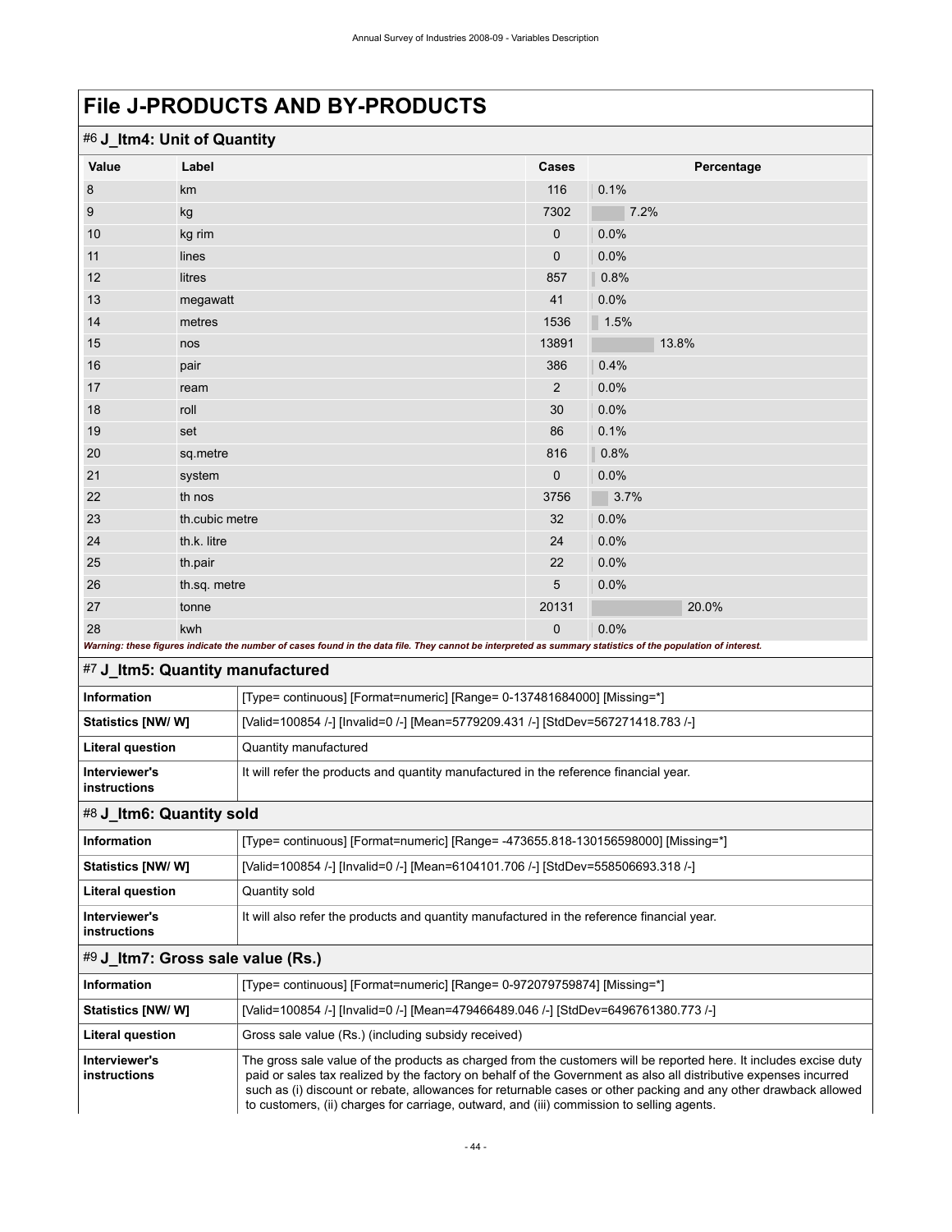# File J-PRODUCTS AND BY-PRODUCTS

## #6 J_Itm4: Unit of Quantity

| Value | Label | Cases | Percentage |
|---|---|---|---|
| 8 | km | 116 | 0.1% |
| 9 | kg | 7302 | 7.2% |
| 10 | kg rim | 0 | 0.0% |
| 11 | lines | 0 | 0.0% |
| 12 | litres | 857 | 0.8% |
| 13 | megawatt | 41 | 0.0% |
| 14 | metres | 1536 | 1.5% |
| 15 | nos | 13891 | 13.8% |
| 16 | pair | 386 | 0.4% |
| 17 | ream | 2 | 0.0% |
| 18 | roll | 30 | 0.0% |
| 19 | set | 86 | 0.1% |
| 20 | sq.metre | 816 | 0.8% |
| 21 | system | 0 | 0.0% |
| 22 | th nos | 3756 | 3.7% |
| 23 | th.cubic metre | 32 | 0.0% |
| 24 | th.k. litre | 24 | 0.0% |
| 25 | th.pair | 22 | 0.0% |
| 26 | th.sq. metre | 5 | 0.0% |
| 27 | tonne | 20131 | 20.0% |
| 28 | kwh | 0 | 0.0% |

*Warning: these figures indicate the number of cases found in the data file. They cannot be interpreted as summary statistics of the population of interest.*

## #7 J_Itm5: Quantity manufactured

| | |
|---|---|
| **Information** | [Type= continuous] [Format=numeric] [Range= 0-137481684000] [Missing=*] |
| **Statistics [NW/ W]** | [Valid=100854 /-] [Invalid=0 /-] [Mean=5779209.431 /-] [StdDev=567271418.783 /-] |
| **Literal question** | Quantity manufactured |
| **Interviewer's instructions** | It will refer the products and quantity manufactured in the reference financial year. |

## #8 J_Itm6: Quantity sold

| | |
|---|---|
| **Information** | [Type= continuous] [Format=numeric] [Range= -473655.818-130156598000] [Missing=*] |
| **Statistics [NW/ W]** | [Valid=100854 /-] [Invalid=0 /-] [Mean=6104101.706 /-] [StdDev=558506693.318 /-] |
| **Literal question** | Quantity sold |
| **Interviewer's instructions** | It will also refer the products and quantity manufactured in the reference financial year. |

## #9 J_Itm7: Gross sale value (Rs.)

| | |
|---|---|
| **Information** | [Type= continuous] [Format=numeric] [Range= 0-972079759874] [Missing=*] |
| **Statistics [NW/ W]** | [Valid=100854 /-] [Invalid=0 /-] [Mean=479466489.046 /-] [StdDev=6496761380.773 /-] |
| **Literal question** | Gross sale value (Rs.) (including subsidy received) |
| **Interviewer's instructions** | The gross sale value of the products as charged from the customers will be reported here. It includes excise duty paid or sales tax realized by the factory on behalf of the Government as also all distributive expenses incurred such as (i) discount or rebate, allowances for returnable cases or other packing and any other drawback allowed to customers, (ii) charges for carriage, outward, and (iii) commission to selling agents. |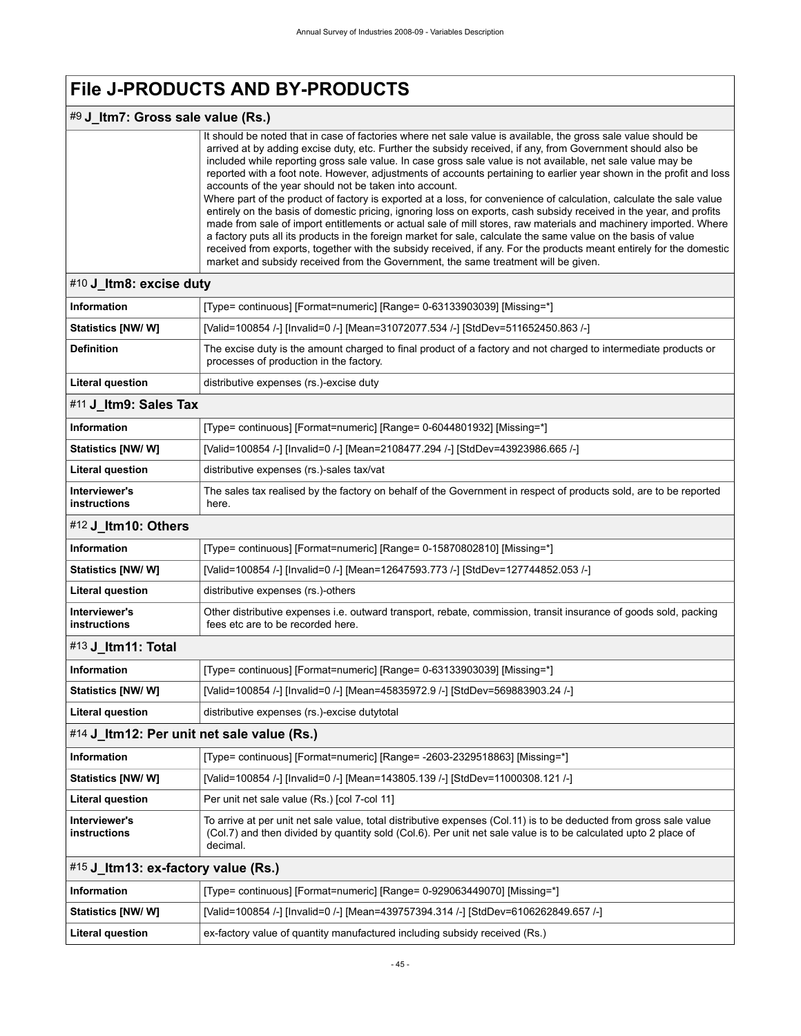# File J-PRODUCTS AND BY-PRODUCTS

## #9 J_Itm7: Gross sale value (Rs.)

| | |
|---|---|
| | It should be noted that in case of factories where net sale value is available, the gross sale value should be arrived at by adding excise duty, etc. Further the subsidy received, if any, from Government should also be included while reporting gross sale value. In case gross sale value is not available, net sale value may be reported with a foot note. However, adjustments of accounts pertaining to earlier year shown in the profit and loss accounts of the year should not be taken into account.<br>Where part of the product of factory is exported at a loss, for convenience of calculation, calculate the sale value entirely on the basis of domestic pricing, ignoring loss on exports, cash subsidy received in the year, and profits made from sale of import entitlements or actual sale of mill stores, raw materials and machinery imported. Where a factory puts all its products in the foreign market for sale, calculate the same value on the basis of value received from exports, together with the subsidy received, if any. For the products meant entirely for the domestic market and subsidy received from the Government, the same treatment will be given. |

## #10 J_Itm8: excise duty

| | |
|---|---|
| **Information** | [Type= continuous] [Format=numeric] [Range= 0-63133903039] [Missing=*] |
| **Statistics [NW/ W]** | [Valid=100854 /-] [Invalid=0 /-] [Mean=31072077.534 /-] [StdDev=511652450.863 /-] |
| **Definition** | The excise duty is the amount charged to final product of a factory and not charged to intermediate products or processes of production in the factory. |
| **Literal question** | distributive expenses (rs.)-excise duty |

## #11 J_Itm9: Sales Tax

| | |
|---|---|
| **Information** | [Type= continuous] [Format=numeric] [Range= 0-6044801932] [Missing=*] |
| **Statistics [NW/ W]** | [Valid=100854 /-] [Invalid=0 /-] [Mean=2108477.294 /-] [StdDev=43923986.665 /-] |
| **Literal question** | distributive expenses (rs.)-sales tax/vat |
| **Interviewer's instructions** | The sales tax realised by the factory on behalf of the Government in respect of products sold, are to be reported here. |

## #12 J_Itm10: Others

| | |
|---|---|
| **Information** | [Type= continuous] [Format=numeric] [Range= 0-15870802810] [Missing=*] |
| **Statistics [NW/ W]** | [Valid=100854 /-] [Invalid=0 /-] [Mean=12647593.773 /-] [StdDev=127744852.053 /-] |
| **Literal question** | distributive expenses (rs.)-others |
| **Interviewer's instructions** | Other distributive expenses i.e. outward transport, rebate, commission, transit insurance of goods sold, packing fees etc are to be recorded here. |

## #13 J_Itm11: Total

| | |
|---|---|
| **Information** | [Type= continuous] [Format=numeric] [Range= 0-63133903039] [Missing=*] |
| **Statistics [NW/ W]** | [Valid=100854 /-] [Invalid=0 /-] [Mean=45835972.9 /-] [StdDev=569883903.24 /-] |
| **Literal question** | distributive expenses (rs.)-excise dutytotal |

## #14 J_Itm12: Per unit net sale value (Rs.)

| | |
|---|---|
| **Information** | [Type= continuous] [Format=numeric] [Range= -2603-2329518863] [Missing=*] |
| **Statistics [NW/ W]** | [Valid=100854 /-] [Invalid=0 /-] [Mean=143805.139 /-] [StdDev=11000308.121 /-] |
| **Literal question** | Per unit net sale value (Rs.) [col 7-col 11] |
| **Interviewer's instructions** | To arrive at per unit net sale value, total distributive expenses (Col.11) is to be deducted from gross sale value (Col.7) and then divided by quantity sold (Col.6). Per unit net sale value is to be calculated upto 2 place of decimal. |

## #15 J_Itm13: ex-factory value (Rs.)

| | |
|---|---|
| **Information** | [Type= continuous] [Format=numeric] [Range= 0-929063449070] [Missing=*] |
| **Statistics [NW/ W]** | [Valid=100854 /-] [Invalid=0 /-] [Mean=439757394.314 /-] [StdDev=6106262849.657 /-] |
| **Literal question** | ex-factory value of quantity manufactured including subsidy received (Rs.) |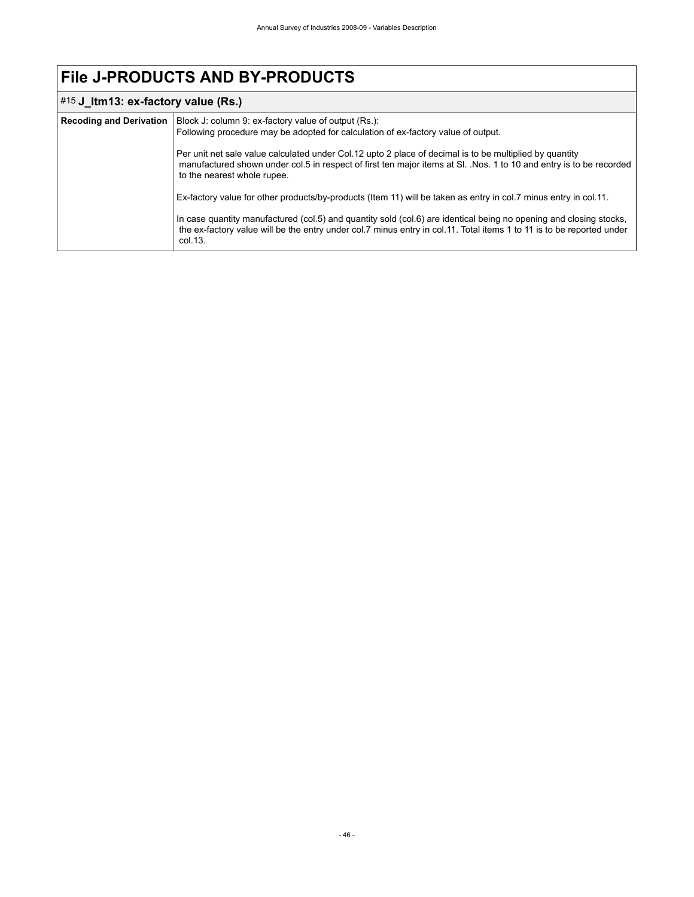# File J-PRODUCTS AND BY-PRODUCTS

## #15 J_Itm13: ex-factory value (Rs.)

| | |
|---|---|
| **Recoding and Derivation** | Block J: column 9: ex-factory value of output (Rs.):<br>Following procedure may be adopted for calculation of ex-factory value of output.<br><br>Per unit net sale value calculated under Col.12 upto 2 place of decimal is to be multiplied by quantity manufactured shown under col.5 in respect of first ten major items at Sl. .Nos. 1 to 10 and entry is to be recorded to the nearest whole rupee.<br><br>Ex-factory value for other products/by-products (Item 11) will be taken as entry in col.7 minus entry in col.11.<br><br>In case quantity manufactured (col.5) and quantity sold (col.6) are identical being no opening and closing stocks, the ex-factory value will be the entry under col.7 minus entry in col.11. Total items 1 to 11 is to be reported under col.13. |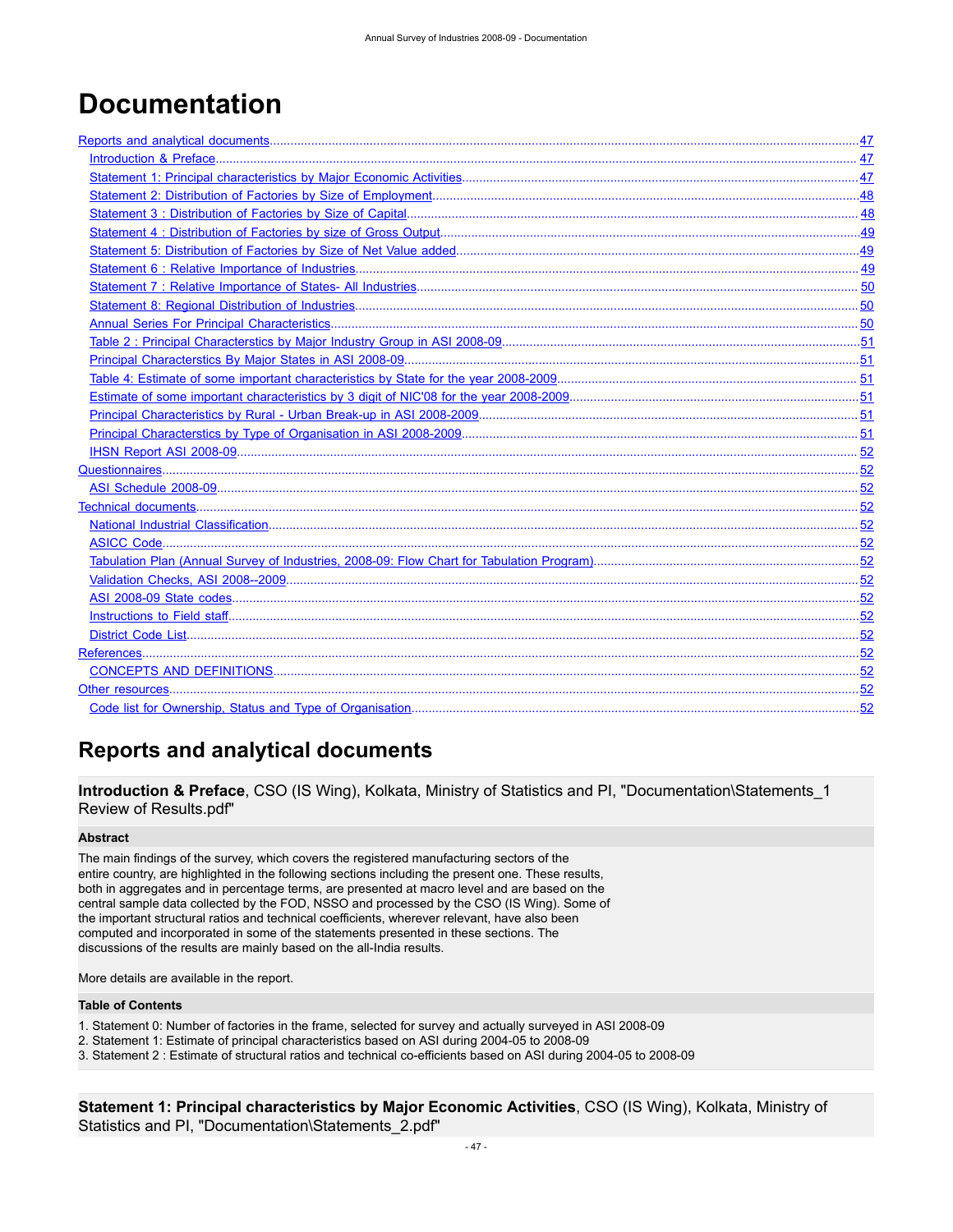# Documentation

- [Reports and analytical documents](#) ... 47
  - [Introduction & Preface](#) ... 47
  - [Statement 1: Principal characteristics by Major Economic Activities](#) ... 47
  - [Statement 2: Distribution of Factories by Size of Employment](#) ... 48
  - [Statement 3 : Distribution of Factories by Size of Capital](#) ... 48
  - [Statement 4 : Distribution of Factories by size of Gross Output](#) ... 49
  - [Statement 5: Distribution of Factories by Size of Net Value added](#) ... 49
  - [Statement 6 : Relative Importance of Industries](#) ... 49
  - [Statement 7 : Relative Importance of States- All Industries](#) ... 50
  - [Statement 8: Regional Distribution of Industries](#) ... 50
  - [Annual Series For Principal Characteristics](#) ... 50
  - [Table 2 : Principal Charactersties by Major Industry Group in ASI 2008-09](#) ... 51
  - [Principal Characterstics By Major States in ASI 2008-09](#) ... 51
  - [Table 4: Estimate of some important characteristics by State for the year 2008-2009](#) ... 51
  - [Estimate of some important characteristics by 3 digit of NIC'08 for the year 2008-2009](#) ... 51
  - [Principal Characteristics by Rural - Urban Break-up in ASI 2008-2009](#) ... 51
  - [Principal Characterstics by Type of Organisation in ASI 2008-2009](#) ... 51
  - [IHSN Report ASI 2008-09](#) ... 52
- [Questionnaires](#) ... 52
  - [ASI Schedule 2008-09](#) ... 52
- [Technical documents](#) ... 52
  - [National Industrial Classification](#) ... 52
  - [ASICC Code](#) ... 52
  - [Tabulation Plan (Annual Survey of Industries, 2008-09: Flow Chart for Tabulation Program)](#) ... 52
  - [Validation Checks, ASI 2008--2009](#) ... 52
  - [ASI 2008-09 State codes](#) ... 52
  - [Instructions to Field staff](#) ... 52
  - [District Code List](#) ... 52
- [References](#) ... 52
  - [CONCEPTS AND DEFINITIONS](#) ... 52
- [Other resources](#) ... 52
  - [Code list for Ownership, Status and Type of Organisation](#) ... 52

## Reports and analytical documents

**Introduction & Preface**, CSO (IS Wing), Kolkata, Ministry of Statistics and PI, "Documentation\Statements_1 Review of Results.pdf"

#### Abstract

The main findings of the survey, which covers the registered manufacturing sectors of the entire country, are highlighted in the following sections including the present one. These results, both in aggregates and in percentage terms, are presented at macro level and are based on the central sample data collected by the FOD, NSSO and processed by the CSO (IS Wing). Some of the important structural ratios and technical coefficients, wherever relevant, have also been computed and incorporated in some of the statements presented in these sections. The discussions of the results are mainly based on the all-India results.

More details are available in the report.

#### Table of Contents

1. Statement 0: Number of factories in the frame, selected for survey and actually surveyed in ASI 2008-09
2. Statement 1: Estimate of principal characteristics based on ASI during 2004-05 to 2008-09
3. Statement 2 : Estimate of structural ratios and technical co-efficients based on ASI during 2004-05 to 2008-09

**Statement 1: Principal characteristics by Major Economic Activities**, CSO (IS Wing), Kolkata, Ministry of Statistics and PI, "Documentation\Statements_2.pdf"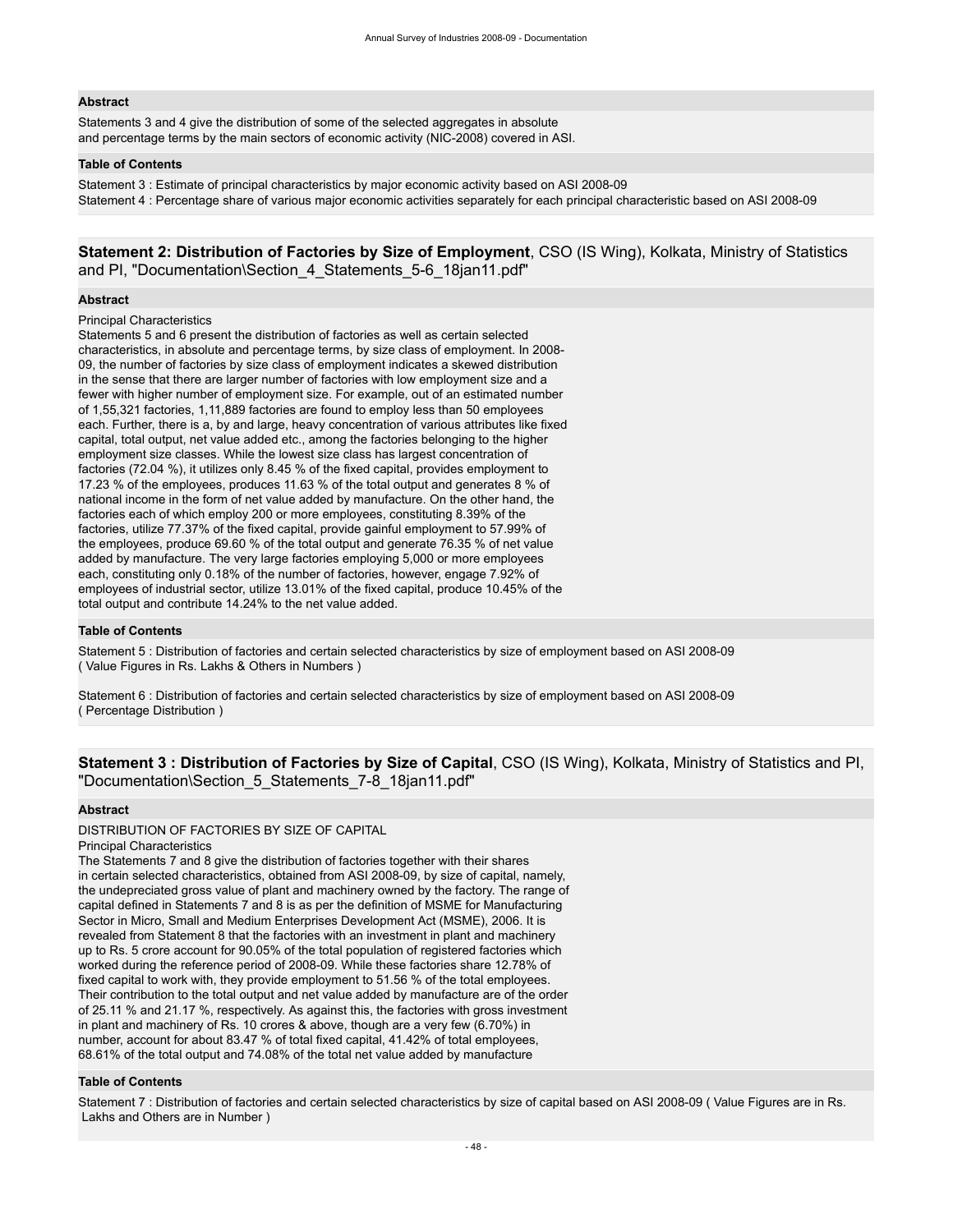#### Abstract

Statements 3 and 4 give the distribution of some of the selected aggregates in absolute
and percentage terms by the main sectors of economic activity (NIC-2008) covered in ASI.

#### Table of Contents

Statement 3 : Estimate of principal characteristics by major economic activity based on ASI 2008-09
Statement 4 : Percentage share of various major economic activities separately for each principal characteristic based on ASI 2008-09

### **Statement 2: Distribution of Factories by Size of Employment**, CSO (IS Wing), Kolkata, Ministry of Statistics and PI, "Documentation\Section_4_Statements_5-6_18jan11.pdf"

#### Abstract

Principal Characteristics
Statements 5 and 6 present the distribution of factories as well as certain selected characteristics, in absolute and percentage terms, by size class of employment. In 2008-09, the number of factories by size class of employment indicates a skewed distribution in the sense that there are larger number of factories with low employment size and a fewer with higher number of employment size. For example, out of an estimated number of 1,55,321 factories, 1,11,889 factories are found to employ less than 50 employees each. Further, there is a, by and large, heavy concentration of various attributes like fixed capital, total output, net value added etc., among the factories belonging to the higher employment size classes. While the lowest size class has largest concentration of factories (72.04 %), it utilizes only 8.45 % of the fixed capital, provides employment to 17.23 % of the employees, produces 11.63 % of the total output and generates 8 % of national income in the form of net value added by manufacture. On the other hand, the factories each of which employ 200 or more employees, constituting 8.39% of the factories, utilize 77.37% of the fixed capital, provide gainful employment to 57.99% of the employees, produce 69.60 % of the total output and generate 76.35 % of net value added by manufacture. The very large factories employing 5,000 or more employees each, constituting only 0.18% of the number of factories, however, engage 7.92% of employees of industrial sector, utilize 13.01% of the fixed capital, produce 10.45% of the total output and contribute 14.24% to the net value added.

#### Table of Contents

Statement 5 : Distribution of factories and certain selected characteristics by size of employment based on ASI 2008-09
( Value Figures in Rs. Lakhs & Others in Numbers )

Statement 6 : Distribution of factories and certain selected characteristics by size of employment based on ASI 2008-09
( Percentage Distribution )

### **Statement 3 : Distribution of Factories by Size of Capital**, CSO (IS Wing), Kolkata, Ministry of Statistics and PI, "Documentation\Section_5_Statements_7-8_18jan11.pdf"

#### Abstract

DISTRIBUTION OF FACTORIES BY SIZE OF CAPITAL
Principal Characteristics
The Statements 7 and 8 give the distribution of factories together with their shares in certain selected characteristics, obtained from ASI 2008-09, by size of capital, namely, the undepreciated gross value of plant and machinery owned by the factory. The range of capital defined in Statements 7 and 8 is as per the definition of MSME for Manufacturing Sector in Micro, Small and Medium Enterprises Development Act (MSME), 2006. It is revealed from Statement 8 that the factories with an investment in plant and machinery up to Rs. 5 crore account for 90.05% of the total population of registered factories which worked during the reference period of 2008-09. While these factories share 12.78% of fixed capital to work with, they provide employment to 51.56 % of the total employees. Their contribution to the total output and net value added by manufacture are of the order of 25.11 % and 21.17 %, respectively. As against this, the factories with gross investment in plant and machinery of Rs. 10 crores & above, though are a very few (6.70%) in number, account for about 83.47 % of total fixed capital, 41.42% of total employees, 68.61% of the total output and 74.08% of the total net value added by manufacture

#### Table of Contents

Statement 7 : Distribution of factories and certain selected characteristics by size of capital based on ASI 2008-09 ( Value Figures are in Rs. Lakhs and Others are in Number )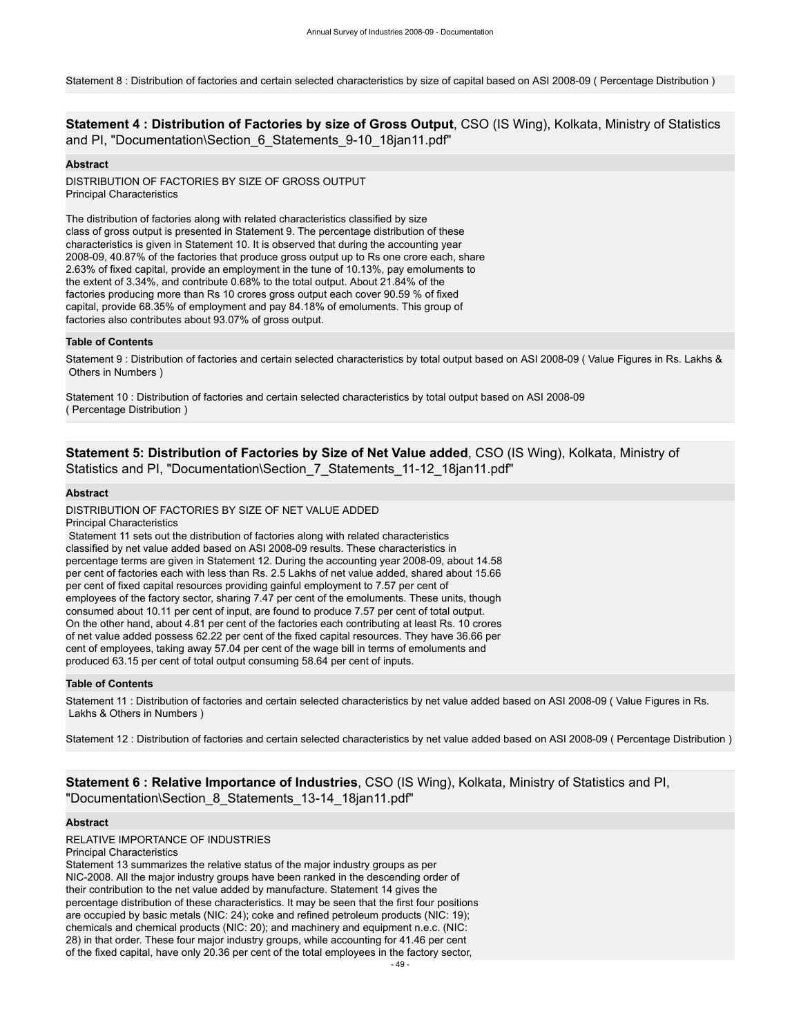Statement 8 : Distribution of factories and certain selected characteristics by size of capital based on ASI 2008-09 ( Percentage Distribution )

## **Statement 4 : Distribution of Factories by size of Gross Output**, CSO (IS Wing), Kolkata, Ministry of Statistics and PI, "Documentation\Section_6_Statements_9-10_18jan11.pdf"

### Abstract

DISTRIBUTION OF FACTORIES BY SIZE OF GROSS OUTPUT
Principal Characteristics

The distribution of factories along with related characteristics classified by size class of gross output is presented in Statement 9. The percentage distribution of these characteristics is given in Statement 10. It is observed that during the accounting year 2008-09, 40.87% of the factories that produce gross output up to Rs one crore each, share 2.63% of fixed capital, provide an employment in the tune of 10.13%, pay emoluments to the extent of 3.34%, and contribute 0.68% to the total output. About 21.84% of the factories producing more than Rs 10 crores gross output each cover 90.59 % of fixed capital, provide 68.35% of employment and pay 84.18% of emoluments. This group of factories also contributes about 93.07% of gross output.

### Table of Contents

Statement 9 : Distribution of factories and certain selected characteristics by total output based on ASI 2008-09 ( Value Figures in Rs. Lakhs & Others in Numbers )

Statement 10 : Distribution of factories and certain selected characteristics by total output based on ASI 2008-09 ( Percentage Distribution )

## **Statement 5: Distribution of Factories by Size of Net Value added**, CSO (IS Wing), Kolkata, Ministry of Statistics and PI, "Documentation\Section_7_Statements_11-12_18jan11.pdf"

### Abstract

DISTRIBUTION OF FACTORIES BY SIZE OF NET VALUE ADDED
Principal Characteristics
Statement 11 sets out the distribution of factories along with related characteristics classified by net value added based on ASI 2008-09 results. These characteristics in percentage terms are given in Statement 12. During the accounting year 2008-09, about 14.58 per cent of factories each with less than Rs. 2.5 Lakhs of net value added, shared about 15.66 per cent of fixed capital resources providing gainful employment to 7.57 per cent of employees of the factory sector, sharing 7.47 per cent of the emoluments. These units, though consumed about 10.11 per cent of input, are found to produce 7.57 per cent of total output. On the other hand, about 4.81 per cent of the factories each contributing at least Rs. 10 crores of net value added possess 62.22 per cent of the fixed capital resources. They have 36.66 per cent of employees, taking away 57.04 per cent of the wage bill in terms of emoluments and produced 63.15 per cent of total output consuming 58.64 per cent of inputs.

### Table of Contents

Statement 11 : Distribution of factories and certain selected characteristics by net value added based on ASI 2008-09 ( Value Figures in Rs. Lakhs & Others in Numbers )

Statement 12 : Distribution of factories and certain selected characteristics by net value added based on ASI 2008-09 ( Percentage Distribution )

## **Statement 6 : Relative Importance of Industries**, CSO (IS Wing), Kolkata, Ministry of Statistics and PI, "Documentation\Section_8_Statements_13-14_18jan11.pdf"

### Abstract

RELATIVE IMPORTANCE OF INDUSTRIES
Principal Characteristics
Statement 13 summarizes the relative status of the major industry groups as per NIC-2008. All the major industry groups have been ranked in the descending order of their contribution to the net value added by manufacture. Statement 14 gives the percentage distribution of these characteristics. It may be seen that the first four positions are occupied by basic metals (NIC: 24); coke and refined petroleum products (NIC: 19); chemicals and chemical products (NIC: 20); and machinery and equipment n.e.c. (NIC: 28) in that order. These four major industry groups, while accounting for 41.46 per cent of the fixed capital, have only 20.36 per cent of the total employees in the factory sector,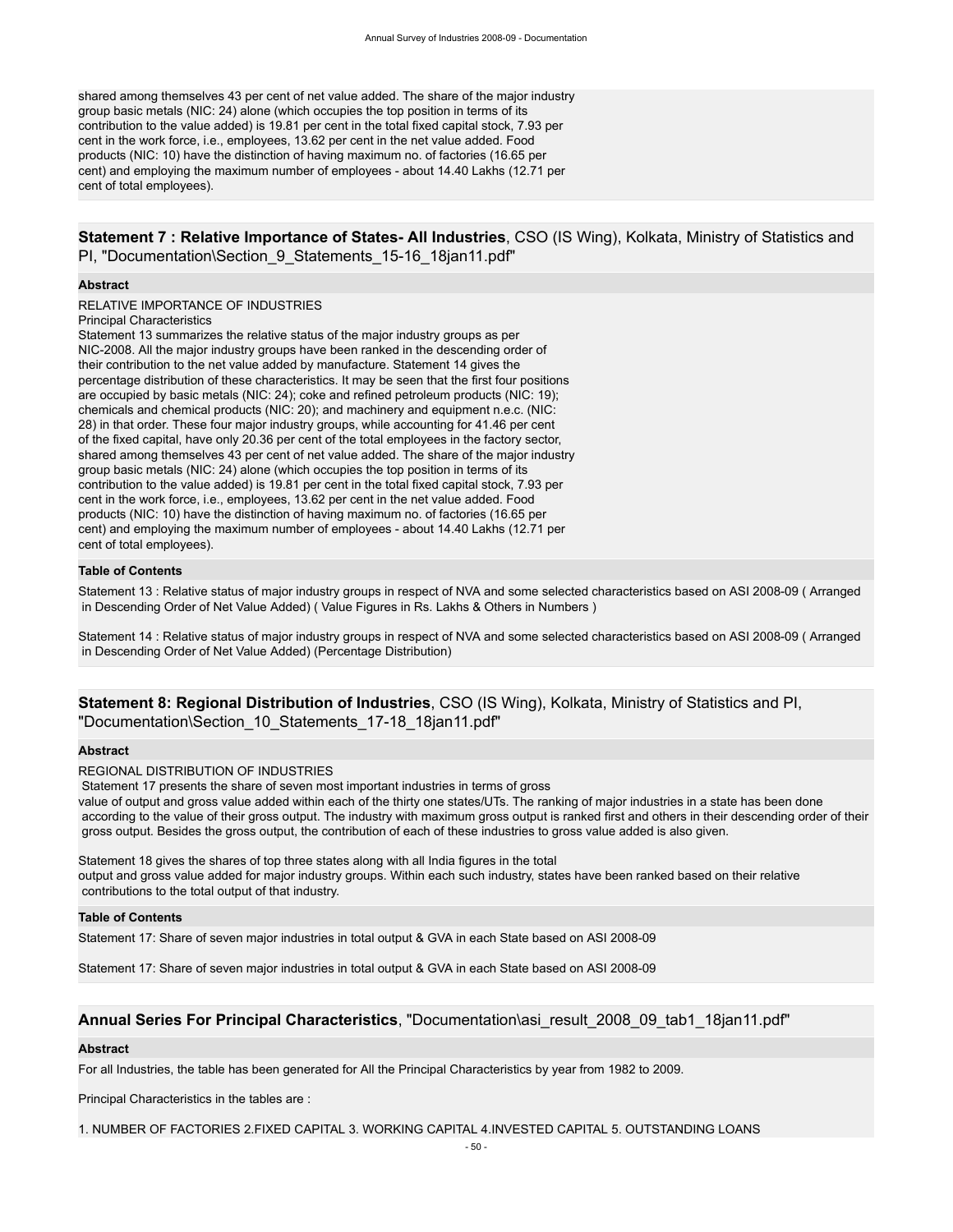shared among themselves 43 per cent of net value added. The share of the major industry group basic metals (NIC: 24) alone (which occupies the top position in terms of its contribution to the value added) is 19.81 per cent in the total fixed capital stock, 7.93 per cent in the work force, i.e., employees, 13.62 per cent in the net value added. Food products (NIC: 10) have the distinction of having maximum no. of factories (16.65 per cent) and employing the maximum number of employees - about 14.40 Lakhs (12.71 per cent of total employees).

## **Statement 7 : Relative Importance of States- All Industries**, CSO (IS Wing), Kolkata, Ministry of Statistics and PI, "Documentation\Section_9_Statements_15-16_18jan11.pdf"

**Abstract**

RELATIVE IMPORTANCE OF INDUSTRIES
Principal Characteristics
Statement 13 summarizes the relative status of the major industry groups as per NIC-2008. All the major industry groups have been ranked in the descending order of their contribution to the net value added by manufacture. Statement 14 gives the percentage distribution of these characteristics. It may be seen that the first four positions are occupied by basic metals (NIC: 24); coke and refined petroleum products (NIC: 19); chemicals and chemical products (NIC: 20); and machinery and equipment n.e.c. (NIC: 28) in that order. These four major industry groups, while accounting for 41.46 per cent of the fixed capital, have only 20.36 per cent of the total employees in the factory sector, shared among themselves 43 per cent of net value added. The share of the major industry group basic metals (NIC: 24) alone (which occupies the top position in terms of its contribution to the value added) is 19.81 per cent in the total fixed capital stock, 7.93 per cent in the work force, i.e., employees, 13.62 per cent in the net value added. Food products (NIC: 10) have the distinction of having maximum no. of factories (16.65 per cent) and employing the maximum number of employees - about 14.40 Lakhs (12.71 per cent of total employees).

**Table of Contents**

Statement 13 : Relative status of major industry groups in respect of NVA and some selected characteristics based on ASI 2008-09 ( Arranged in Descending Order of Net Value Added) ( Value Figures in Rs. Lakhs & Others in Numbers )

Statement 14 : Relative status of major industry groups in respect of NVA and some selected characteristics based on ASI 2008-09 ( Arranged in Descending Order of Net Value Added) (Percentage Distribution)

## **Statement 8: Regional Distribution of Industries**, CSO (IS Wing), Kolkata, Ministry of Statistics and PI, "Documentation\Section_10_Statements_17-18_18jan11.pdf"

**Abstract**

REGIONAL DISTRIBUTION OF INDUSTRIES
Statement 17 presents the share of seven most important industries in terms of gross value of output and gross value added within each of the thirty one states/UTs. The ranking of major industries in a state has been done according to the value of their gross output. The industry with maximum gross output is ranked first and others in their descending order of their gross output. Besides the gross output, the contribution of each of these industries to gross value added is also given.

Statement 18 gives the shares of top three states along with all India figures in the total output and gross value added for major industry groups. Within each such industry, states have been ranked based on their relative contributions to the total output of that industry.

**Table of Contents**

Statement 17: Share of seven major industries in total output & GVA in each State based on ASI 2008-09

Statement 17: Share of seven major industries in total output & GVA in each State based on ASI 2008-09

## **Annual Series For Principal Characteristics**, "Documentation\asi_result_2008_09_tab1_18jan11.pdf"

**Abstract**

For all Industries, the table has been generated for All the Principal Characteristics by year from 1982 to 2009.

Principal Characteristics in the tables are :

1. NUMBER OF FACTORIES 2.FIXED CAPITAL 3. WORKING CAPITAL 4.INVESTED CAPITAL 5. OUTSTANDING LOANS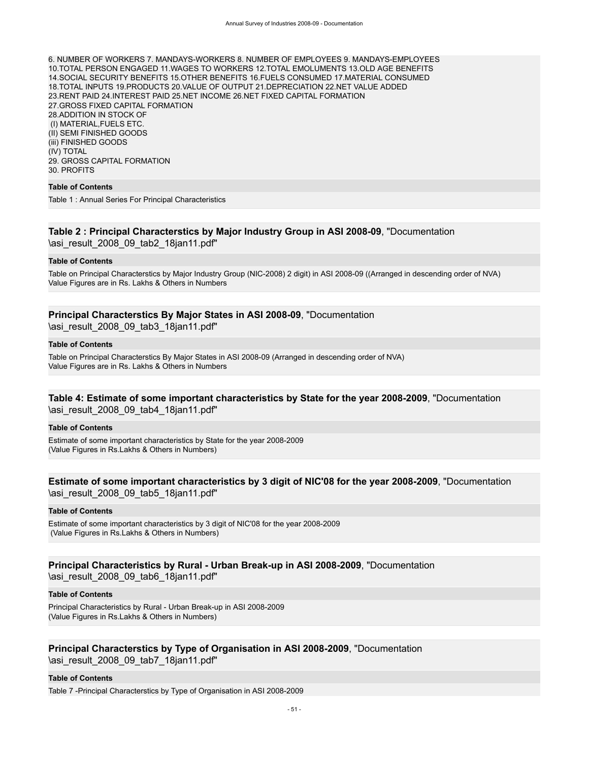6. NUMBER OF WORKERS 7. MANDAYS-WORKERS 8. NUMBER OF EMPLOYEES 9. MANDAYS-EMPLOYEES 10.TOTAL PERSON ENGAGED 11.WAGES TO WORKERS 12.TOTAL EMOLUMENTS 13.OLD AGE BENEFITS 14.SOCIAL SECURITY BENEFITS 15.OTHER BENEFITS 16.FUELS CONSUMED 17.MATERIAL CONSUMED 18.TOTAL INPUTS 19.PRODUCTS 20.VALUE OF OUTPUT 21.DEPRECIATION 22.NET VALUE ADDED 23.RENT PAID 24.INTEREST PAID 25.NET INCOME 26.NET FIXED CAPITAL FORMATION 27.GROSS FIXED CAPITAL FORMATION
28.ADDITION IN STOCK OF
(I) MATERIAL,FUELS ETC.
(II) SEMI FINISHED GOODS
(iii) FINISHED GOODS
(IV) TOTAL
29. GROSS CAPITAL FORMATION
30. PROFITS

**Table of Contents**

Table 1 : Annual Series For Principal Characteristics

## Table 2 : Principal Characterstics by Major Industry Group in ASI 2008-09, "Documentation \asi_result_2008_09_tab2_18jan11.pdf"

**Table of Contents**

Table on Principal Characterstics by Major Industry Group (NIC-2008) 2 digit) in ASI 2008-09 ((Arranged in descending order of NVA)
Value Figures are in Rs. Lakhs & Others in Numbers

## Principal Characterstics By Major States in ASI 2008-09, "Documentation \asi_result_2008_09_tab3_18jan11.pdf"

**Table of Contents**

Table on Principal Characterstics By Major States in ASI 2008-09 (Arranged in descending order of NVA)
Value Figures are in Rs. Lakhs & Others in Numbers

## Table 4: Estimate of some important characteristics by State for the year 2008-2009, "Documentation \asi_result_2008_09_tab4_18jan11.pdf"

**Table of Contents**

Estimate of some important characteristics by State for the year 2008-2009
(Value Figures in Rs.Lakhs & Others in Numbers)

## Estimate of some important characteristics by 3 digit of NIC'08 for the year 2008-2009, "Documentation \asi_result_2008_09_tab5_18jan11.pdf"

**Table of Contents**

Estimate of some important characteristics by 3 digit of NIC'08 for the year 2008-2009
(Value Figures in Rs.Lakhs & Others in Numbers)

## Principal Characteristics by Rural - Urban Break-up in ASI 2008-2009, "Documentation \asi_result_2008_09_tab6_18jan11.pdf"

**Table of Contents**

Principal Characteristics by Rural - Urban Break-up in ASI 2008-2009
(Value Figures in Rs.Lakhs & Others in Numbers)

## Principal Characterstics by Type of Organisation in ASI 2008-2009, "Documentation \asi_result_2008_09_tab7_18jan11.pdf"

**Table of Contents**

Table 7 -Principal Characterstics by Type of Organisation in ASI 2008-2009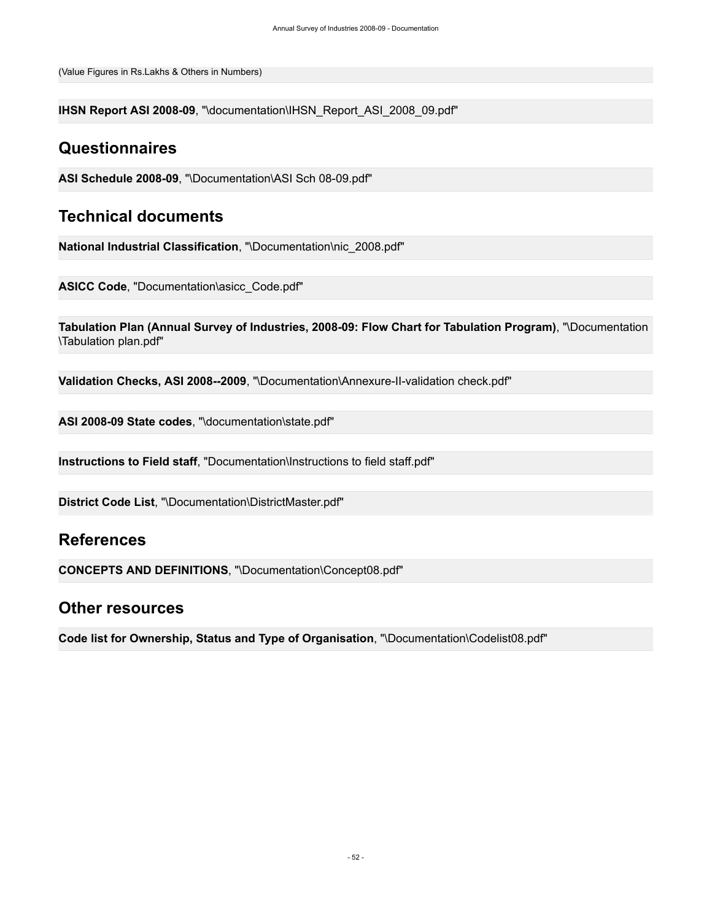(Value Figures in Rs.Lakhs & Others in Numbers)

**IHSN Report ASI 2008-09**, "\documentation\IHSN_Report_ASI_2008_09.pdf"

## Questionnaires

**ASI Schedule 2008-09**, "\Documentation\ASI Sch 08-09.pdf"

## Technical documents

**National Industrial Classification**, "\Documentation\nic_2008.pdf"

**ASICC Code**, "Documentation\asicc_Code.pdf"

**Tabulation Plan (Annual Survey of Industries, 2008-09: Flow Chart for Tabulation Program)**, "\Documentation\Tabulation plan.pdf"

**Validation Checks, ASI 2008--2009**, "\Documentation\Annexure-II-validation check.pdf"

**ASI 2008-09 State codes**, "\documentation\state.pdf"

**Instructions to Field staff**, "Documentation\Instructions to field staff.pdf"

**District Code List**, "\Documentation\DistrictMaster.pdf"

## References

**CONCEPTS AND DEFINITIONS**, "\Documentation\Concept08.pdf"

## Other resources

**Code list for Ownership, Status and Type of Organisation**, "\Documentation\Codelist08.pdf"